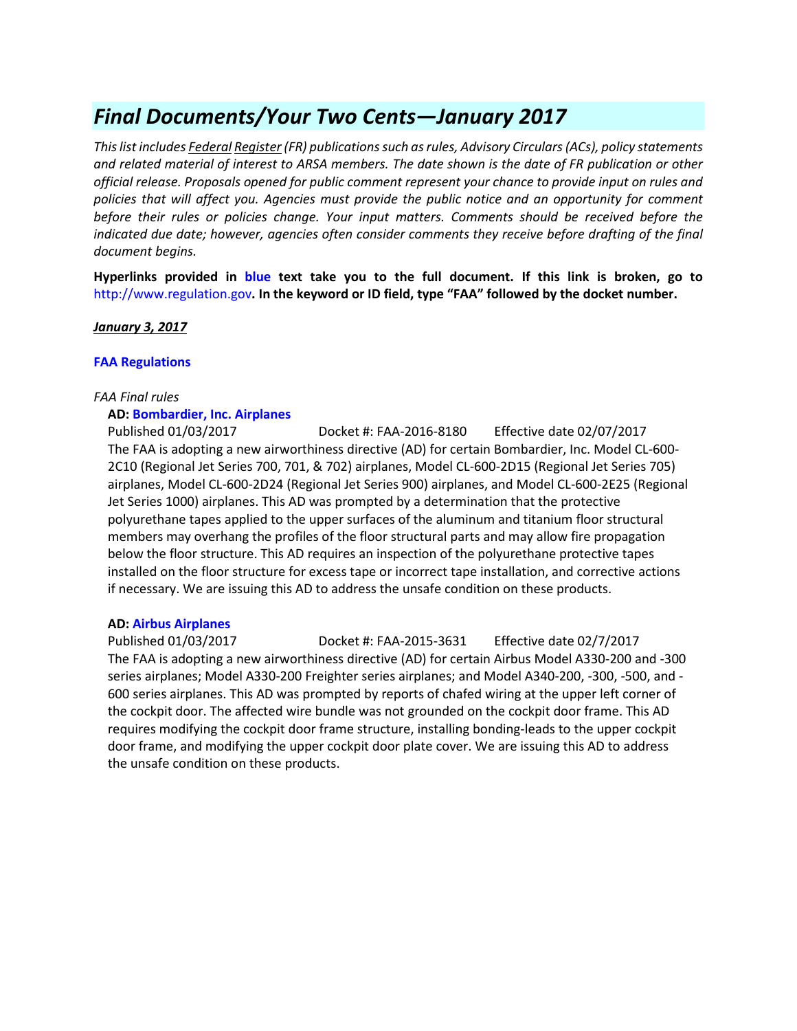# *Final Documents/Your Two Cents—January 2017*

*This list includes Federal Register (FR) publications such as rules, Advisory Circulars (ACs), policy statements and related material of interest to ARSA members. The date shown is the date of FR publication or other official release. Proposals opened for public comment represent your chance to provide input on rules and policies that will affect you. Agencies must provide the public notice and an opportunity for comment before their rules or policies change. Your input matters. Comments should be received before the indicated due date; however, agencies often consider comments they receive before drafting of the final document begins.*

**Hyperlinks provided in blue text take you to the full document. If this link is broken, go to http://www.regulation.gov. In the keyword or ID field, type "FAA" followed by the docket number.**

***January 3, 2017***

**FAA Regulations**

*FAA Final rules*

**AD: Bombardier, Inc. Airplanes**

Published 01/03/2017 Docket #: FAA-2016-8180 Effective date 02/07/2017

The FAA is adopting a new airworthiness directive (AD) for certain Bombardier, Inc. Model CL-600-2C10 (Regional Jet Series 700, 701, & 702) airplanes, Model CL-600-2D15 (Regional Jet Series 705) airplanes, Model CL-600-2D24 (Regional Jet Series 900) airplanes, and Model CL-600-2E25 (Regional Jet Series 1000) airplanes. This AD was prompted by a determination that the protective polyurethane tapes applied to the upper surfaces of the aluminum and titanium floor structural members may overhang the profiles of the floor structural parts and may allow fire propagation below the floor structure. This AD requires an inspection of the polyurethane protective tapes installed on the floor structure for excess tape or incorrect tape installation, and corrective actions if necessary. We are issuing this AD to address the unsafe condition on these products.

**AD: Airbus Airplanes**

Published 01/03/2017 Docket #: FAA-2015-3631 Effective date 02/7/2017

The FAA is adopting a new airworthiness directive (AD) for certain Airbus Model A330-200 and -300 series airplanes; Model A330-200 Freighter series airplanes; and Model A340-200, -300, -500, and -600 series airplanes. This AD was prompted by reports of chafed wiring at the upper left corner of the cockpit door. The affected wire bundle was not grounded on the cockpit door frame. This AD requires modifying the cockpit door frame structure, installing bonding-leads to the upper cockpit door frame, and modifying the upper cockpit door plate cover. We are issuing this AD to address the unsafe condition on these products.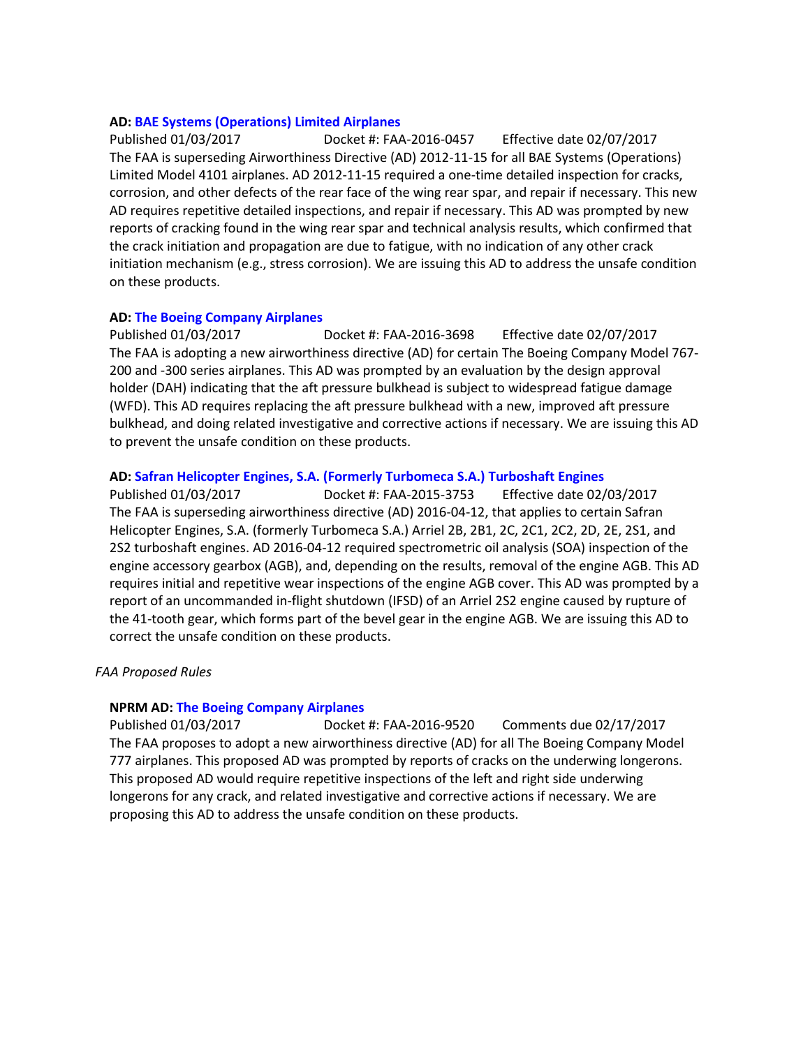**AD:** **BAE Systems (Operations) Limited Airplanes**
Published 01/03/2017 Docket #: FAA-2016-0457 Effective date 02/07/2017
The FAA is superseding Airworthiness Directive (AD) 2012-11-15 for all BAE Systems (Operations) Limited Model 4101 airplanes. AD 2012-11-15 required a one-time detailed inspection for cracks, corrosion, and other defects of the rear face of the wing rear spar, and repair if necessary. This new AD requires repetitive detailed inspections, and repair if necessary. This AD was prompted by new reports of cracking found in the wing rear spar and technical analysis results, which confirmed that the crack initiation and propagation are due to fatigue, with no indication of any other crack initiation mechanism (e.g., stress corrosion). We are issuing this AD to address the unsafe condition on these products.

**AD:** **The Boeing Company Airplanes**
Published 01/03/2017 Docket #: FAA-2016-3698 Effective date 02/07/2017
The FAA is adopting a new airworthiness directive (AD) for certain The Boeing Company Model 767-200 and -300 series airplanes. This AD was prompted by an evaluation by the design approval holder (DAH) indicating that the aft pressure bulkhead is subject to widespread fatigue damage (WFD). This AD requires replacing the aft pressure bulkhead with a new, improved aft pressure bulkhead, and doing related investigative and corrective actions if necessary. We are issuing this AD to prevent the unsafe condition on these products.

**AD:** **Safran Helicopter Engines, S.A. (Formerly Turbomeca S.A.) Turboshaft Engines**
Published 01/03/2017 Docket #: FAA-2015-3753 Effective date 02/03/2017
The FAA is superseding airworthiness directive (AD) 2016-04-12, that applies to certain Safran Helicopter Engines, S.A. (formerly Turbomeca S.A.) Arriel 2B, 2B1, 2C, 2C1, 2C2, 2D, 2E, 2S1, and 2S2 turboshaft engines. AD 2016-04-12 required spectrometric oil analysis (SOA) inspection of the engine accessory gearbox (AGB), and, depending on the results, removal of the engine AGB. This AD requires initial and repetitive wear inspections of the engine AGB cover. This AD was prompted by a report of an uncommanded in-flight shutdown (IFSD) of an Arriel 2S2 engine caused by rupture of the 41-tooth gear, which forms part of the bevel gear in the engine AGB. We are issuing this AD to correct the unsafe condition on these products.

*FAA Proposed Rules*

**NPRM AD:** **The Boeing Company Airplanes**
Published 01/03/2017 Docket #: FAA-2016-9520 Comments due 02/17/2017
The FAA proposes to adopt a new airworthiness directive (AD) for all The Boeing Company Model 777 airplanes. This proposed AD was prompted by reports of cracks on the underwing longerons. This proposed AD would require repetitive inspections of the left and right side underwing longerons for any crack, and related investigative and corrective actions if necessary. We are proposing this AD to address the unsafe condition on these products.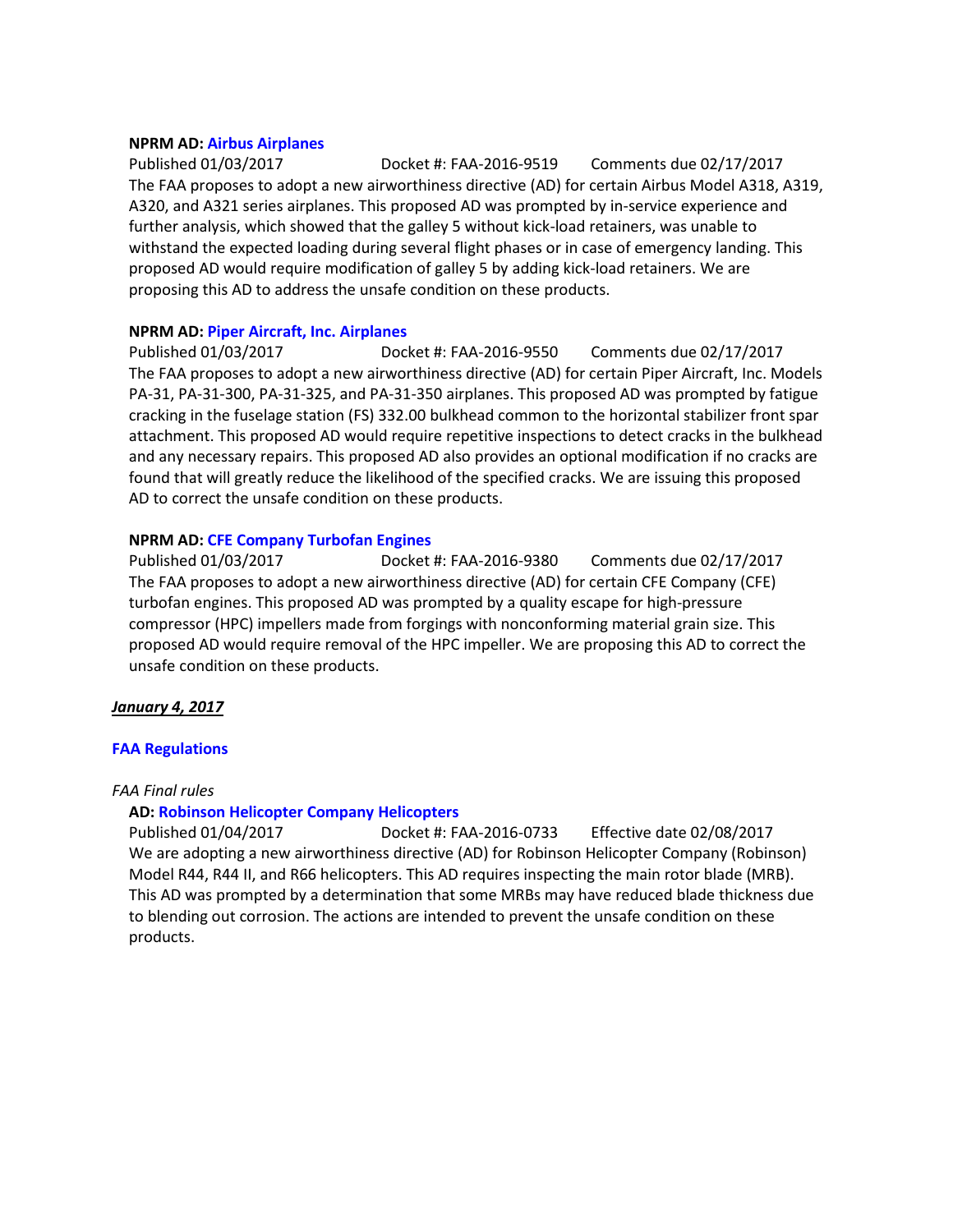**NPRM AD:** **Airbus Airplanes**

Published 01/03/2017 Docket #: FAA-2016-9519 Comments due 02/17/2017

The FAA proposes to adopt a new airworthiness directive (AD) for certain Airbus Model A318, A319, A320, and A321 series airplanes. This proposed AD was prompted by in-service experience and further analysis, which showed that the galley 5 without kick-load retainers, was unable to withstand the expected loading during several flight phases or in case of emergency landing. This proposed AD would require modification of galley 5 by adding kick-load retainers. We are proposing this AD to address the unsafe condition on these products.

**NPRM AD:** **Piper Aircraft, Inc. Airplanes**

Published 01/03/2017 Docket #: FAA-2016-9550 Comments due 02/17/2017

The FAA proposes to adopt a new airworthiness directive (AD) for certain Piper Aircraft, Inc. Models PA-31, PA-31-300, PA-31-325, and PA-31-350 airplanes. This proposed AD was prompted by fatigue cracking in the fuselage station (FS) 332.00 bulkhead common to the horizontal stabilizer front spar attachment. This proposed AD would require repetitive inspections to detect cracks in the bulkhead and any necessary repairs. This proposed AD also provides an optional modification if no cracks are found that will greatly reduce the likelihood of the specified cracks. We are issuing this proposed AD to correct the unsafe condition on these products.

**NPRM AD:** **CFE Company Turbofan Engines**

Published 01/03/2017 Docket #: FAA-2016-9380 Comments due 02/17/2017

The FAA proposes to adopt a new airworthiness directive (AD) for certain CFE Company (CFE) turbofan engines. This proposed AD was prompted by a quality escape for high-pressure compressor (HPC) impellers made from forgings with nonconforming material grain size. This proposed AD would require removal of the HPC impeller. We are proposing this AD to correct the unsafe condition on these products.

***January 4, 2017***

**FAA Regulations**

*FAA Final rules*

**AD:** **Robinson Helicopter Company Helicopters**

Published 01/04/2017 Docket #: FAA-2016-0733 Effective date 02/08/2017

We are adopting a new airworthiness directive (AD) for Robinson Helicopter Company (Robinson) Model R44, R44 II, and R66 helicopters. This AD requires inspecting the main rotor blade (MRB). This AD was prompted by a determination that some MRBs may have reduced blade thickness due to blending out corrosion. The actions are intended to prevent the unsafe condition on these products.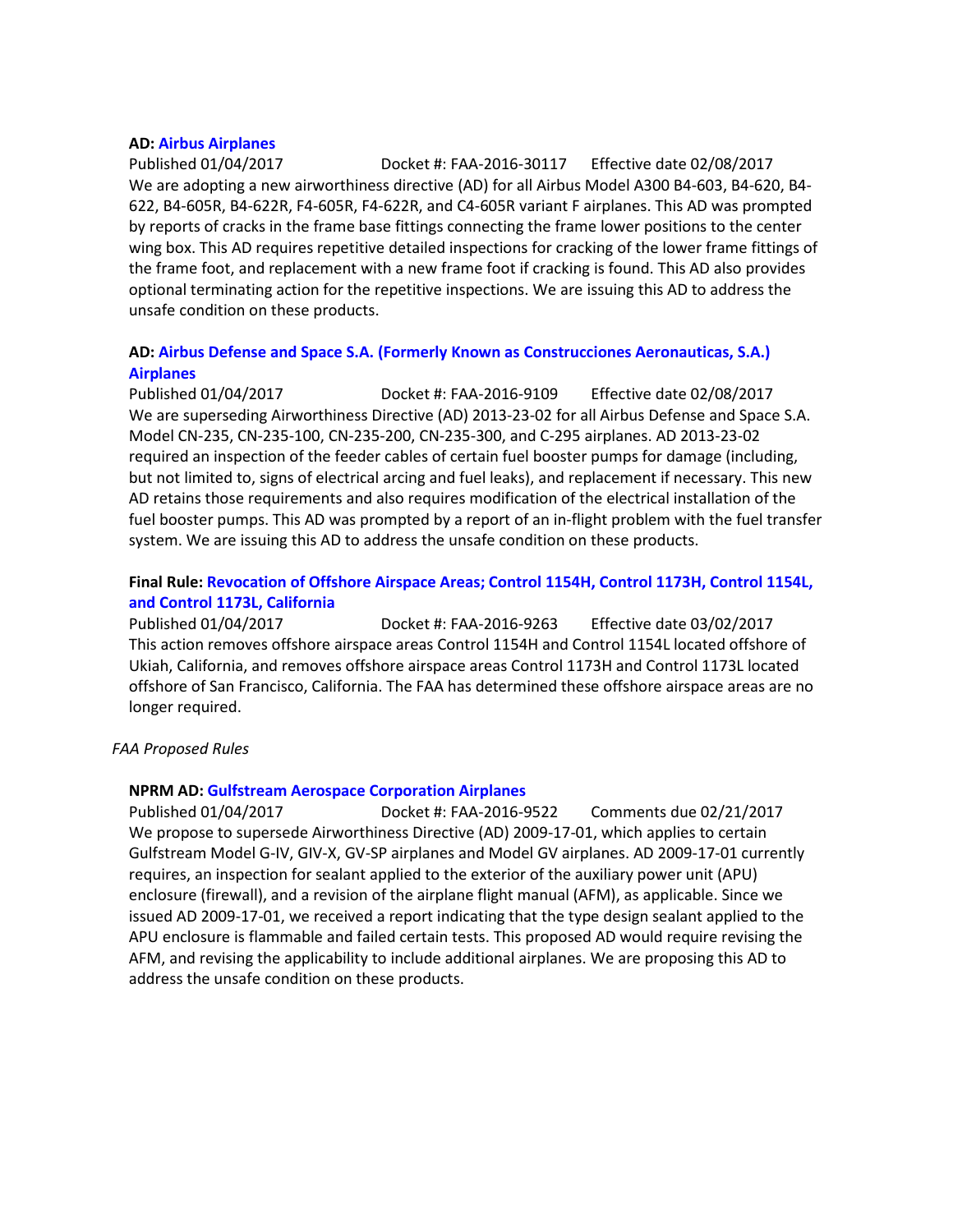**AD: Airbus Airplanes**
Published 01/04/2017 Docket #: FAA-2016-30117 Effective date 02/08/2017
We are adopting a new airworthiness directive (AD) for all Airbus Model A300 B4-603, B4-620, B4-622, B4-605R, B4-622R, F4-605R, F4-622R, and C4-605R variant F airplanes. This AD was prompted by reports of cracks in the frame base fittings connecting the frame lower positions to the center wing box. This AD requires repetitive detailed inspections for cracking of the lower frame fittings of the frame foot, and replacement with a new frame foot if cracking is found. This AD also provides optional terminating action for the repetitive inspections. We are issuing this AD to address the unsafe condition on these products.

**AD: Airbus Defense and Space S.A. (Formerly Known as Construcciones Aeronauticas, S.A.) Airplanes**
Published 01/04/2017 Docket #: FAA-2016-9109 Effective date 02/08/2017
We are superseding Airworthiness Directive (AD) 2013-23-02 for all Airbus Defense and Space S.A. Model CN-235, CN-235-100, CN-235-200, CN-235-300, and C-295 airplanes. AD 2013-23-02 required an inspection of the feeder cables of certain fuel booster pumps for damage (including, but not limited to, signs of electrical arcing and fuel leaks), and replacement if necessary. This new AD retains those requirements and also requires modification of the electrical installation of the fuel booster pumps. This AD was prompted by a report of an in-flight problem with the fuel transfer system. We are issuing this AD to address the unsafe condition on these products.

**Final Rule: Revocation of Offshore Airspace Areas; Control 1154H, Control 1173H, Control 1154L, and Control 1173L, California**
Published 01/04/2017 Docket #: FAA-2016-9263 Effective date 03/02/2017
This action removes offshore airspace areas Control 1154H and Control 1154L located offshore of Ukiah, California, and removes offshore airspace areas Control 1173H and Control 1173L located offshore of San Francisco, California. The FAA has determined these offshore airspace areas are no longer required.

*FAA Proposed Rules*

**NPRM AD: Gulfstream Aerospace Corporation Airplanes**
Published 01/04/2017 Docket #: FAA-2016-9522 Comments due 02/21/2017
We propose to supersede Airworthiness Directive (AD) 2009-17-01, which applies to certain Gulfstream Model G-IV, GIV-X, GV-SP airplanes and Model GV airplanes. AD 2009-17-01 currently requires, an inspection for sealant applied to the exterior of the auxiliary power unit (APU) enclosure (firewall), and a revision of the airplane flight manual (AFM), as applicable. Since we issued AD 2009-17-01, we received a report indicating that the type design sealant applied to the APU enclosure is flammable and failed certain tests. This proposed AD would require revising the AFM, and revising the applicability to include additional airplanes. We are proposing this AD to address the unsafe condition on these products.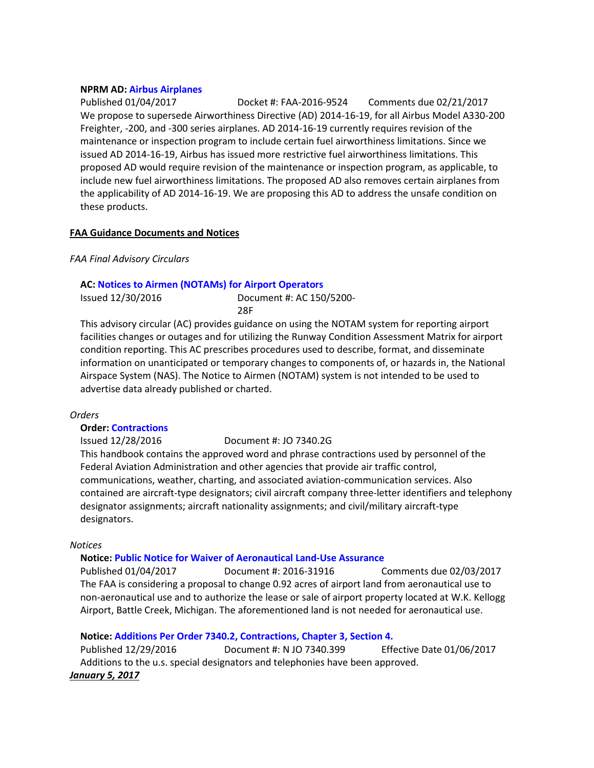**NPRM AD: Airbus Airplanes**

Published 01/04/2017 Docket #: FAA-2016-9524 Comments due 02/21/2017

We propose to supersede Airworthiness Directive (AD) 2014-16-19, for all Airbus Model A330-200 Freighter, -200, and -300 series airplanes. AD 2014-16-19 currently requires revision of the maintenance or inspection program to include certain fuel airworthiness limitations. Since we issued AD 2014-16-19, Airbus has issued more restrictive fuel airworthiness limitations. This proposed AD would require revision of the maintenance or inspection program, as applicable, to include new fuel airworthiness limitations. The proposed AD also removes certain airplanes from the applicability of AD 2014-16-19. We are proposing this AD to address the unsafe condition on these products.

## FAA Guidance Documents and Notices

*FAA Final Advisory Circulars*

**AC: Notices to Airmen (NOTAMs) for Airport Operators**

Issued 12/30/2016 Document #: AC 150/5200-28F

This advisory circular (AC) provides guidance on using the NOTAM system for reporting airport facilities changes or outages and for utilizing the Runway Condition Assessment Matrix for airport condition reporting. This AC prescribes procedures used to describe, format, and disseminate information on unanticipated or temporary changes to components of, or hazards in, the National Airspace System (NAS). The Notice to Airmen (NOTAM) system is not intended to be used to advertise data already published or charted.

*Orders*

**Order: Contractions**

Issued 12/28/2016 Document #: JO 7340.2G

This handbook contains the approved word and phrase contractions used by personnel of the Federal Aviation Administration and other agencies that provide air traffic control, communications, weather, charting, and associated aviation-communication services. Also contained are aircraft-type designators; civil aircraft company three-letter identifiers and telephony designator assignments; aircraft nationality assignments; and civil/military aircraft-type designators.

*Notices*

**Notice: Public Notice for Waiver of Aeronautical Land-Use Assurance**

Published 01/04/2017 Document #: 2016-31916 Comments due 02/03/2017

The FAA is considering a proposal to change 0.92 acres of airport land from aeronautical use to non-aeronautical use and to authorize the lease or sale of airport property located at W.K. Kellogg Airport, Battle Creek, Michigan. The aforementioned land is not needed for aeronautical use.

**Notice: Additions Per Order 7340.2, Contractions, Chapter 3, Section 4.**

Published 12/29/2016 Document #: N JO 7340.399 Effective Date 01/06/2017

Additions to the u.s. special designators and telephonies have been approved.

***January 5, 2017***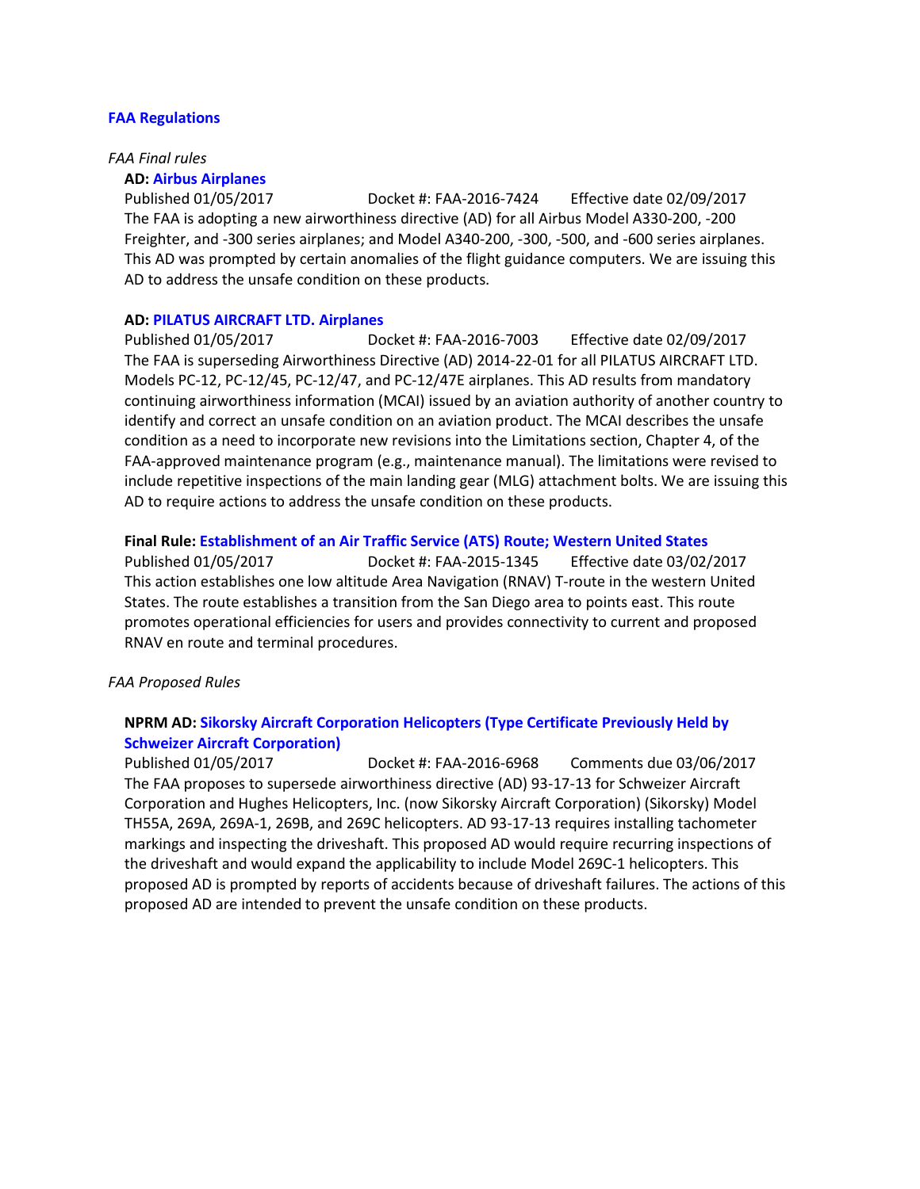**FAA Regulations**

*FAA Final rules*

**AD: Airbus Airplanes**

Published 01/05/2017 Docket #: FAA-2016-7424 Effective date 02/09/2017

The FAA is adopting a new airworthiness directive (AD) for all Airbus Model A330-200, -200 Freighter, and -300 series airplanes; and Model A340-200, -300, -500, and -600 series airplanes. This AD was prompted by certain anomalies of the flight guidance computers. We are issuing this AD to address the unsafe condition on these products.

**AD: PILATUS AIRCRAFT LTD. Airplanes**

Published 01/05/2017 Docket #: FAA-2016-7003 Effective date 02/09/2017

The FAA is superseding Airworthiness Directive (AD) 2014-22-01 for all PILATUS AIRCRAFT LTD. Models PC-12, PC-12/45, PC-12/47, and PC-12/47E airplanes. This AD results from mandatory continuing airworthiness information (MCAI) issued by an aviation authority of another country to identify and correct an unsafe condition on an aviation product. The MCAI describes the unsafe condition as a need to incorporate new revisions into the Limitations section, Chapter 4, of the FAA-approved maintenance program (e.g., maintenance manual). The limitations were revised to include repetitive inspections of the main landing gear (MLG) attachment bolts. We are issuing this AD to require actions to address the unsafe condition on these products.

**Final Rule: Establishment of an Air Traffic Service (ATS) Route; Western United States**

Published 01/05/2017 Docket #: FAA-2015-1345 Effective date 03/02/2017

This action establishes one low altitude Area Navigation (RNAV) T-route in the western United States. The route establishes a transition from the San Diego area to points east. This route promotes operational efficiencies for users and provides connectivity to current and proposed RNAV en route and terminal procedures.

*FAA Proposed Rules*

**NPRM AD: Sikorsky Aircraft Corporation Helicopters (Type Certificate Previously Held by Schweizer Aircraft Corporation)**

Published 01/05/2017 Docket #: FAA-2016-6968 Comments due 03/06/2017

The FAA proposes to supersede airworthiness directive (AD) 93-17-13 for Schweizer Aircraft Corporation and Hughes Helicopters, Inc. (now Sikorsky Aircraft Corporation) (Sikorsky) Model TH55A, 269A, 269A-1, 269B, and 269C helicopters. AD 93-17-13 requires installing tachometer markings and inspecting the driveshaft. This proposed AD would require recurring inspections of the driveshaft and would expand the applicability to include Model 269C-1 helicopters. This proposed AD is prompted by reports of accidents because of driveshaft failures. The actions of this proposed AD are intended to prevent the unsafe condition on these products.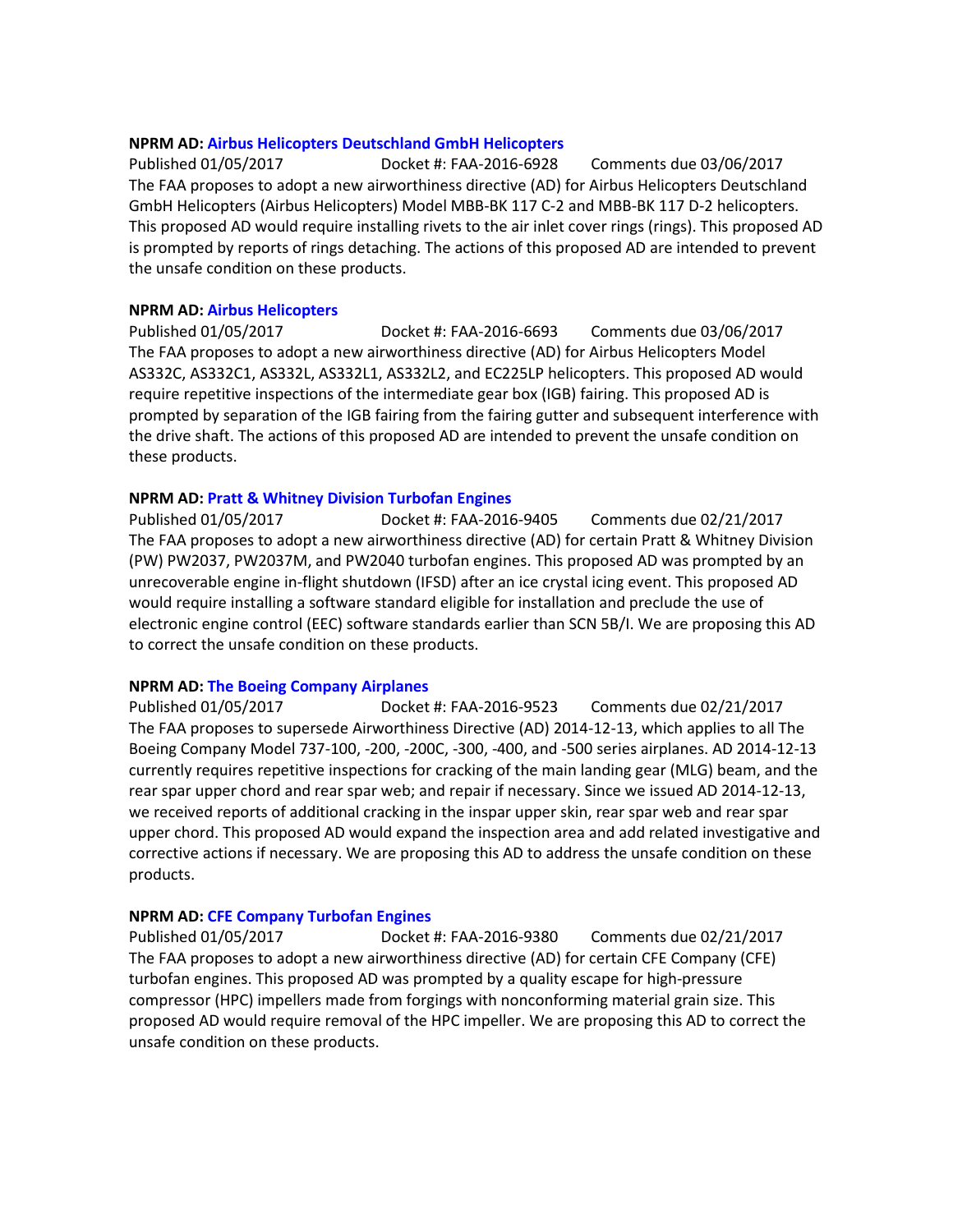**NPRM AD:** Airbus Helicopters Deutschland GmbH Helicopters
Published 01/05/2017 Docket #: FAA-2016-6928 Comments due 03/06/2017
The FAA proposes to adopt a new airworthiness directive (AD) for Airbus Helicopters Deutschland GmbH Helicopters (Airbus Helicopters) Model MBB-BK 117 C-2 and MBB-BK 117 D-2 helicopters. This proposed AD would require installing rivets to the air inlet cover rings (rings). This proposed AD is prompted by reports of rings detaching. The actions of this proposed AD are intended to prevent the unsafe condition on these products.

**NPRM AD:** Airbus Helicopters
Published 01/05/2017 Docket #: FAA-2016-6693 Comments due 03/06/2017
The FAA proposes to adopt a new airworthiness directive (AD) for Airbus Helicopters Model AS332C, AS332C1, AS332L, AS332L1, AS332L2, and EC225LP helicopters. This proposed AD would require repetitive inspections of the intermediate gear box (IGB) fairing. This proposed AD is prompted by separation of the IGB fairing from the fairing gutter and subsequent interference with the drive shaft. The actions of this proposed AD are intended to prevent the unsafe condition on these products.

**NPRM AD:** Pratt & Whitney Division Turbofan Engines
Published 01/05/2017 Docket #: FAA-2016-9405 Comments due 02/21/2017
The FAA proposes to adopt a new airworthiness directive (AD) for certain Pratt & Whitney Division (PW) PW2037, PW2037M, and PW2040 turbofan engines. This proposed AD was prompted by an unrecoverable engine in-flight shutdown (IFSD) after an ice crystal icing event. This proposed AD would require installing a software standard eligible for installation and preclude the use of electronic engine control (EEC) software standards earlier than SCN 5B/I. We are proposing this AD to correct the unsafe condition on these products.

**NPRM AD:** The Boeing Company Airplanes
Published 01/05/2017 Docket #: FAA-2016-9523 Comments due 02/21/2017
The FAA proposes to supersede Airworthiness Directive (AD) 2014-12-13, which applies to all The Boeing Company Model 737-100, -200, -200C, -300, -400, and -500 series airplanes. AD 2014-12-13 currently requires repetitive inspections for cracking of the main landing gear (MLG) beam, and the rear spar upper chord and rear spar web; and repair if necessary. Since we issued AD 2014-12-13, we received reports of additional cracking in the inspar upper skin, rear spar web and rear spar upper chord. This proposed AD would expand the inspection area and add related investigative and corrective actions if necessary. We are proposing this AD to address the unsafe condition on these products.

**NPRM AD:** CFE Company Turbofan Engines
Published 01/05/2017 Docket #: FAA-2016-9380 Comments due 02/21/2017
The FAA proposes to adopt a new airworthiness directive (AD) for certain CFE Company (CFE) turbofan engines. This proposed AD was prompted by a quality escape for high-pressure compressor (HPC) impellers made from forgings with nonconforming material grain size. This proposed AD would require removal of the HPC impeller. We are proposing this AD to correct the unsafe condition on these products.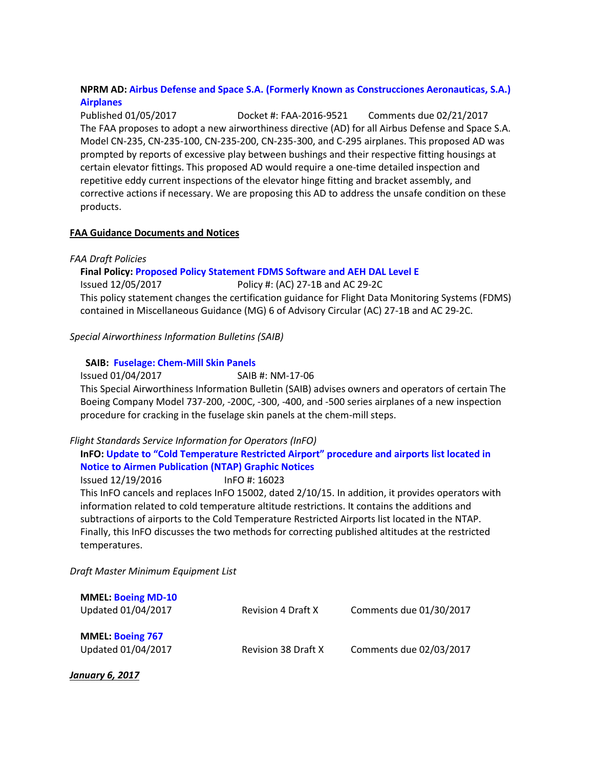**NPRM AD:** **Airbus Defense and Space S.A. (Formerly Known as Construcciones Aeronauticas, S.A.) Airplanes**
Published 01/05/2017 Docket #: FAA-2016-9521 Comments due 02/21/2017
The FAA proposes to adopt a new airworthiness directive (AD) for all Airbus Defense and Space S.A. Model CN-235, CN-235-100, CN-235-200, CN-235-300, and C-295 airplanes. This proposed AD was prompted by reports of excessive play between bushings and their respective fitting housings at certain elevator fittings. This proposed AD would require a one-time detailed inspection and repetitive eddy current inspections of the elevator hinge fitting and bracket assembly, and corrective actions if necessary. We are proposing this AD to address the unsafe condition on these products.

## FAA Guidance Documents and Notices

*FAA Draft Policies*

**Final Policy:** **Proposed Policy Statement FDMS Software and AEH DAL Level E**
Issued 12/05/2017 Policy #: (AC) 27-1B and AC 29-2C
This policy statement changes the certification guidance for Flight Data Monitoring Systems (FDMS) contained in Miscellaneous Guidance (MG) 6 of Advisory Circular (AC) 27-1B and AC 29-2C.

*Special Airworthiness Information Bulletins (SAIB)*

**SAIB:** **Fuselage: Chem-Mill Skin Panels**
Issued 01/04/2017 SAIB #: NM-17-06
This Special Airworthiness Information Bulletin (SAIB) advises owners and operators of certain The Boeing Company Model 737-200, -200C, -300, -400, and -500 series airplanes of a new inspection procedure for cracking in the fuselage skin panels at the chem-mill steps.

*Flight Standards Service Information for Operators (InFO)*

**InFO:** **Update to "Cold Temperature Restricted Airport" procedure and airports list located in Notice to Airmen Publication (NTAP) Graphic Notices**
Issued 12/19/2016 InFO #: 16023
This InFO cancels and replaces InFO 15002, dated 2/10/15. In addition, it provides operators with information related to cold temperature altitude restrictions. It contains the additions and subtractions of airports to the Cold Temperature Restricted Airports list located in the NTAP. Finally, this InFO discusses the two methods for correcting published altitudes at the restricted temperatures.

*Draft Master Minimum Equipment List*

**MMEL:** **Boeing MD-10**
Updated 01/04/2017 Revision 4 Draft X Comments due 01/30/2017

**MMEL:** **Boeing 767**
Updated 01/04/2017 Revision 38 Draft X Comments due 02/03/2017

***January 6, 2017***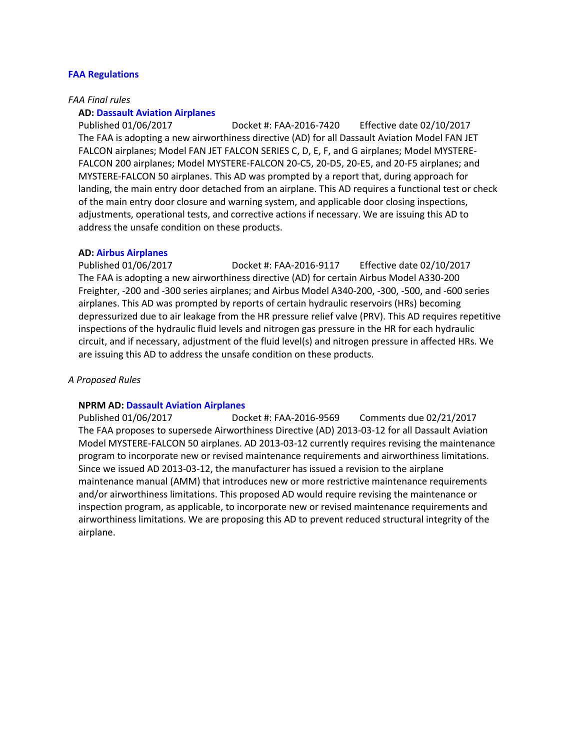## FAA Regulations

*FAA Final rules*

**AD: Dassault Aviation Airplanes**

Published 01/06/2017 Docket #: FAA-2016-7420 Effective date 02/10/2017

The FAA is adopting a new airworthiness directive (AD) for all Dassault Aviation Model FAN JET FALCON airplanes; Model FAN JET FALCON SERIES C, D, E, F, and G airplanes; Model MYSTERE-FALCON 200 airplanes; Model MYSTERE-FALCON 20-C5, 20-D5, 20-E5, and 20-F5 airplanes; and MYSTERE-FALCON 50 airplanes. This AD was prompted by a report that, during approach for landing, the main entry door detached from an airplane. This AD requires a functional test or check of the main entry door closure and warning system, and applicable door closing inspections, adjustments, operational tests, and corrective actions if necessary. We are issuing this AD to address the unsafe condition on these products.

**AD: Airbus Airplanes**

Published 01/06/2017 Docket #: FAA-2016-9117 Effective date 02/10/2017

The FAA is adopting a new airworthiness directive (AD) for certain Airbus Model A330-200 Freighter, -200 and -300 series airplanes; and Airbus Model A340-200, -300, -500, and -600 series airplanes. This AD was prompted by reports of certain hydraulic reservoirs (HRs) becoming depressurized due to air leakage from the HR pressure relief valve (PRV). This AD requires repetitive inspections of the hydraulic fluid levels and nitrogen gas pressure in the HR for each hydraulic circuit, and if necessary, adjustment of the fluid level(s) and nitrogen pressure in affected HRs. We are issuing this AD to address the unsafe condition on these products.

*A Proposed Rules*

**NPRM AD: Dassault Aviation Airplanes**

Published 01/06/2017 Docket #: FAA-2016-9569 Comments due 02/21/2017

The FAA proposes to supersede Airworthiness Directive (AD) 2013-03-12 for all Dassault Aviation Model MYSTERE-FALCON 50 airplanes. AD 2013-03-12 currently requires revising the maintenance program to incorporate new or revised maintenance requirements and airworthiness limitations. Since we issued AD 2013-03-12, the manufacturer has issued a revision to the airplane maintenance manual (AMM) that introduces new or more restrictive maintenance requirements and/or airworthiness limitations. This proposed AD would require revising the maintenance or inspection program, as applicable, to incorporate new or revised maintenance requirements and airworthiness limitations. We are proposing this AD to prevent reduced structural integrity of the airplane.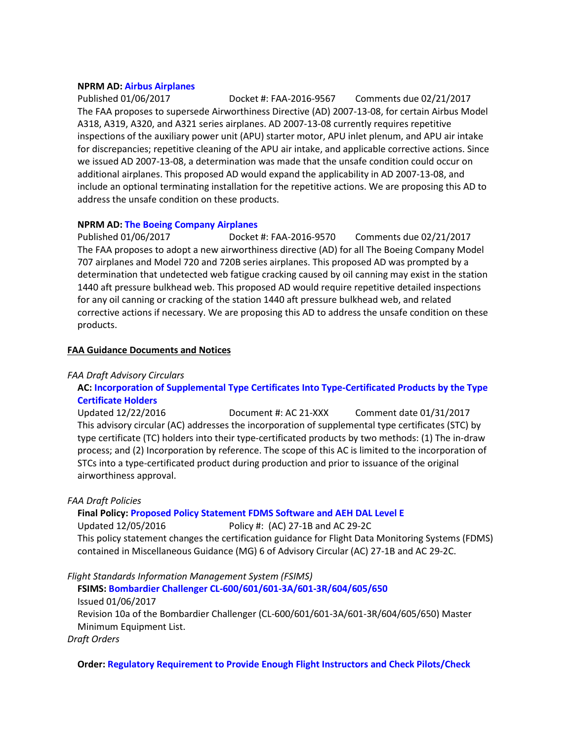**NPRM AD:** Airbus Airplanes

Published 01/06/2017 Docket #: FAA-2016-9567 Comments due 02/21/2017

The FAA proposes to supersede Airworthiness Directive (AD) 2007-13-08, for certain Airbus Model A318, A319, A320, and A321 series airplanes. AD 2007-13-08 currently requires repetitive inspections of the auxiliary power unit (APU) starter motor, APU inlet plenum, and APU air intake for discrepancies; repetitive cleaning of the APU air intake, and applicable corrective actions. Since we issued AD 2007-13-08, a determination was made that the unsafe condition could occur on additional airplanes. This proposed AD would expand the applicability in AD 2007-13-08, and include an optional terminating installation for the repetitive actions. We are proposing this AD to address the unsafe condition on these products.

**NPRM AD:** The Boeing Company Airplanes

Published 01/06/2017 Docket #: FAA-2016-9570 Comments due 02/21/2017

The FAA proposes to adopt a new airworthiness directive (AD) for all The Boeing Company Model 707 airplanes and Model 720 and 720B series airplanes. This proposed AD was prompted by a determination that undetected web fatigue cracking caused by oil canning may exist in the station 1440 aft pressure bulkhead web. This proposed AD would require repetitive detailed inspections for any oil canning or cracking of the station 1440 aft pressure bulkhead web, and related corrective actions if necessary. We are proposing this AD to address the unsafe condition on these products.

## FAA Guidance Documents and Notices

*FAA Draft Advisory Circulars*

**AC:** Incorporation of Supplemental Type Certificates Into Type-Certificated Products by the Type Certificate Holders

Updated 12/22/2016 Document #: AC 21-XXX Comment date 01/31/2017

This advisory circular (AC) addresses the incorporation of supplemental type certificates (STC) by type certificate (TC) holders into their type-certificated products by two methods: (1) The in-draw process; and (2) Incorporation by reference. The scope of this AC is limited to the incorporation of STCs into a type-certificated product during production and prior to issuance of the original airworthiness approval.

*FAA Draft Policies*

**Final Policy:** Proposed Policy Statement FDMS Software and AEH DAL Level E

Updated 12/05/2016 Policy #: (AC) 27-1B and AC 29-2C

This policy statement changes the certification guidance for Flight Data Monitoring Systems (FDMS) contained in Miscellaneous Guidance (MG) 6 of Advisory Circular (AC) 27-1B and AC 29-2C.

*Flight Standards Information Management System (FSIMS)*

**FSIMS:** Bombardier Challenger CL-600/601/601-3A/601-3R/604/605/650

Issued 01/06/2017

Revision 10a of the Bombardier Challenger (CL-600/601/601-3A/601-3R/604/605/650) Master Minimum Equipment List.

*Draft Orders*

**Order:** Regulatory Requirement to Provide Enough Flight Instructors and Check Pilots/Check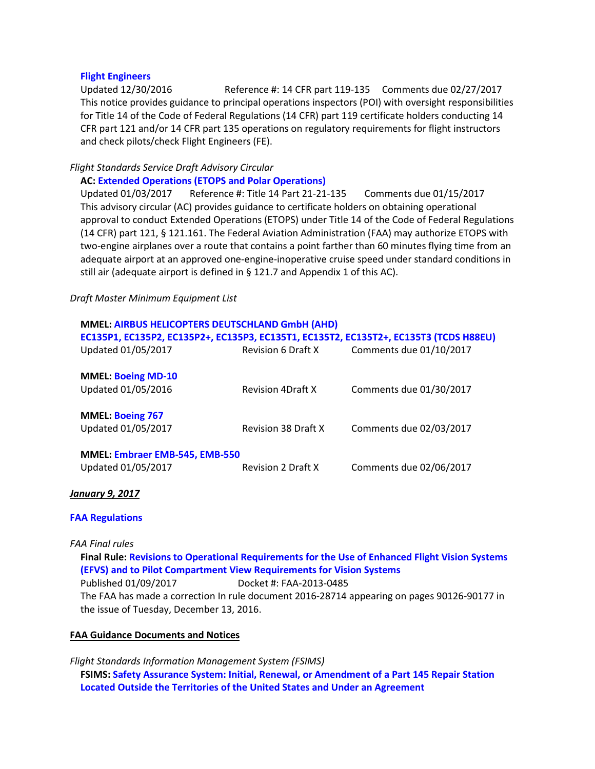**Flight Engineers**
Updated 12/30/2016 Reference #: 14 CFR part 119-135 Comments due 02/27/2017
This notice provides guidance to principal operations inspectors (POI) with oversight responsibilities for Title 14 of the Code of Federal Regulations (14 CFR) part 119 certificate holders conducting 14 CFR part 121 and/or 14 CFR part 135 operations on regulatory requirements for flight instructors and check pilots/check Flight Engineers (FE).

*Flight Standards Service Draft Advisory Circular*

**AC: Extended Operations (ETOPS and Polar Operations)**
Updated 01/03/2017 Reference #: Title 14 Part 21-21-135 Comments due 01/15/2017
This advisory circular (AC) provides guidance to certificate holders on obtaining operational approval to conduct Extended Operations (ETOPS) under Title 14 of the Code of Federal Regulations (14 CFR) part 121, § 121.161. The Federal Aviation Administration (FAA) may authorize ETOPS with two-engine airplanes over a route that contains a point farther than 60 minutes flying time from an adequate airport at an approved one-engine-inoperative cruise speed under standard conditions in still air (adequate airport is defined in § 121.7 and Appendix 1 of this AC).

*Draft Master Minimum Equipment List*

**MMEL: AIRBUS HELICOPTERS DEUTSCHLAND GmbH (AHD) EC135P1, EC135P2, EC135P2+, EC135P3, EC135T1, EC135T2, EC135T2+, EC135T3 (TCDS H88EU)**
Updated 01/05/2017 Revision 6 Draft X Comments due 01/10/2017

**MMEL: Boeing MD-10**
Updated 01/05/2016 Revision 4Draft X Comments due 01/30/2017

**MMEL: Boeing 767**
Updated 01/05/2017 Revision 38 Draft X Comments due 02/03/2017

**MMEL: Embraer EMB-545, EMB-550**
Updated 01/05/2017 Revision 2 Draft X Comments due 02/06/2017

***January 9, 2017***

**FAA Regulations**

*FAA Final rules*

**Final Rule: Revisions to Operational Requirements for the Use of Enhanced Flight Vision Systems (EFVS) and to Pilot Compartment View Requirements for Vision Systems**
Published 01/09/2017 Docket #: FAA-2013-0485
The FAA has made a correction In rule document 2016-28714 appearing on pages 90126-90177 in the issue of Tuesday, December 13, 2016.

**FAA Guidance Documents and Notices**

*Flight Standards Information Management System (FSIMS)*

**FSIMS: Safety Assurance System: Initial, Renewal, or Amendment of a Part 145 Repair Station Located Outside the Territories of the United States and Under an Agreement**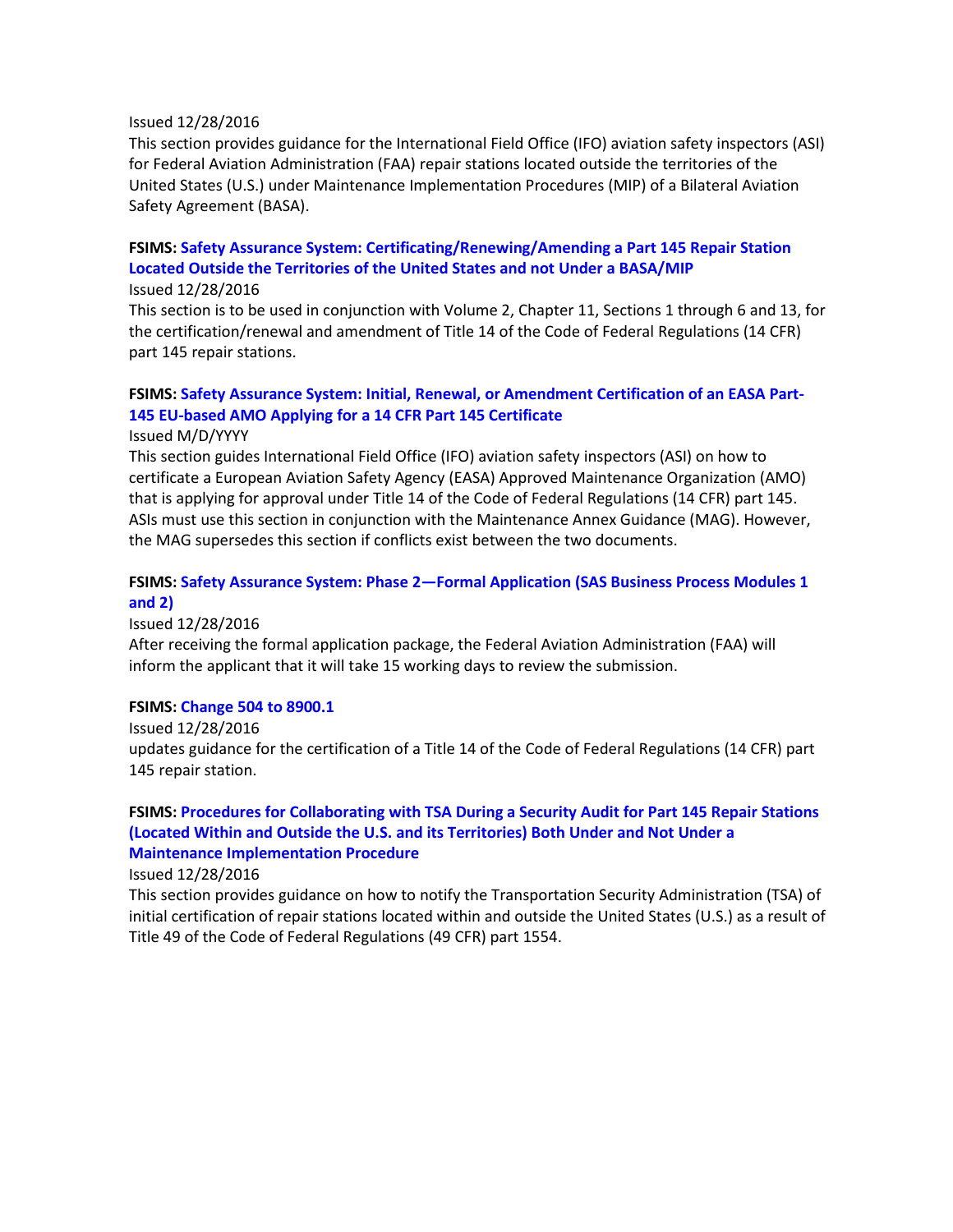Issued 12/28/2016

This section provides guidance for the International Field Office (IFO) aviation safety inspectors (ASI) for Federal Aviation Administration (FAA) repair stations located outside the territories of the United States (U.S.) under Maintenance Implementation Procedures (MIP) of a Bilateral Aviation Safety Agreement (BASA).

**FSIMS: Safety Assurance System: Certificating/Renewing/Amending a Part 145 Repair Station Located Outside the Territories of the United States and not Under a BASA/MIP**

Issued 12/28/2016

This section is to be used in conjunction with Volume 2, Chapter 11, Sections 1 through 6 and 13, for the certification/renewal and amendment of Title 14 of the Code of Federal Regulations (14 CFR) part 145 repair stations.

**FSIMS: Safety Assurance System: Initial, Renewal, or Amendment Certification of an EASA Part-145 EU-based AMO Applying for a 14 CFR Part 145 Certificate**

Issued M/D/YYYY

This section guides International Field Office (IFO) aviation safety inspectors (ASI) on how to certificate a European Aviation Safety Agency (EASA) Approved Maintenance Organization (AMO) that is applying for approval under Title 14 of the Code of Federal Regulations (14 CFR) part 145. ASIs must use this section in conjunction with the Maintenance Annex Guidance (MAG). However, the MAG supersedes this section if conflicts exist between the two documents.

**FSIMS: Safety Assurance System: Phase 2—Formal Application (SAS Business Process Modules 1 and 2)**

Issued 12/28/2016

After receiving the formal application package, the Federal Aviation Administration (FAA) will inform the applicant that it will take 15 working days to review the submission.

**FSIMS: Change 504 to 8900.1**

Issued 12/28/2016

updates guidance for the certification of a Title 14 of the Code of Federal Regulations (14 CFR) part 145 repair station.

**FSIMS: Procedures for Collaborating with TSA During a Security Audit for Part 145 Repair Stations (Located Within and Outside the U.S. and its Territories) Both Under and Not Under a Maintenance Implementation Procedure**

Issued 12/28/2016

This section provides guidance on how to notify the Transportation Security Administration (TSA) of initial certification of repair stations located within and outside the United States (U.S.) as a result of Title 49 of the Code of Federal Regulations (49 CFR) part 1554.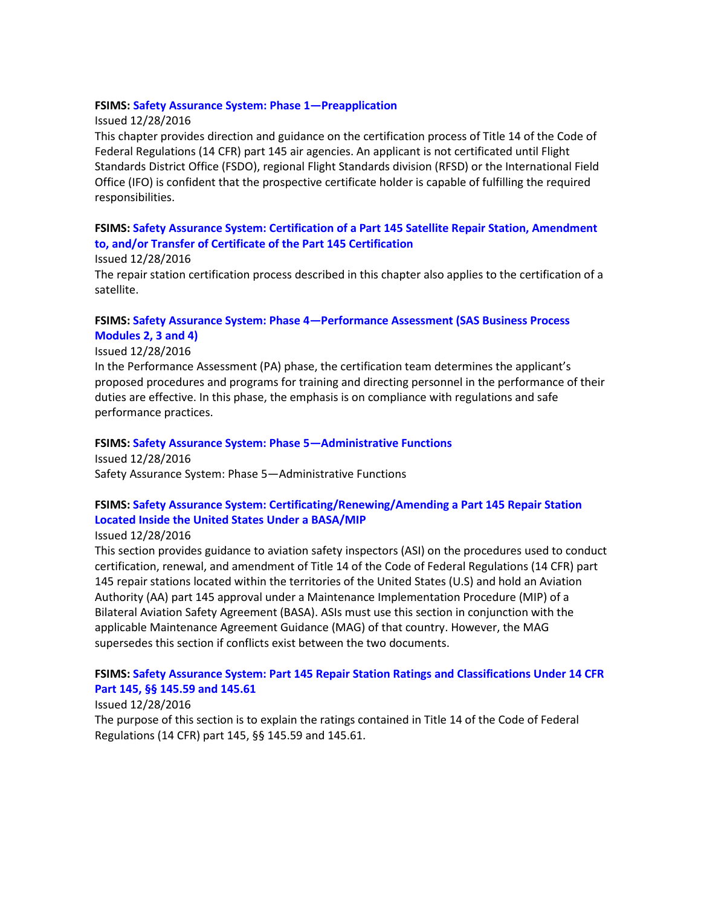**FSIMS: Safety Assurance System: Phase 1—Preapplication**

Issued 12/28/2016

This chapter provides direction and guidance on the certification process of Title 14 of the Code of Federal Regulations (14 CFR) part 145 air agencies. An applicant is not certificated until Flight Standards District Office (FSDO), regional Flight Standards division (RFSD) or the International Field Office (IFO) is confident that the prospective certificate holder is capable of fulfilling the required responsibilities.

**FSIMS: Safety Assurance System: Certification of a Part 145 Satellite Repair Station, Amendment to, and/or Transfer of Certificate of the Part 145 Certification**

Issued 12/28/2016

The repair station certification process described in this chapter also applies to the certification of a satellite.

**FSIMS: Safety Assurance System: Phase 4—Performance Assessment (SAS Business Process Modules 2, 3 and 4)**

Issued 12/28/2016

In the Performance Assessment (PA) phase, the certification team determines the applicant's proposed procedures and programs for training and directing personnel in the performance of their duties are effective. In this phase, the emphasis is on compliance with regulations and safe performance practices.

**FSIMS: Safety Assurance System: Phase 5—Administrative Functions**

Issued 12/28/2016

Safety Assurance System: Phase 5—Administrative Functions

**FSIMS: Safety Assurance System: Certificating/Renewing/Amending a Part 145 Repair Station Located Inside the United States Under a BASA/MIP**

Issued 12/28/2016

This section provides guidance to aviation safety inspectors (ASI) on the procedures used to conduct certification, renewal, and amendment of Title 14 of the Code of Federal Regulations (14 CFR) part 145 repair stations located within the territories of the United States (U.S) and hold an Aviation Authority (AA) part 145 approval under a Maintenance Implementation Procedure (MIP) of a Bilateral Aviation Safety Agreement (BASA). ASIs must use this section in conjunction with the applicable Maintenance Agreement Guidance (MAG) of that country. However, the MAG supersedes this section if conflicts exist between the two documents.

**FSIMS: Safety Assurance System: Part 145 Repair Station Ratings and Classifications Under 14 CFR Part 145, §§ 145.59 and 145.61**

Issued 12/28/2016

The purpose of this section is to explain the ratings contained in Title 14 of the Code of Federal Regulations (14 CFR) part 145, §§ 145.59 and 145.61.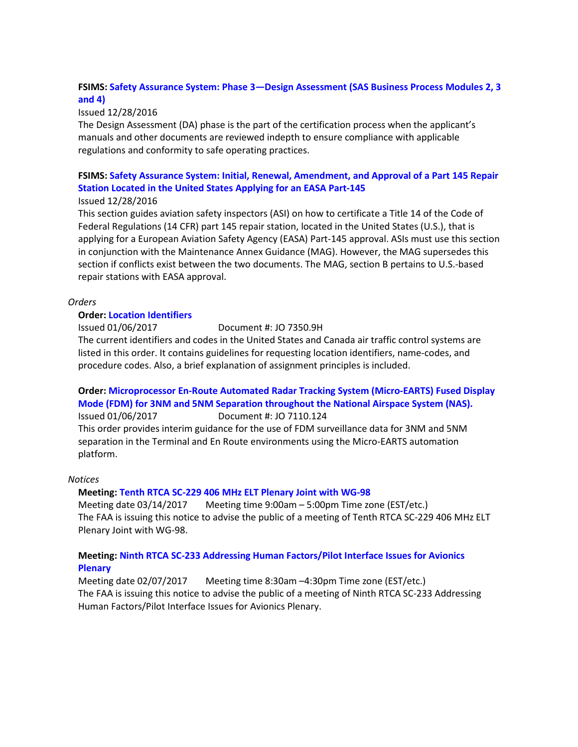**FSIMS: Safety Assurance System: Phase 3—Design Assessment (SAS Business Process Modules 2, 3 and 4)**
Issued 12/28/2016
The Design Assessment (DA) phase is the part of the certification process when the applicant's manuals and other documents are reviewed indepth to ensure compliance with applicable regulations and conformity to safe operating practices.

**FSIMS: Safety Assurance System: Initial, Renewal, Amendment, and Approval of a Part 145 Repair Station Located in the United States Applying for an EASA Part-145**
Issued 12/28/2016
This section guides aviation safety inspectors (ASI) on how to certificate a Title 14 of the Code of Federal Regulations (14 CFR) part 145 repair station, located in the United States (U.S.), that is applying for a European Aviation Safety Agency (EASA) Part-145 approval. ASIs must use this section in conjunction with the Maintenance Annex Guidance (MAG). However, the MAG supersedes this section if conflicts exist between the two documents. The MAG, section B pertains to U.S.-based repair stations with EASA approval.

*Orders*

**Order: Location Identifiers**
Issued 01/06/2017 Document #: JO 7350.9H
The current identifiers and codes in the United States and Canada air traffic control systems are listed in this order. It contains guidelines for requesting location identifiers, name-codes, and procedure codes. Also, a brief explanation of assignment principles is included.

**Order: Microprocessor En-Route Automated Radar Tracking System (Micro-EARTS) Fused Display Mode (FDM) for 3NM and 5NM Separation throughout the National Airspace System (NAS).**
Issued 01/06/2017 Document #: JO 7110.124
This order provides interim guidance for the use of FDM surveillance data for 3NM and 5NM separation in the Terminal and En Route environments using the Micro-EARTS automation platform.

*Notices*

**Meeting: Tenth RTCA SC-229 406 MHz ELT Plenary Joint with WG-98**
Meeting date 03/14/2017 Meeting time 9:00am – 5:00pm Time zone (EST/etc.)
The FAA is issuing this notice to advise the public of a meeting of Tenth RTCA SC-229 406 MHz ELT Plenary Joint with WG-98.

**Meeting: Ninth RTCA SC-233 Addressing Human Factors/Pilot Interface Issues for Avionics Plenary**
Meeting date 02/07/2017 Meeting time 8:30am –4:30pm Time zone (EST/etc.)
The FAA is issuing this notice to advise the public of a meeting of Ninth RTCA SC-233 Addressing Human Factors/Pilot Interface Issues for Avionics Plenary.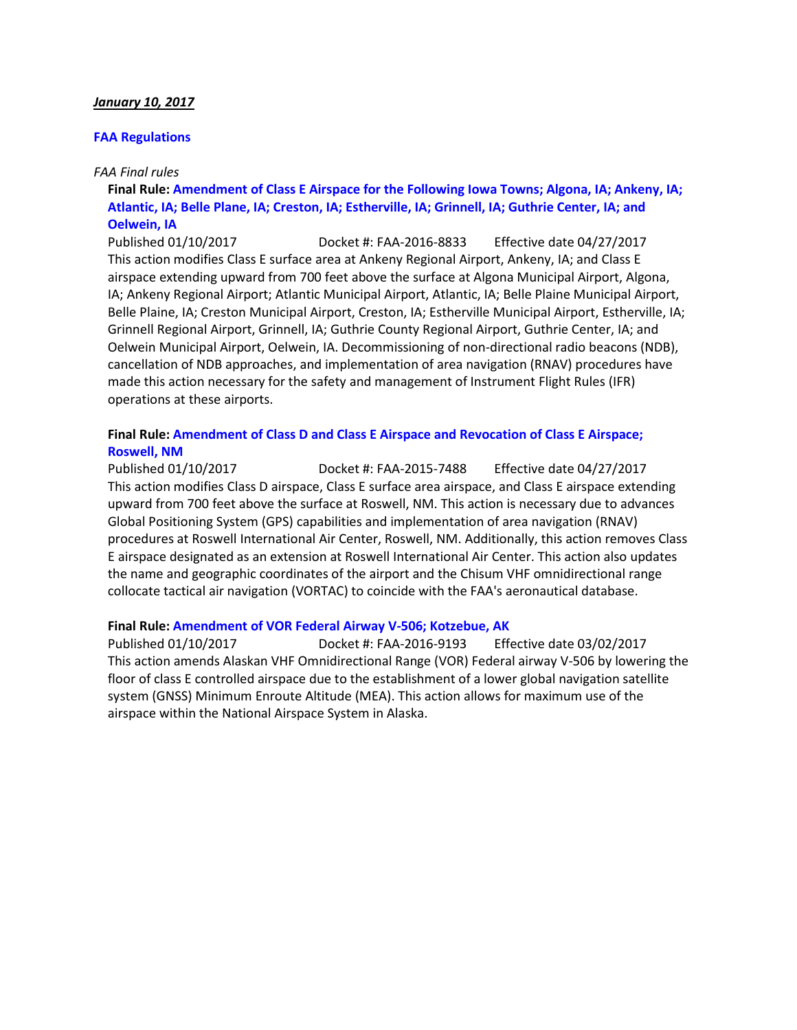***January 10, 2017***

**FAA Regulations**

*FAA Final rules*

**Final Rule: Amendment of Class E Airspace for the Following Iowa Towns; Algona, IA; Ankeny, IA; Atlantic, IA; Belle Plane, IA; Creston, IA; Estherville, IA; Grinnell, IA; Guthrie Center, IA; and Oelwein, IA**

Published 01/10/2017 Docket #: FAA-2016-8833 Effective date 04/27/2017

This action modifies Class E surface area at Ankeny Regional Airport, Ankeny, IA; and Class E airspace extending upward from 700 feet above the surface at Algona Municipal Airport, Algona, IA; Ankeny Regional Airport; Atlantic Municipal Airport, Atlantic, IA; Belle Plaine Municipal Airport, Belle Plaine, IA; Creston Municipal Airport, Creston, IA; Estherville Municipal Airport, Estherville, IA; Grinnell Regional Airport, Grinnell, IA; Guthrie County Regional Airport, Guthrie Center, IA; and Oelwein Municipal Airport, Oelwein, IA. Decommissioning of non-directional radio beacons (NDB), cancellation of NDB approaches, and implementation of area navigation (RNAV) procedures have made this action necessary for the safety and management of Instrument Flight Rules (IFR) operations at these airports.

**Final Rule: Amendment of Class D and Class E Airspace and Revocation of Class E Airspace; Roswell, NM**

Published 01/10/2017 Docket #: FAA-2015-7488 Effective date 04/27/2017

This action modifies Class D airspace, Class E surface area airspace, and Class E airspace extending upward from 700 feet above the surface at Roswell, NM. This action is necessary due to advances Global Positioning System (GPS) capabilities and implementation of area navigation (RNAV) procedures at Roswell International Air Center, Roswell, NM. Additionally, this action removes Class E airspace designated as an extension at Roswell International Air Center. This action also updates the name and geographic coordinates of the airport and the Chisum VHF omnidirectional range collocate tactical air navigation (VORTAC) to coincide with the FAA's aeronautical database.

**Final Rule: Amendment of VOR Federal Airway V-506; Kotzebue, AK**

Published 01/10/2017 Docket #: FAA-2016-9193 Effective date 03/02/2017

This action amends Alaskan VHF Omnidirectional Range (VOR) Federal airway V-506 by lowering the floor of class E controlled airspace due to the establishment of a lower global navigation satellite system (GNSS) Minimum Enroute Altitude (MEA). This action allows for maximum use of the airspace within the National Airspace System in Alaska.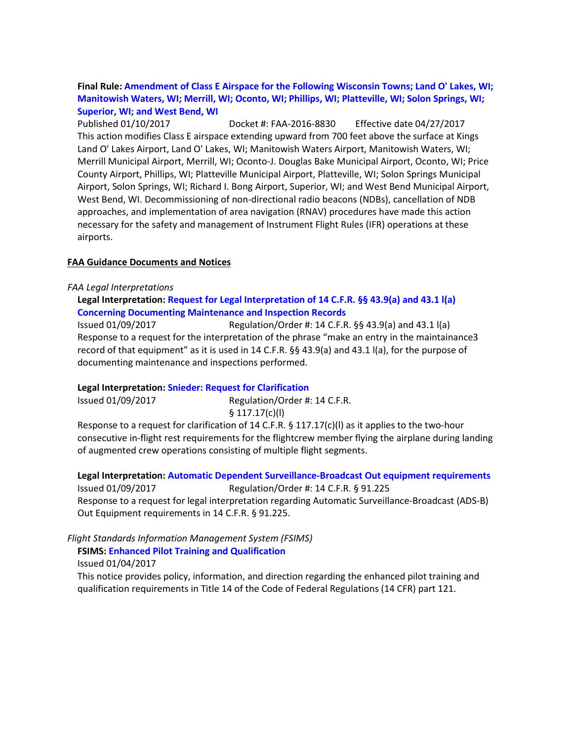**Final Rule:** **Amendment of Class E Airspace for the Following Wisconsin Towns; Land O' Lakes, WI; Manitowish Waters, WI; Merrill, WI; Oconto, WI; Phillips, WI; Platteville, WI; Solon Springs, WI; Superior, WI; and West Bend, WI**

Published 01/10/2017 Docket #: FAA-2016-8830 Effective date 04/27/2017

This action modifies Class E airspace extending upward from 700 feet above the surface at Kings Land O' Lakes Airport, Land O' Lakes, WI; Manitowish Waters Airport, Manitowish Waters, WI; Merrill Municipal Airport, Merrill, WI; Oconto-J. Douglas Bake Municipal Airport, Oconto, WI; Price County Airport, Phillips, WI; Platteville Municipal Airport, Platteville, WI; Solon Springs Municipal Airport, Solon Springs, WI; Richard I. Bong Airport, Superior, WI; and West Bend Municipal Airport, West Bend, WI. Decommissioning of non-directional radio beacons (NDBs), cancellation of NDB approaches, and implementation of area navigation (RNAV) procedures have made this action necessary for the safety and management of Instrument Flight Rules (IFR) operations at these airports.

## FAA Guidance Documents and Notices

*FAA Legal Interpretations*

**Legal Interpretation:** **Request for Legal Interpretation of 14 C.F.R. §§ 43.9(a) and 43.1 l(a) Concerning Documenting Maintenance and Inspection Records**

Issued 01/09/2017 Regulation/Order #: 14 C.F.R. §§ 43.9(a) and 43.1 l(a)

Response to a request for the interpretation of the phrase "make an entry in the maintainance3 record of that equipment" as it is used in 14 C.F.R. §§ 43.9(a) and 43.1 l(a), for the purpose of documenting maintenance and inspections performed.

**Legal Interpretation:** **Snieder: Request for Clarification**

Issued 01/09/2017 Regulation/Order #: 14 C.F.R. § 117.17(c)(l)

Response to a request for clarification of 14 C.F.R. § 117.17(c)(l) as it applies to the two-hour consecutive in-flight rest requirements for the flightcrew member flying the airplane during landing of augmented crew operations consisting of multiple flight segments.

**Legal Interpretation:** **Automatic Dependent Surveillance-Broadcast Out equipment requirements**

Issued 01/09/2017 Regulation/Order #: 14 C.F.R. § 91.225

Response to a request for legal interpretation regarding Automatic Surveillance-Broadcast (ADS-B) Out Equipment requirements in 14 C.F.R. § 91.225.

*Flight Standards Information Management System (FSIMS)*

**FSIMS:** **Enhanced Pilot Training and Qualification**

Issued 01/04/2017

This notice provides policy, information, and direction regarding the enhanced pilot training and qualification requirements in Title 14 of the Code of Federal Regulations (14 CFR) part 121.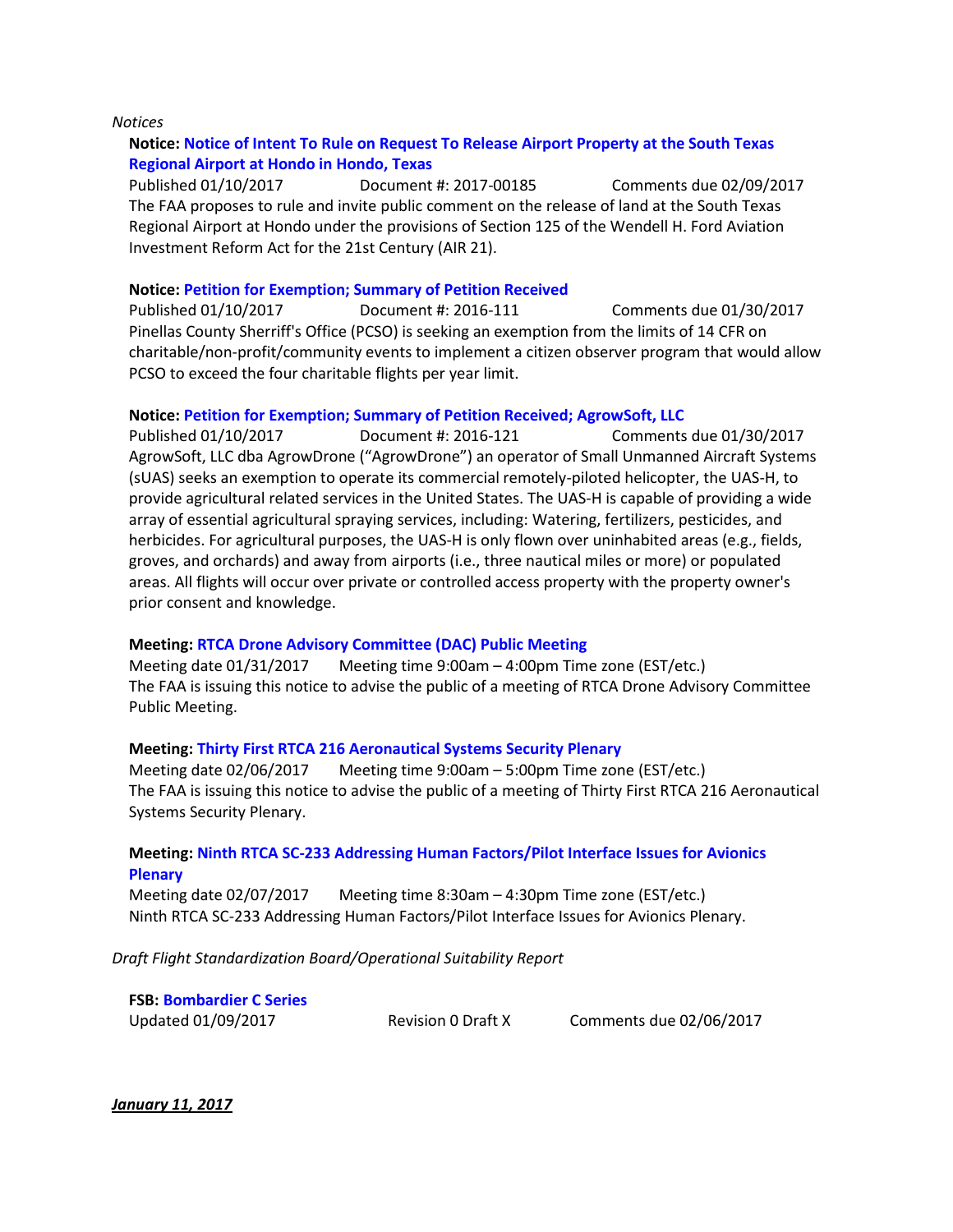*Notices*

**Notice: Notice of Intent To Rule on Request To Release Airport Property at the South Texas Regional Airport at Hondo in Hondo, Texas**
Published 01/10/2017 Document #: 2017-00185 Comments due 02/09/2017
The FAA proposes to rule and invite public comment on the release of land at the South Texas Regional Airport at Hondo under the provisions of Section 125 of the Wendell H. Ford Aviation Investment Reform Act for the 21st Century (AIR 21).

**Notice: Petition for Exemption; Summary of Petition Received**
Published 01/10/2017 Document #: 2016-111 Comments due 01/30/2017
Pinellas County Sherriff's Office (PCSO) is seeking an exemption from the limits of 14 CFR on charitable/non-profit/community events to implement a citizen observer program that would allow PCSO to exceed the four charitable flights per year limit.

**Notice: Petition for Exemption; Summary of Petition Received; AgrowSoft, LLC**
Published 01/10/2017 Document #: 2016-121 Comments due 01/30/2017
AgrowSoft, LLC dba AgrowDrone ("AgrowDrone") an operator of Small Unmanned Aircraft Systems (sUAS) seeks an exemption to operate its commercial remotely-piloted helicopter, the UAS-H, to provide agricultural related services in the United States. The UAS-H is capable of providing a wide array of essential agricultural spraying services, including: Watering, fertilizers, pesticides, and herbicides. For agricultural purposes, the UAS-H is only flown over uninhabited areas (e.g., fields, groves, and orchards) and away from airports (i.e., three nautical miles or more) or populated areas. All flights will occur over private or controlled access property with the property owner's prior consent and knowledge.

**Meeting: RTCA Drone Advisory Committee (DAC) Public Meeting**
Meeting date 01/31/2017 Meeting time 9:00am – 4:00pm Time zone (EST/etc.)
The FAA is issuing this notice to advise the public of a meeting of RTCA Drone Advisory Committee Public Meeting.

**Meeting: Thirty First RTCA 216 Aeronautical Systems Security Plenary**
Meeting date 02/06/2017 Meeting time 9:00am – 5:00pm Time zone (EST/etc.)
The FAA is issuing this notice to advise the public of a meeting of Thirty First RTCA 216 Aeronautical Systems Security Plenary.

**Meeting: Ninth RTCA SC-233 Addressing Human Factors/Pilot Interface Issues for Avionics Plenary**
Meeting date 02/07/2017 Meeting time 8:30am – 4:30pm Time zone (EST/etc.)
Ninth RTCA SC-233 Addressing Human Factors/Pilot Interface Issues for Avionics Plenary.

*Draft Flight Standardization Board/Operational Suitability Report*

**FSB: Bombardier C Series**
Updated 01/09/2017 Revision 0 Draft X Comments due 02/06/2017

***January 11, 2017***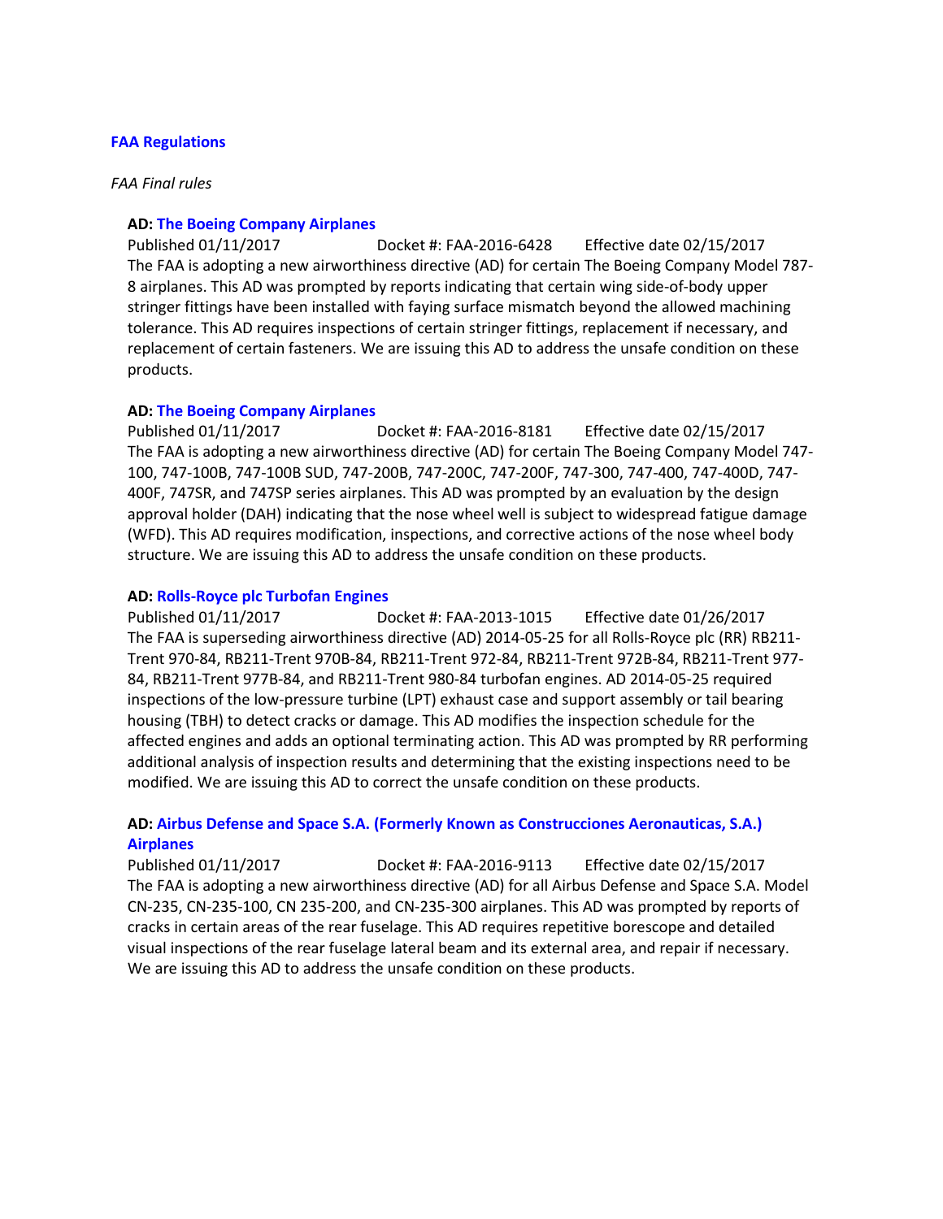**FAA Regulations**

*FAA Final rules*

**AD: The Boeing Company Airplanes**

Published 01/11/2017 Docket #: FAA-2016-6428 Effective date 02/15/2017

The FAA is adopting a new airworthiness directive (AD) for certain The Boeing Company Model 787-8 airplanes. This AD was prompted by reports indicating that certain wing side-of-body upper stringer fittings have been installed with faying surface mismatch beyond the allowed machining tolerance. This AD requires inspections of certain stringer fittings, replacement if necessary, and replacement of certain fasteners. We are issuing this AD to address the unsafe condition on these products.

**AD: The Boeing Company Airplanes**

Published 01/11/2017 Docket #: FAA-2016-8181 Effective date 02/15/2017

The FAA is adopting a new airworthiness directive (AD) for certain The Boeing Company Model 747-100, 747-100B, 747-100B SUD, 747-200B, 747-200C, 747-200F, 747-300, 747-400, 747-400D, 747-400F, 747SR, and 747SP series airplanes. This AD was prompted by an evaluation by the design approval holder (DAH) indicating that the nose wheel well is subject to widespread fatigue damage (WFD). This AD requires modification, inspections, and corrective actions of the nose wheel body structure. We are issuing this AD to address the unsafe condition on these products.

**AD: Rolls-Royce plc Turbofan Engines**

Published 01/11/2017 Docket #: FAA-2013-1015 Effective date 01/26/2017

The FAA is superseding airworthiness directive (AD) 2014-05-25 for all Rolls-Royce plc (RR) RB211-Trent 970-84, RB211-Trent 970B-84, RB211-Trent 972-84, RB211-Trent 972B-84, RB211-Trent 977-84, RB211-Trent 977B-84, and RB211-Trent 980-84 turbofan engines. AD 2014-05-25 required inspections of the low-pressure turbine (LPT) exhaust case and support assembly or tail bearing housing (TBH) to detect cracks or damage. This AD modifies the inspection schedule for the affected engines and adds an optional terminating action. This AD was prompted by RR performing additional analysis of inspection results and determining that the existing inspections need to be modified. We are issuing this AD to correct the unsafe condition on these products.

**AD: Airbus Defense and Space S.A. (Formerly Known as Construcciones Aeronauticas, S.A.) Airplanes**

Published 01/11/2017 Docket #: FAA-2016-9113 Effective date 02/15/2017

The FAA is adopting a new airworthiness directive (AD) for all Airbus Defense and Space S.A. Model CN-235, CN-235-100, CN 235-200, and CN-235-300 airplanes. This AD was prompted by reports of cracks in certain areas of the rear fuselage. This AD requires repetitive borescope and detailed visual inspections of the rear fuselage lateral beam and its external area, and repair if necessary. We are issuing this AD to address the unsafe condition on these products.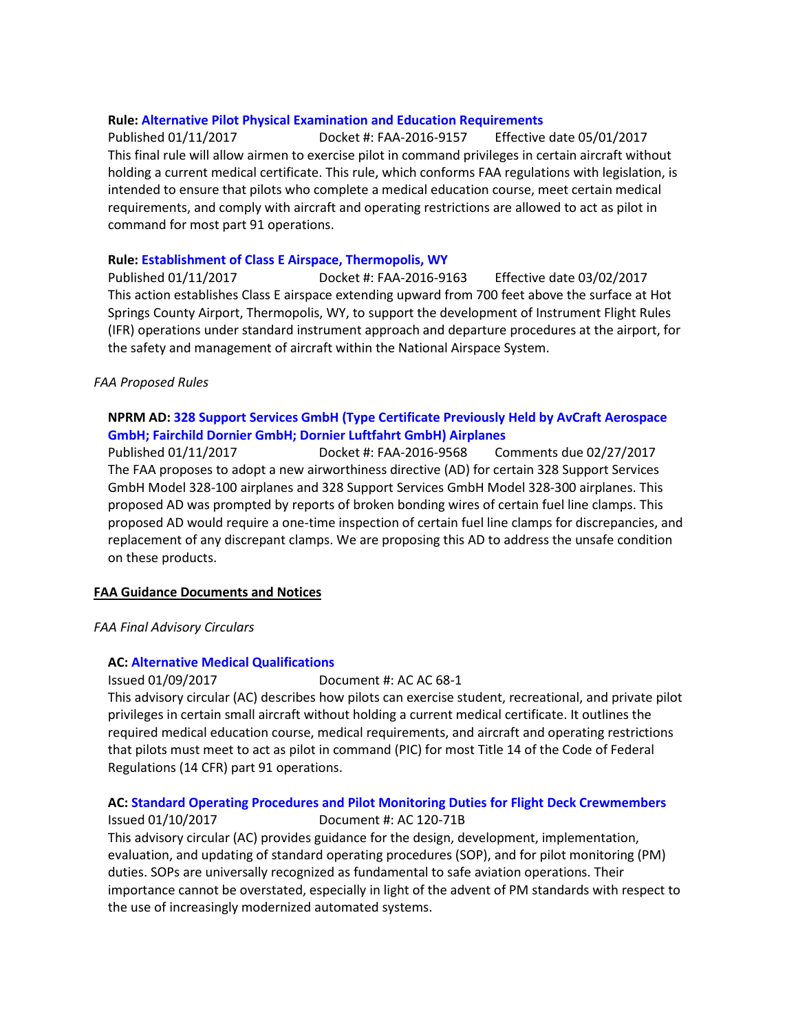**Rule: Alternative Pilot Physical Examination and Education Requirements**
Published 01/11/2017 Docket #: FAA-2016-9157 Effective date 05/01/2017
This final rule will allow airmen to exercise pilot in command privileges in certain aircraft without holding a current medical certificate. This rule, which conforms FAA regulations with legislation, is intended to ensure that pilots who complete a medical education course, meet certain medical requirements, and comply with aircraft and operating restrictions are allowed to act as pilot in command for most part 91 operations.

**Rule: Establishment of Class E Airspace, Thermopolis, WY**
Published 01/11/2017 Docket #: FAA-2016-9163 Effective date 03/02/2017
This action establishes Class E airspace extending upward from 700 feet above the surface at Hot Springs County Airport, Thermopolis, WY, to support the development of Instrument Flight Rules (IFR) operations under standard instrument approach and departure procedures at the airport, for the safety and management of aircraft within the National Airspace System.

*FAA Proposed Rules*

**NPRM AD: 328 Support Services GmbH (Type Certificate Previously Held by AvCraft Aerospace GmbH; Fairchild Dornier GmbH; Dornier Luftfahrt GmbH) Airplanes**
Published 01/11/2017 Docket #: FAA-2016-9568 Comments due 02/27/2017
The FAA proposes to adopt a new airworthiness directive (AD) for certain 328 Support Services GmbH Model 328-100 airplanes and 328 Support Services GmbH Model 328-300 airplanes. This proposed AD was prompted by reports of broken bonding wires of certain fuel line clamps. This proposed AD would require a one-time inspection of certain fuel line clamps for discrepancies, and replacement of any discrepant clamps. We are proposing this AD to address the unsafe condition on these products.

**FAA Guidance Documents and Notices**

*FAA Final Advisory Circulars*

**AC: Alternative Medical Qualifications**
Issued 01/09/2017 Document #: AC AC 68-1
This advisory circular (AC) describes how pilots can exercise student, recreational, and private pilot privileges in certain small aircraft without holding a current medical certificate. It outlines the required medical education course, medical requirements, and aircraft and operating restrictions that pilots must meet to act as pilot in command (PIC) for most Title 14 of the Code of Federal Regulations (14 CFR) part 91 operations.

**AC: Standard Operating Procedures and Pilot Monitoring Duties for Flight Deck Crewmembers**
Issued 01/10/2017 Document #: AC 120-71B
This advisory circular (AC) provides guidance for the design, development, implementation, evaluation, and updating of standard operating procedures (SOP), and for pilot monitoring (PM) duties. SOPs are universally recognized as fundamental to safe aviation operations. Their importance cannot be overstated, especially in light of the advent of PM standards with respect to the use of increasingly modernized automated systems.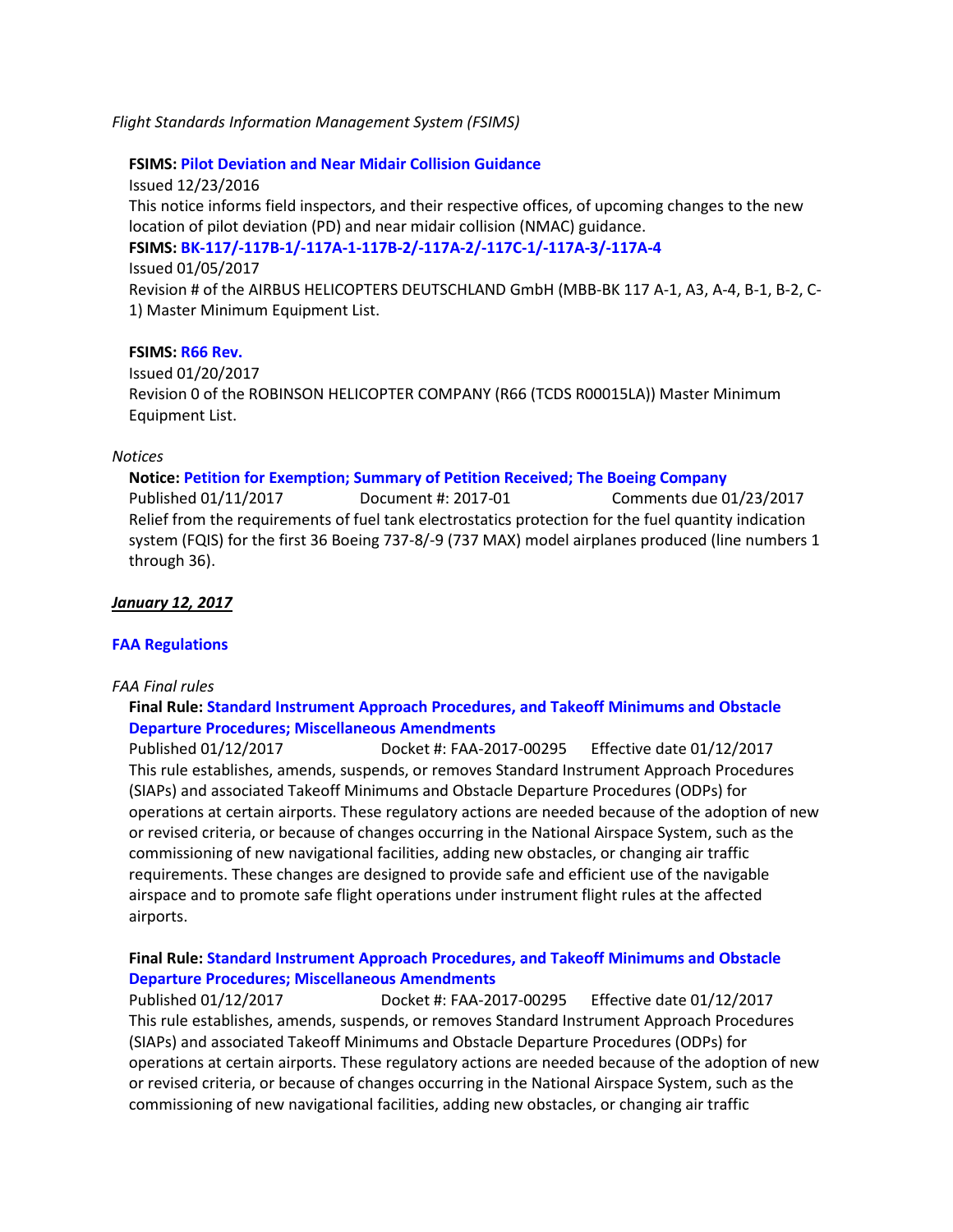*Flight Standards Information Management System (FSIMS)*

**FSIMS: Pilot Deviation and Near Midair Collision Guidance**
Issued 12/23/2016
This notice informs field inspectors, and their respective offices, of upcoming changes to the new location of pilot deviation (PD) and near midair collision (NMAC) guidance.
**FSIMS: BK-117/-117B-1/-117A-1-117B-2/-117A-2/-117C-1/-117A-3/-117A-4**
Issued 01/05/2017
Revision # of the AIRBUS HELICOPTERS DEUTSCHLAND GmbH (MBB-BK 117 A-1, A3, A-4, B-1, B-2, C-1) Master Minimum Equipment List.

**FSIMS: R66 Rev.**
Issued 01/20/2017
Revision 0 of the ROBINSON HELICOPTER COMPANY (R66 (TCDS R00015LA)) Master Minimum Equipment List.

*Notices*

**Notice: Petition for Exemption; Summary of Petition Received; The Boeing Company**
Published 01/11/2017 Document #: 2017-01 Comments due 01/23/2017
Relief from the requirements of fuel tank electrostatics protection for the fuel quantity indication system (FQIS) for the first 36 Boeing 737-8/-9 (737 MAX) model airplanes produced (line numbers 1 through 36).

***January 12, 2017***

**FAA Regulations**

*FAA Final rules*

**Final Rule: Standard Instrument Approach Procedures, and Takeoff Minimums and Obstacle Departure Procedures; Miscellaneous Amendments**
Published 01/12/2017 Docket #: FAA-2017-00295 Effective date 01/12/2017
This rule establishes, amends, suspends, or removes Standard Instrument Approach Procedures (SIAPs) and associated Takeoff Minimums and Obstacle Departure Procedures (ODPs) for operations at certain airports. These regulatory actions are needed because of the adoption of new or revised criteria, or because of changes occurring in the National Airspace System, such as the commissioning of new navigational facilities, adding new obstacles, or changing air traffic requirements. These changes are designed to provide safe and efficient use of the navigable airspace and to promote safe flight operations under instrument flight rules at the affected airports.

**Final Rule: Standard Instrument Approach Procedures, and Takeoff Minimums and Obstacle Departure Procedures; Miscellaneous Amendments**
Published 01/12/2017 Docket #: FAA-2017-00295 Effective date 01/12/2017
This rule establishes, amends, suspends, or removes Standard Instrument Approach Procedures (SIAPs) and associated Takeoff Minimums and Obstacle Departure Procedures (ODPs) for operations at certain airports. These regulatory actions are needed because of the adoption of new or revised criteria, or because of changes occurring in the National Airspace System, such as the commissioning of new navigational facilities, adding new obstacles, or changing air traffic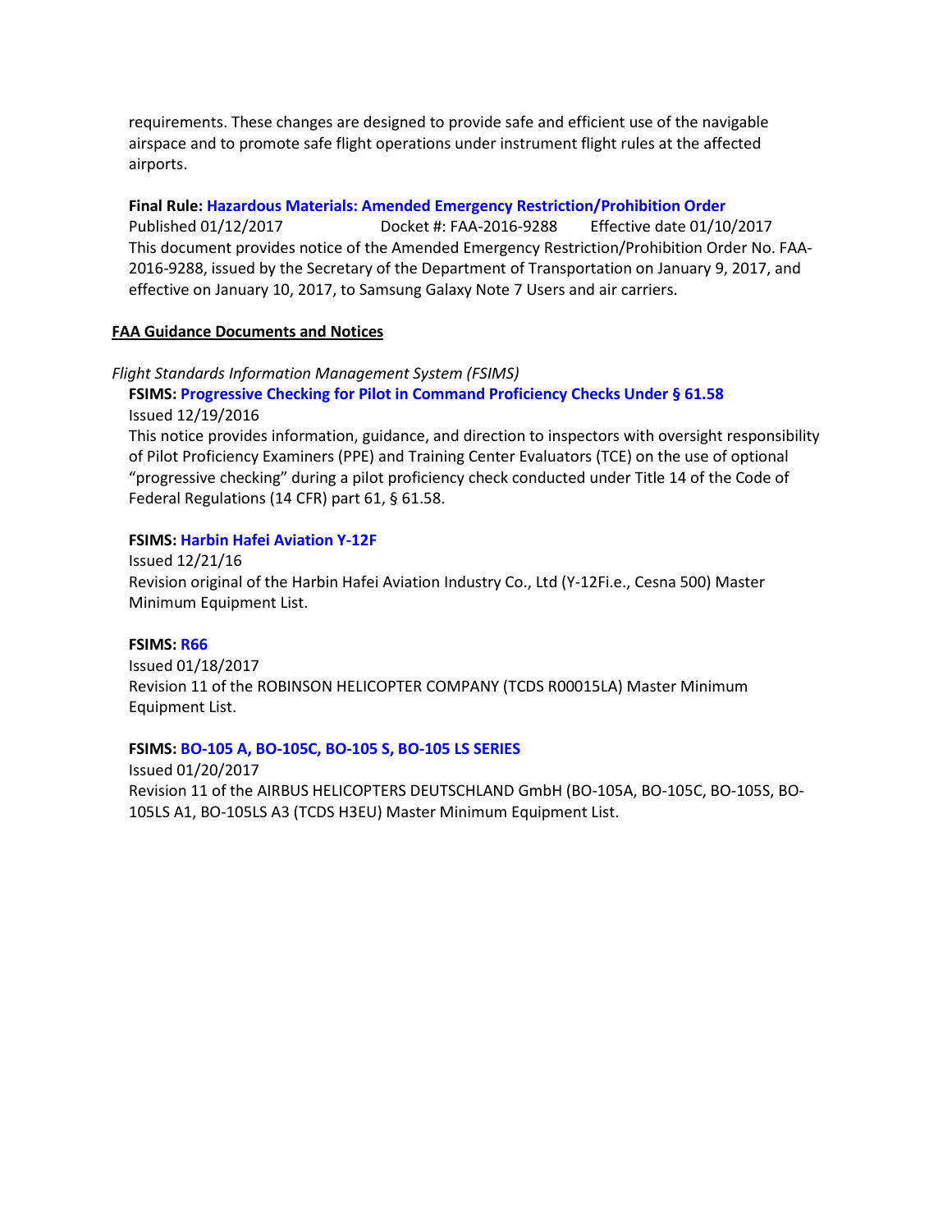requirements. These changes are designed to provide safe and efficient use of the navigable airspace and to promote safe flight operations under instrument flight rules at the affected airports.

**Final Rule: Hazardous Materials: Amended Emergency Restriction/Prohibition Order**
Published 01/12/2017 Docket #: FAA-2016-9288 Effective date 01/10/2017
This document provides notice of the Amended Emergency Restriction/Prohibition Order No. FAA-2016-9288, issued by the Secretary of the Department of Transportation on January 9, 2017, and effective on January 10, 2017, to Samsung Galaxy Note 7 Users and air carriers.

**FAA Guidance Documents and Notices**

*Flight Standards Information Management System (FSIMS)*

**FSIMS: Progressive Checking for Pilot in Command Proficiency Checks Under § 61.58**
Issued 12/19/2016
This notice provides information, guidance, and direction to inspectors with oversight responsibility of Pilot Proficiency Examiners (PPE) and Training Center Evaluators (TCE) on the use of optional "progressive checking" during a pilot proficiency check conducted under Title 14 of the Code of Federal Regulations (14 CFR) part 61, § 61.58.

**FSIMS: Harbin Hafei Aviation Y-12F**
Issued 12/21/16
Revision original of the Harbin Hafei Aviation Industry Co., Ltd (Y-12Fi.e., Cesna 500) Master Minimum Equipment List.

**FSIMS: R66**
Issued 01/18/2017
Revision 11 of the ROBINSON HELICOPTER COMPANY (TCDS R00015LA) Master Minimum Equipment List.

**FSIMS: BO-105 A, BO-105C, BO-105 S, BO-105 LS SERIES**
Issued 01/20/2017
Revision 11 of the AIRBUS HELICOPTERS DEUTSCHLAND GmbH (BO-105A, BO-105C, BO-105S, BO-105LS A1, BO-105LS A3 (TCDS H3EU) Master Minimum Equipment List.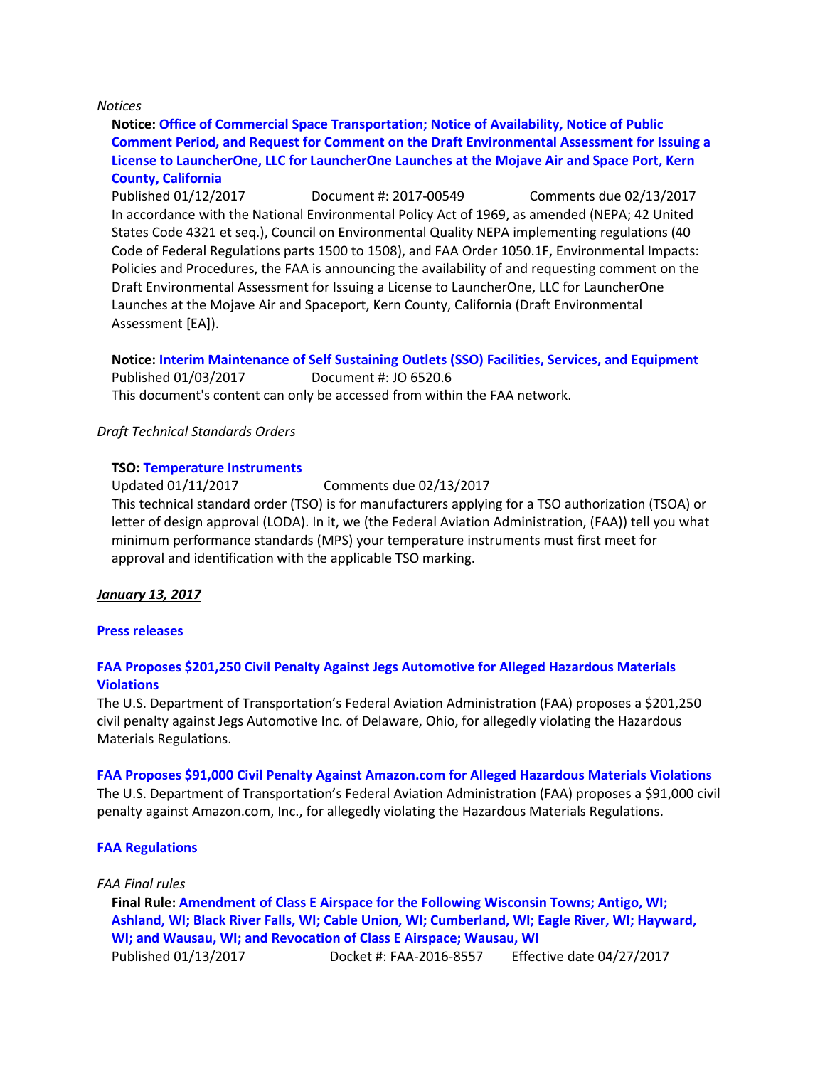*Notices*

**Notice: Office of Commercial Space Transportation; Notice of Availability, Notice of Public Comment Period, and Request for Comment on the Draft Environmental Assessment for Issuing a License to LauncherOne, LLC for LauncherOne Launches at the Mojave Air and Space Port, Kern County, California**

Published 01/12/2017  Document #: 2017-00549  Comments due 02/13/2017

In accordance with the National Environmental Policy Act of 1969, as amended (NEPA; 42 United States Code 4321 et seq.), Council on Environmental Quality NEPA implementing regulations (40 Code of Federal Regulations parts 1500 to 1508), and FAA Order 1050.1F, Environmental Impacts: Policies and Procedures, the FAA is announcing the availability of and requesting comment on the Draft Environmental Assessment for Issuing a License to LauncherOne, LLC for LauncherOne Launches at the Mojave Air and Spaceport, Kern County, California (Draft Environmental Assessment [EA]).

**Notice: Interim Maintenance of Self Sustaining Outlets (SSO) Facilities, Services, and Equipment**

Published 01/03/2017  Document #: JO 6520.6

This document's content can only be accessed from within the FAA network.

*Draft Technical Standards Orders*

**TSO: Temperature Instruments**

Updated 01/11/2017  Comments due 02/13/2017

This technical standard order (TSO) is for manufacturers applying for a TSO authorization (TSOA) or letter of design approval (LODA). In it, we (the Federal Aviation Administration, (FAA)) tell you what minimum performance standards (MPS) your temperature instruments must first meet for approval and identification with the applicable TSO marking.

***January 13, 2017***

**Press releases**

**FAA Proposes $201,250 Civil Penalty Against Jegs Automotive for Alleged Hazardous Materials Violations**

The U.S. Department of Transportation's Federal Aviation Administration (FAA) proposes a $201,250 civil penalty against Jegs Automotive Inc. of Delaware, Ohio, for allegedly violating the Hazardous Materials Regulations.

**FAA Proposes $91,000 Civil Penalty Against Amazon.com for Alleged Hazardous Materials Violations**

The U.S. Department of Transportation's Federal Aviation Administration (FAA) proposes a $91,000 civil penalty against Amazon.com, Inc., for allegedly violating the Hazardous Materials Regulations.

**FAA Regulations**

*FAA Final rules*

**Final Rule: Amendment of Class E Airspace for the Following Wisconsin Towns; Antigo, WI; Ashland, WI; Black River Falls, WI; Cable Union, WI; Cumberland, WI; Eagle River, WI; Hayward, WI; and Wausau, WI; and Revocation of Class E Airspace; Wausau, WI**

Published 01/13/2017  Docket #: FAA-2016-8557  Effective date 04/27/2017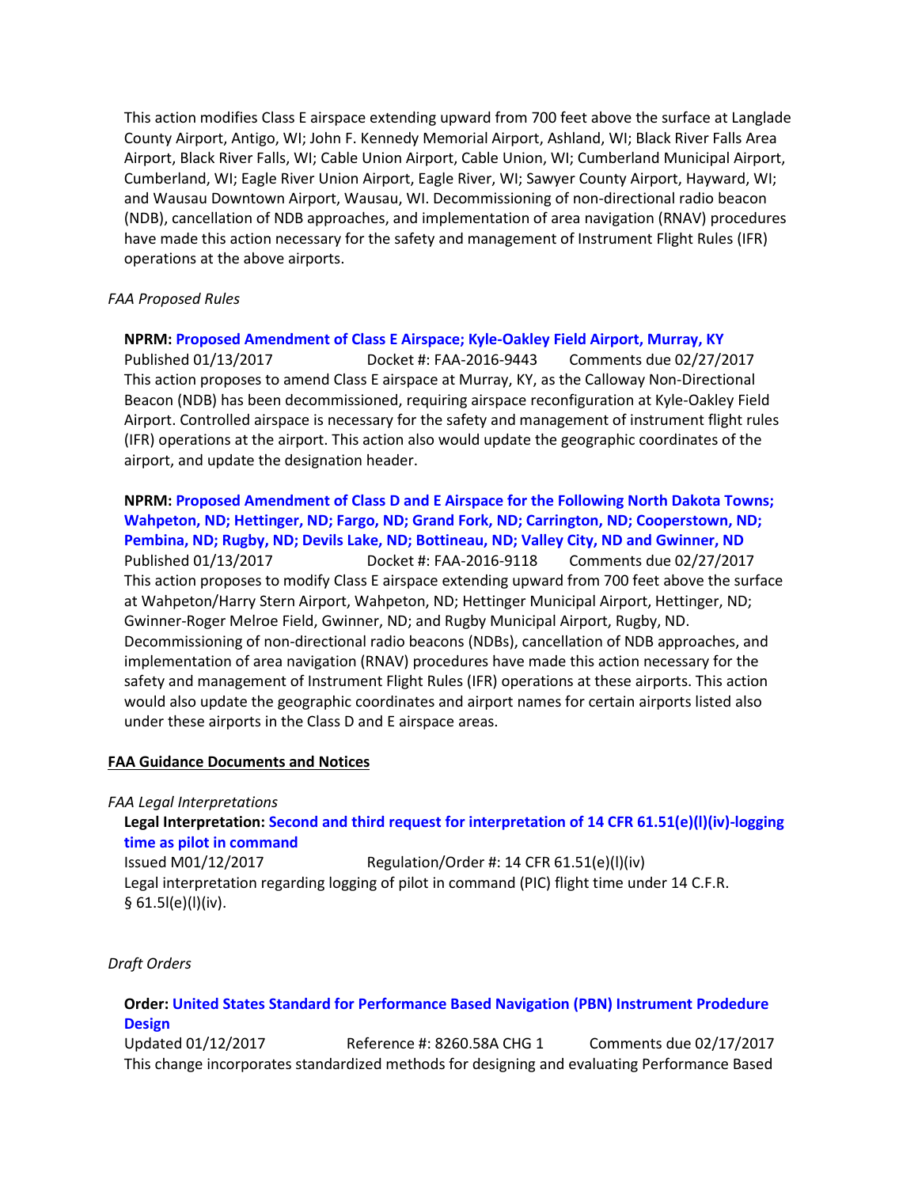This action modifies Class E airspace extending upward from 700 feet above the surface at Langlade County Airport, Antigo, WI; John F. Kennedy Memorial Airport, Ashland, WI; Black River Falls Area Airport, Black River Falls, WI; Cable Union Airport, Cable Union, WI; Cumberland Municipal Airport, Cumberland, WI; Eagle River Union Airport, Eagle River, WI; Sawyer County Airport, Hayward, WI; and Wausau Downtown Airport, Wausau, WI. Decommissioning of non-directional radio beacon (NDB), cancellation of NDB approaches, and implementation of area navigation (RNAV) procedures have made this action necessary for the safety and management of Instrument Flight Rules (IFR) operations at the above airports.

*FAA Proposed Rules*

**NPRM: Proposed Amendment of Class E Airspace; Kyle-Oakley Field Airport, Murray, KY**
Published 01/13/2017 Docket #: FAA-2016-9443 Comments due 02/27/2017
This action proposes to amend Class E airspace at Murray, KY, as the Calloway Non-Directional Beacon (NDB) has been decommissioned, requiring airspace reconfiguration at Kyle-Oakley Field Airport. Controlled airspace is necessary for the safety and management of instrument flight rules (IFR) operations at the airport. This action also would update the geographic coordinates of the airport, and update the designation header.

**NPRM: Proposed Amendment of Class D and E Airspace for the Following North Dakota Towns; Wahpeton, ND; Hettinger, ND; Fargo, ND; Grand Fork, ND; Carrington, ND; Cooperstown, ND; Pembina, ND; Rugby, ND; Devils Lake, ND; Bottineau, ND; Valley City, ND and Gwinner, ND**
Published 01/13/2017 Docket #: FAA-2016-9118 Comments due 02/27/2017
This action proposes to modify Class E airspace extending upward from 700 feet above the surface at Wahpeton/Harry Stern Airport, Wahpeton, ND; Hettinger Municipal Airport, Hettinger, ND; Gwinner-Roger Melroe Field, Gwinner, ND; and Rugby Municipal Airport, Rugby, ND. Decommissioning of non-directional radio beacons (NDBs), cancellation of NDB approaches, and implementation of area navigation (RNAV) procedures have made this action necessary for the safety and management of Instrument Flight Rules (IFR) operations at these airports. This action would also update the geographic coordinates and airport names for certain airports listed also under these airports in the Class D and E airspace areas.

## FAA Guidance Documents and Notices

*FAA Legal Interpretations*

**Legal Interpretation: Second and third request for interpretation of 14 CFR 61.51(e)(l)(iv)-logging time as pilot in command**
Issued M01/12/2017 Regulation/Order #: 14 CFR 61.51(e)(l)(iv)
Legal interpretation regarding logging of pilot in command (PIC) flight time under 14 C.F.R. § 61.5l(e)(l)(iv).

*Draft Orders*

**Order: United States Standard for Performance Based Navigation (PBN) Instrument Prodedure Design**
Updated 01/12/2017 Reference #: 8260.58A CHG 1 Comments due 02/17/2017
This change incorporates standardized methods for designing and evaluating Performance Based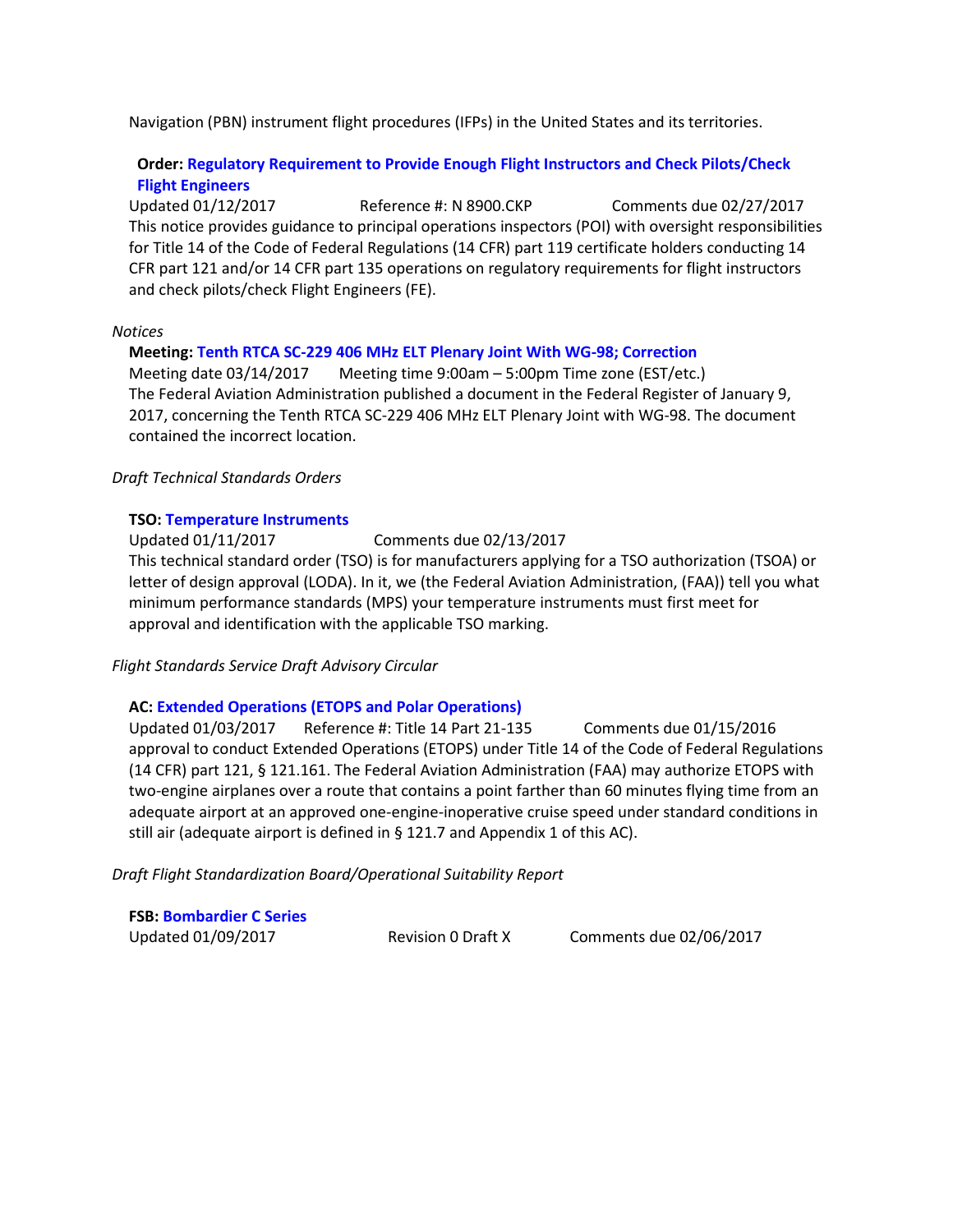Navigation (PBN) instrument flight procedures (IFPs) in the United States and its territories.

**Order: Regulatory Requirement to Provide Enough Flight Instructors and Check Pilots/Check Flight Engineers**
Updated 01/12/2017 Reference #: N 8900.CKP Comments due 02/27/2017
This notice provides guidance to principal operations inspectors (POI) with oversight responsibilities for Title 14 of the Code of Federal Regulations (14 CFR) part 119 certificate holders conducting 14 CFR part 121 and/or 14 CFR part 135 operations on regulatory requirements for flight instructors and check pilots/check Flight Engineers (FE).

*Notices*

**Meeting: Tenth RTCA SC-229 406 MHz ELT Plenary Joint With WG-98; Correction**
Meeting date 03/14/2017 Meeting time 9:00am – 5:00pm Time zone (EST/etc.)
The Federal Aviation Administration published a document in the Federal Register of January 9, 2017, concerning the Tenth RTCA SC-229 406 MHz ELT Plenary Joint with WG-98. The document contained the incorrect location.

*Draft Technical Standards Orders*

**TSO: Temperature Instruments**
Updated 01/11/2017 Comments due 02/13/2017
This technical standard order (TSO) is for manufacturers applying for a TSO authorization (TSOA) or letter of design approval (LODA). In it, we (the Federal Aviation Administration, (FAA)) tell you what minimum performance standards (MPS) your temperature instruments must first meet for approval and identification with the applicable TSO marking.

*Flight Standards Service Draft Advisory Circular*

**AC: Extended Operations (ETOPS and Polar Operations)**
Updated 01/03/2017 Reference #: Title 14 Part 21-135 Comments due 01/15/2016
approval to conduct Extended Operations (ETOPS) under Title 14 of the Code of Federal Regulations (14 CFR) part 121, § 121.161. The Federal Aviation Administration (FAA) may authorize ETOPS with two-engine airplanes over a route that contains a point farther than 60 minutes flying time from an adequate airport at an approved one-engine-inoperative cruise speed under standard conditions in still air (adequate airport is defined in § 121.7 and Appendix 1 of this AC).

*Draft Flight Standardization Board/Operational Suitability Report*

**FSB: Bombardier C Series**
Updated 01/09/2017 Revision 0 Draft X Comments due 02/06/2017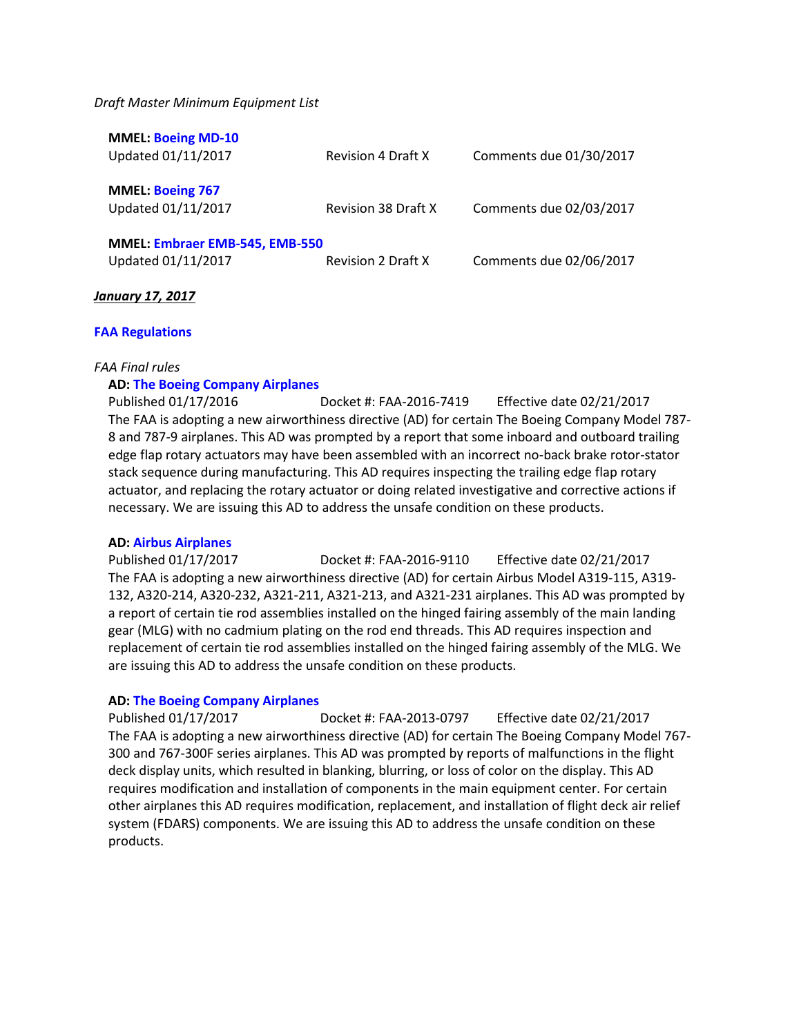*Draft Master Minimum Equipment List*

**MMEL: Boeing MD-10**
Updated 01/11/2017 Revision 4 Draft X Comments due 01/30/2017

**MMEL: Boeing 767**
Updated 01/11/2017 Revision 38 Draft X Comments due 02/03/2017

**MMEL: Embraer EMB-545, EMB-550**
Updated 01/11/2017 Revision 2 Draft X Comments due 02/06/2017

***January 17, 2017***

**FAA Regulations**

*FAA Final rules*

**AD: The Boeing Company Airplanes**
Published 01/17/2016 Docket #: FAA-2016-7419 Effective date 02/21/2017
The FAA is adopting a new airworthiness directive (AD) for certain The Boeing Company Model 787-8 and 787-9 airplanes. This AD was prompted by a report that some inboard and outboard trailing edge flap rotary actuators may have been assembled with an incorrect no-back brake rotor-stator stack sequence during manufacturing. This AD requires inspecting the trailing edge flap rotary actuator, and replacing the rotary actuator or doing related investigative and corrective actions if necessary. We are issuing this AD to address the unsafe condition on these products.

**AD: Airbus Airplanes**
Published 01/17/2017 Docket #: FAA-2016-9110 Effective date 02/21/2017
The FAA is adopting a new airworthiness directive (AD) for certain Airbus Model A319-115, A319-132, A320-214, A320-232, A321-211, A321-213, and A321-231 airplanes. This AD was prompted by a report of certain tie rod assemblies installed on the hinged fairing assembly of the main landing gear (MLG) with no cadmium plating on the rod end threads. This AD requires inspection and replacement of certain tie rod assemblies installed on the hinged fairing assembly of the MLG. We are issuing this AD to address the unsafe condition on these products.

**AD: The Boeing Company Airplanes**
Published 01/17/2017 Docket #: FAA-2013-0797 Effective date 02/21/2017
The FAA is adopting a new airworthiness directive (AD) for certain The Boeing Company Model 767-300 and 767-300F series airplanes. This AD was prompted by reports of malfunctions in the flight deck display units, which resulted in blanking, blurring, or loss of color on the display. This AD requires modification and installation of components in the main equipment center. For certain other airplanes this AD requires modification, replacement, and installation of flight deck air relief system (FDARS) components. We are issuing this AD to address the unsafe condition on these products.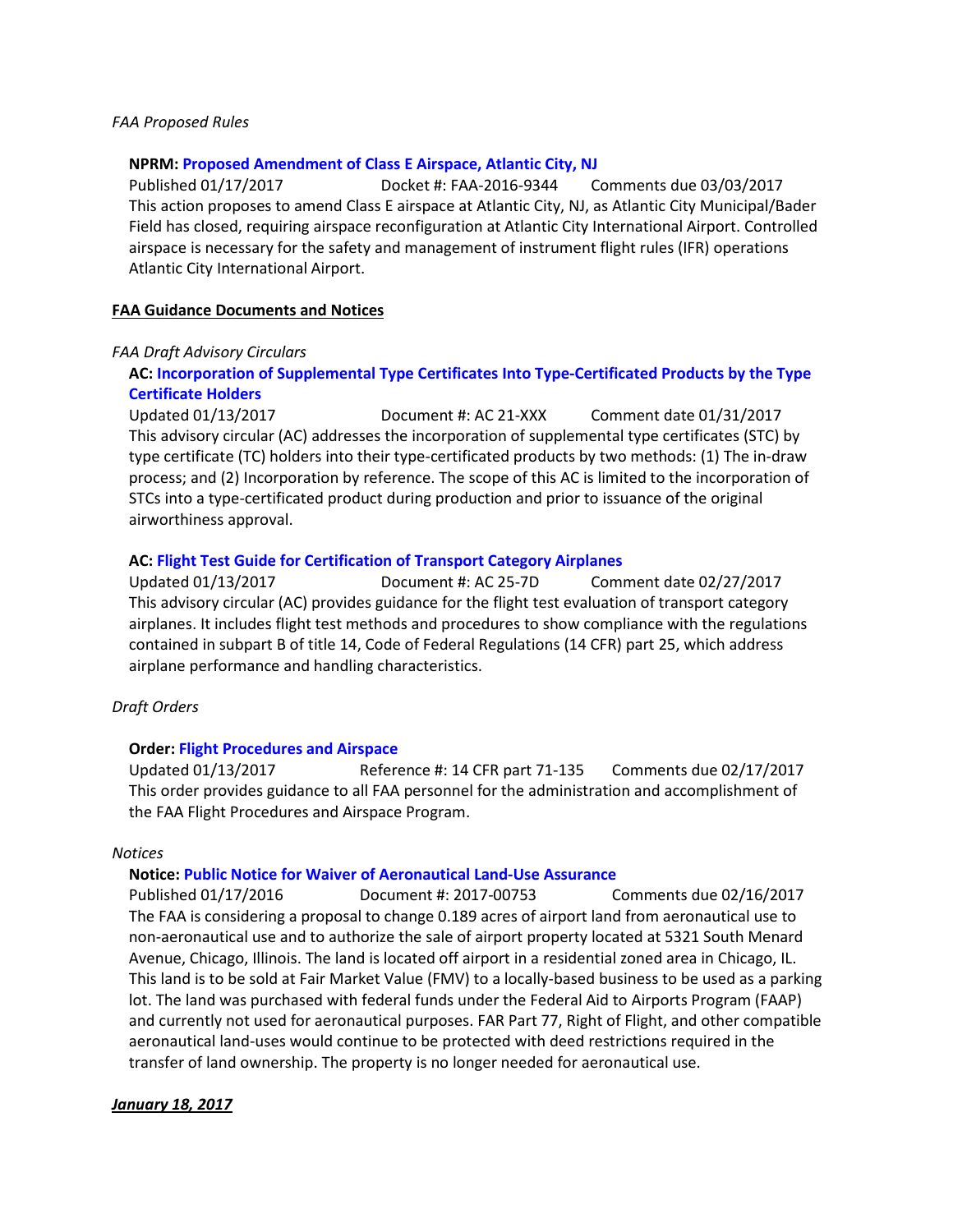*FAA Proposed Rules*

**NPRM: Proposed Amendment of Class E Airspace, Atlantic City, NJ**
Published 01/17/2017 Docket #: FAA-2016-9344 Comments due 03/03/2017
This action proposes to amend Class E airspace at Atlantic City, NJ, as Atlantic City Municipal/Bader Field has closed, requiring airspace reconfiguration at Atlantic City International Airport. Controlled airspace is necessary for the safety and management of instrument flight rules (IFR) operations Atlantic City International Airport.

**FAA Guidance Documents and Notices**

*FAA Draft Advisory Circulars*

**AC: Incorporation of Supplemental Type Certificates Into Type-Certificated Products by the Type Certificate Holders**
Updated 01/13/2017 Document #: AC 21-XXX Comment date 01/31/2017
This advisory circular (AC) addresses the incorporation of supplemental type certificates (STC) by type certificate (TC) holders into their type-certificated products by two methods: (1) The in-draw process; and (2) Incorporation by reference. The scope of this AC is limited to the incorporation of STCs into a type-certificated product during production and prior to issuance of the original airworthiness approval.

**AC: Flight Test Guide for Certification of Transport Category Airplanes**
Updated 01/13/2017 Document #: AC 25-7D Comment date 02/27/2017
This advisory circular (AC) provides guidance for the flight test evaluation of transport category airplanes. It includes flight test methods and procedures to show compliance with the regulations contained in subpart B of title 14, Code of Federal Regulations (14 CFR) part 25, which address airplane performance and handling characteristics.

*Draft Orders*

**Order: Flight Procedures and Airspace**
Updated 01/13/2017 Reference #: 14 CFR part 71-135 Comments due 02/17/2017
This order provides guidance to all FAA personnel for the administration and accomplishment of the FAA Flight Procedures and Airspace Program.

*Notices*

**Notice: Public Notice for Waiver of Aeronautical Land-Use Assurance**
Published 01/17/2016 Document #: 2017-00753 Comments due 02/16/2017
The FAA is considering a proposal to change 0.189 acres of airport land from aeronautical use to non-aeronautical use and to authorize the sale of airport property located at 5321 South Menard Avenue, Chicago, Illinois. The land is located off airport in a residential zoned area in Chicago, IL. This land is to be sold at Fair Market Value (FMV) to a locally-based business to be used as a parking lot. The land was purchased with federal funds under the Federal Aid to Airports Program (FAAP) and currently not used for aeronautical purposes. FAR Part 77, Right of Flight, and other compatible aeronautical land-uses would continue to be protected with deed restrictions required in the transfer of land ownership. The property is no longer needed for aeronautical use.

***January 18, 2017***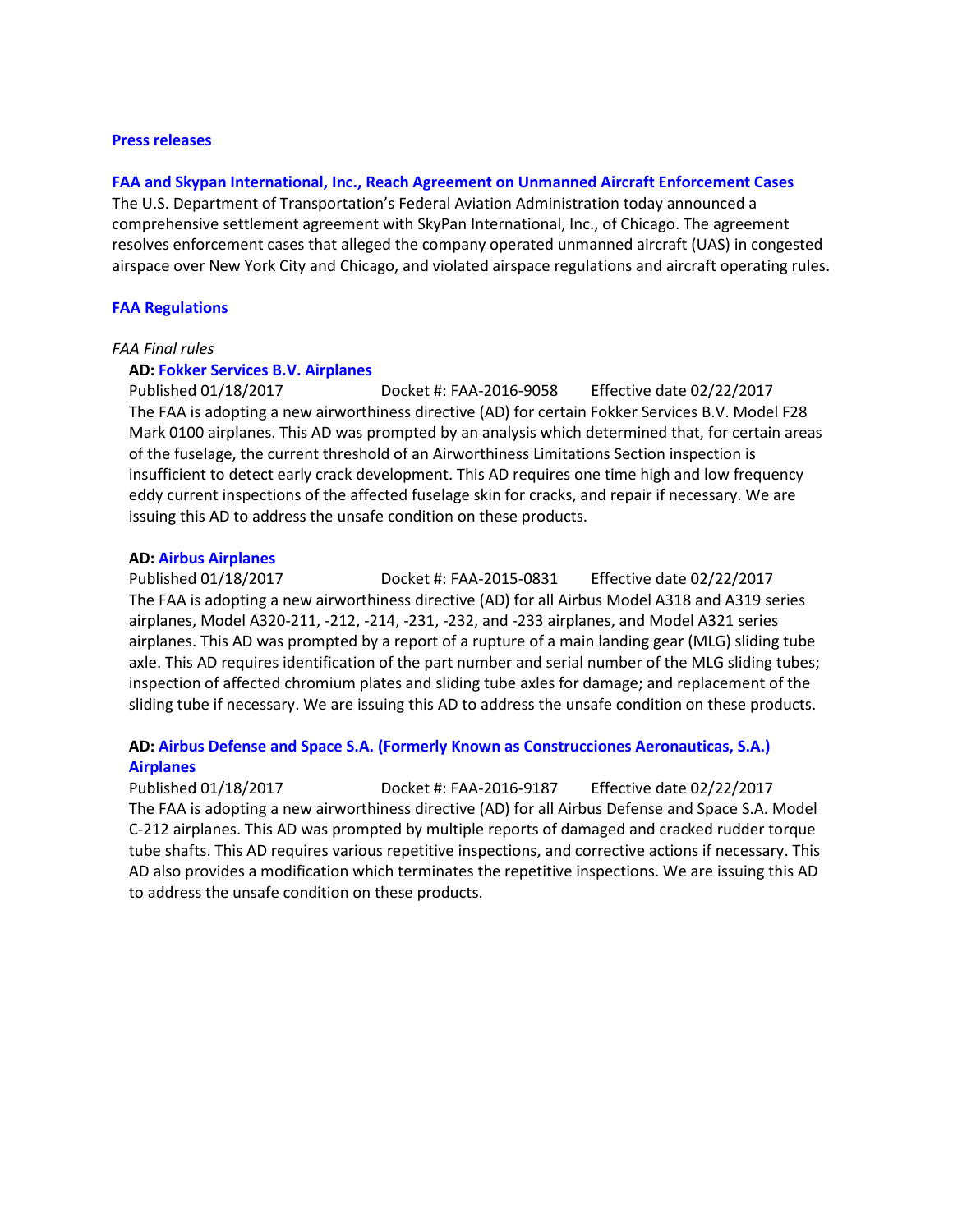## Press releases

### FAA and Skypan International, Inc., Reach Agreement on Unmanned Aircraft Enforcement Cases

The U.S. Department of Transportation's Federal Aviation Administration today announced a comprehensive settlement agreement with SkyPan International, Inc., of Chicago. The agreement resolves enforcement cases that alleged the company operated unmanned aircraft (UAS) in congested airspace over New York City and Chicago, and violated airspace regulations and aircraft operating rules.

## FAA Regulations

*FAA Final rules*

**AD: Fokker Services B.V. Airplanes**

Published 01/18/2017 Docket #: FAA-2016-9058 Effective date 02/22/2017

The FAA is adopting a new airworthiness directive (AD) for certain Fokker Services B.V. Model F28 Mark 0100 airplanes. This AD was prompted by an analysis which determined that, for certain areas of the fuselage, the current threshold of an Airworthiness Limitations Section inspection is insufficient to detect early crack development. This AD requires one time high and low frequency eddy current inspections of the affected fuselage skin for cracks, and repair if necessary. We are issuing this AD to address the unsafe condition on these products.

**AD: Airbus Airplanes**

Published 01/18/2017 Docket #: FAA-2015-0831 Effective date 02/22/2017

The FAA is adopting a new airworthiness directive (AD) for all Airbus Model A318 and A319 series airplanes, Model A320-211, -212, -214, -231, -232, and -233 airplanes, and Model A321 series airplanes. This AD was prompted by a report of a rupture of a main landing gear (MLG) sliding tube axle. This AD requires identification of the part number and serial number of the MLG sliding tubes; inspection of affected chromium plates and sliding tube axles for damage; and replacement of the sliding tube if necessary. We are issuing this AD to address the unsafe condition on these products.

**AD: Airbus Defense and Space S.A. (Formerly Known as Construcciones Aeronauticas, S.A.) Airplanes**

Published 01/18/2017 Docket #: FAA-2016-9187 Effective date 02/22/2017

The FAA is adopting a new airworthiness directive (AD) for all Airbus Defense and Space S.A. Model C-212 airplanes. This AD was prompted by multiple reports of damaged and cracked rudder torque tube shafts. This AD requires various repetitive inspections, and corrective actions if necessary. This AD also provides a modification which terminates the repetitive inspections. We are issuing this AD to address the unsafe condition on these products.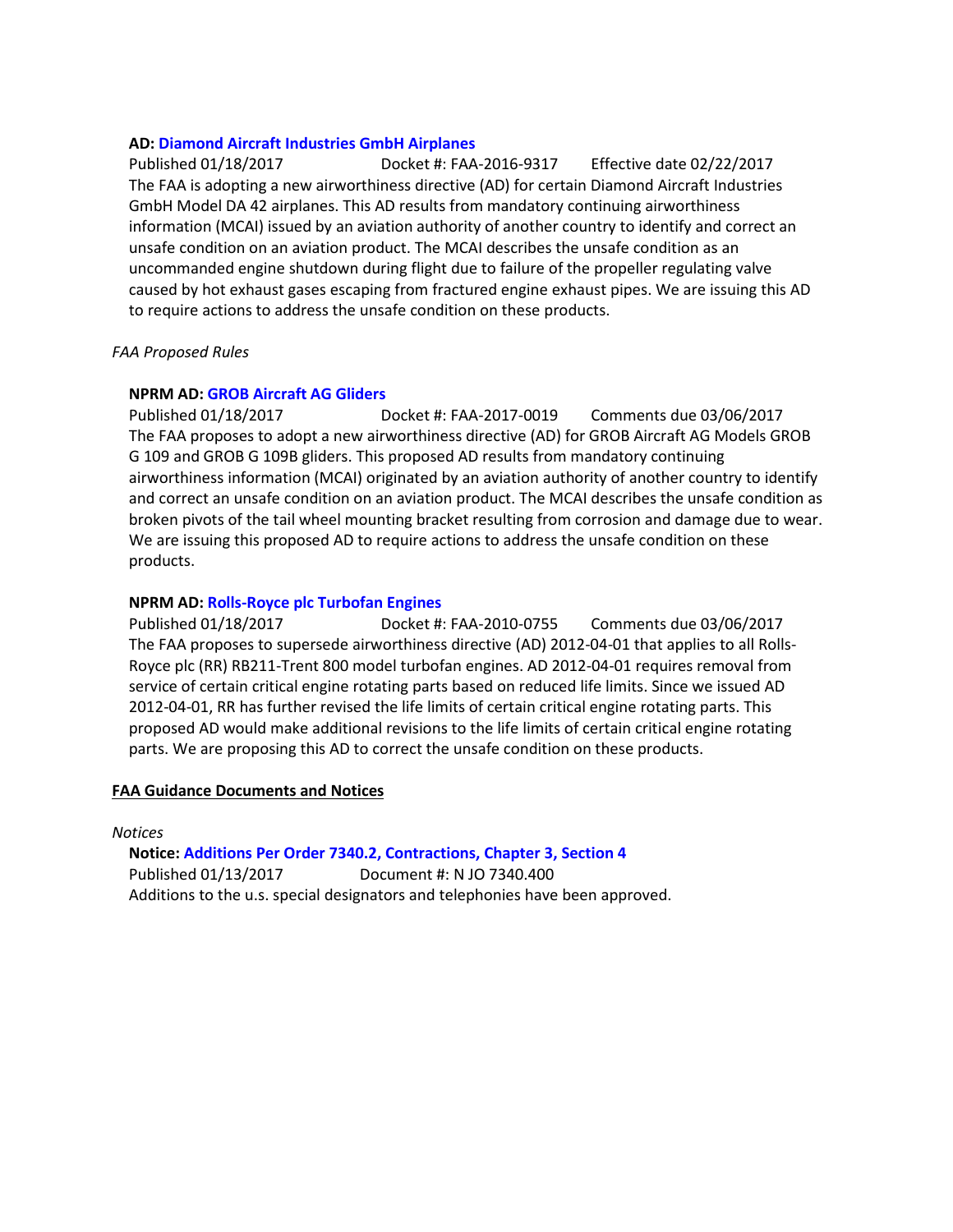**AD: Diamond Aircraft Industries GmbH Airplanes**
Published 01/18/2017 Docket #: FAA-2016-9317 Effective date 02/22/2017
The FAA is adopting a new airworthiness directive (AD) for certain Diamond Aircraft Industries GmbH Model DA 42 airplanes. This AD results from mandatory continuing airworthiness information (MCAI) issued by an aviation authority of another country to identify and correct an unsafe condition on an aviation product. The MCAI describes the unsafe condition as an uncommanded engine shutdown during flight due to failure of the propeller regulating valve caused by hot exhaust gases escaping from fractured engine exhaust pipes. We are issuing this AD to require actions to address the unsafe condition on these products.

*FAA Proposed Rules*

**NPRM AD: GROB Aircraft AG Gliders**
Published 01/18/2017 Docket #: FAA-2017-0019 Comments due 03/06/2017
The FAA proposes to adopt a new airworthiness directive (AD) for GROB Aircraft AG Models GROB G 109 and GROB G 109B gliders. This proposed AD results from mandatory continuing airworthiness information (MCAI) originated by an aviation authority of another country to identify and correct an unsafe condition on an aviation product. The MCAI describes the unsafe condition as broken pivots of the tail wheel mounting bracket resulting from corrosion and damage due to wear. We are issuing this proposed AD to require actions to address the unsafe condition on these products.

**NPRM AD: Rolls-Royce plc Turbofan Engines**
Published 01/18/2017 Docket #: FAA-2010-0755 Comments due 03/06/2017
The FAA proposes to supersede airworthiness directive (AD) 2012-04-01 that applies to all Rolls-Royce plc (RR) RB211-Trent 800 model turbofan engines. AD 2012-04-01 requires removal from service of certain critical engine rotating parts based on reduced life limits. Since we issued AD 2012-04-01, RR has further revised the life limits of certain critical engine rotating parts. This proposed AD would make additional revisions to the life limits of certain critical engine rotating parts. We are proposing this AD to correct the unsafe condition on these products.

**FAA Guidance Documents and Notices**

*Notices*

**Notice: Additions Per Order 7340.2, Contractions, Chapter 3, Section 4**
Published 01/13/2017 Document #: N JO 7340.400
Additions to the u.s. special designators and telephonies have been approved.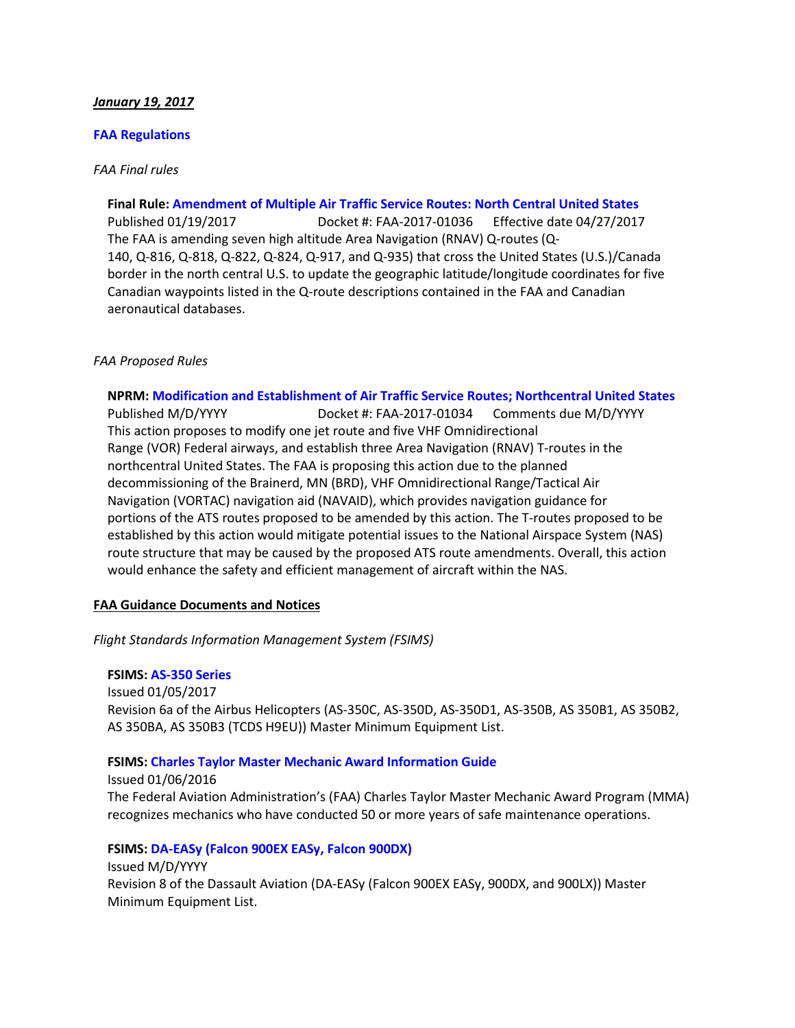***January 19, 2017***

**FAA Regulations**

*FAA Final rules*

**Final Rule: Amendment of Multiple Air Traffic Service Routes: North Central United States**
Published 01/19/2017 Docket #: FAA-2017-01036 Effective date 04/27/2017
The FAA is amending seven high altitude Area Navigation (RNAV) Q-routes (Q-140, Q-816, Q-818, Q-822, Q-824, Q-917, and Q-935) that cross the United States (U.S.)/Canada border in the north central U.S. to update the geographic latitude/longitude coordinates for five Canadian waypoints listed in the Q-route descriptions contained in the FAA and Canadian aeronautical databases.

*FAA Proposed Rules*

**NPRM: Modification and Establishment of Air Traffic Service Routes; Northcentral United States**
Published M/D/YYYY Docket #: FAA-2017-01034 Comments due M/D/YYYY
This action proposes to modify one jet route and five VHF Omnidirectional Range (VOR) Federal airways, and establish three Area Navigation (RNAV) T-routes in the northcentral United States. The FAA is proposing this action due to the planned decommissioning of the Brainerd, MN (BRD), VHF Omnidirectional Range/Tactical Air Navigation (VORTAC) navigation aid (NAVAID), which provides navigation guidance for portions of the ATS routes proposed to be amended by this action. The T-routes proposed to be established by this action would mitigate potential issues to the National Airspace System (NAS) route structure that may be caused by the proposed ATS route amendments. Overall, this action would enhance the safety and efficient management of aircraft within the NAS.

**FAA Guidance Documents and Notices**

*Flight Standards Information Management System (FSIMS)*

**FSIMS: AS-350 Series**
Issued 01/05/2017
Revision 6a of the Airbus Helicopters (AS-350C, AS-350D, AS-350D1, AS-350B, AS 350B1, AS 350B2, AS 350BA, AS 350B3 (TCDS H9EU)) Master Minimum Equipment List.

**FSIMS: Charles Taylor Master Mechanic Award Information Guide**
Issued 01/06/2016
The Federal Aviation Administration's (FAA) Charles Taylor Master Mechanic Award Program (MMA) recognizes mechanics who have conducted 50 or more years of safe maintenance operations.

**FSIMS: DA-EASy (Falcon 900EX EASy, Falcon 900DX)**
Issued M/D/YYYY
Revision 8 of the Dassault Aviation (DA-EASy (Falcon 900EX EASy, 900DX, and 900LX)) Master Minimum Equipment List.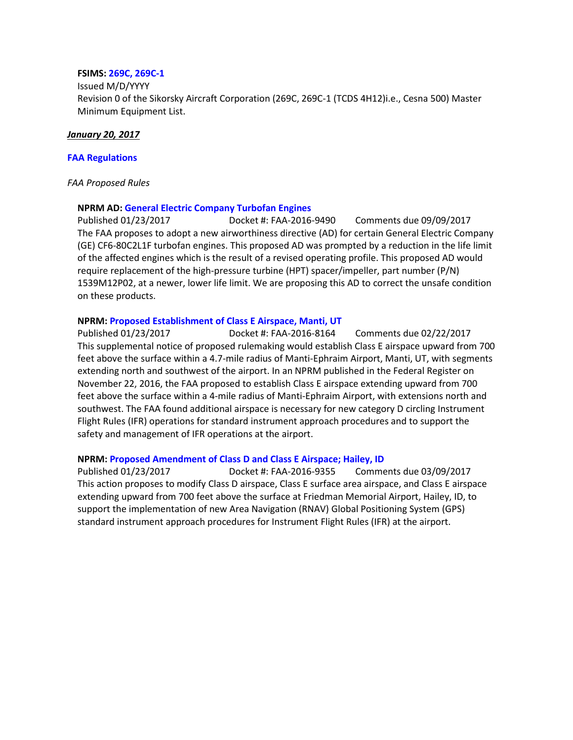**FSIMS: 269C, 269C-1**
Issued M/D/YYYY
Revision 0 of the Sikorsky Aircraft Corporation (269C, 269C-1 (TCDS 4H12)i.e., Cesna 500) Master Minimum Equipment List.

***January 20, 2017***

**FAA Regulations**

*FAA Proposed Rules*

**NPRM AD: General Electric Company Turbofan Engines**
Published 01/23/2017 Docket #: FAA-2016-9490 Comments due 09/09/2017
The FAA proposes to adopt a new airworthiness directive (AD) for certain General Electric Company (GE) CF6-80C2L1F turbofan engines. This proposed AD was prompted by a reduction in the life limit of the affected engines which is the result of a revised operating profile. This proposed AD would require replacement of the high-pressure turbine (HPT) spacer/impeller, part number (P/N) 1539M12P02, at a newer, lower life limit. We are proposing this AD to correct the unsafe condition on these products.

**NPRM: Proposed Establishment of Class E Airspace, Manti, UT**
Published 01/23/2017 Docket #: FAA-2016-8164 Comments due 02/22/2017
This supplemental notice of proposed rulemaking would establish Class E airspace upward from 700 feet above the surface within a 4.7-mile radius of Manti-Ephraim Airport, Manti, UT, with segments extending north and southwest of the airport. In an NPRM published in the Federal Register on November 22, 2016, the FAA proposed to establish Class E airspace extending upward from 700 feet above the surface within a 4-mile radius of Manti-Ephraim Airport, with extensions north and southwest. The FAA found additional airspace is necessary for new category D circling Instrument Flight Rules (IFR) operations for standard instrument approach procedures and to support the safety and management of IFR operations at the airport.

**NPRM: Proposed Amendment of Class D and Class E Airspace; Hailey, ID**
Published 01/23/2017 Docket #: FAA-2016-9355 Comments due 03/09/2017
This action proposes to modify Class D airspace, Class E surface area airspace, and Class E airspace extending upward from 700 feet above the surface at Friedman Memorial Airport, Hailey, ID, to support the implementation of new Area Navigation (RNAV) Global Positioning System (GPS) standard instrument approach procedures for Instrument Flight Rules (IFR) at the airport.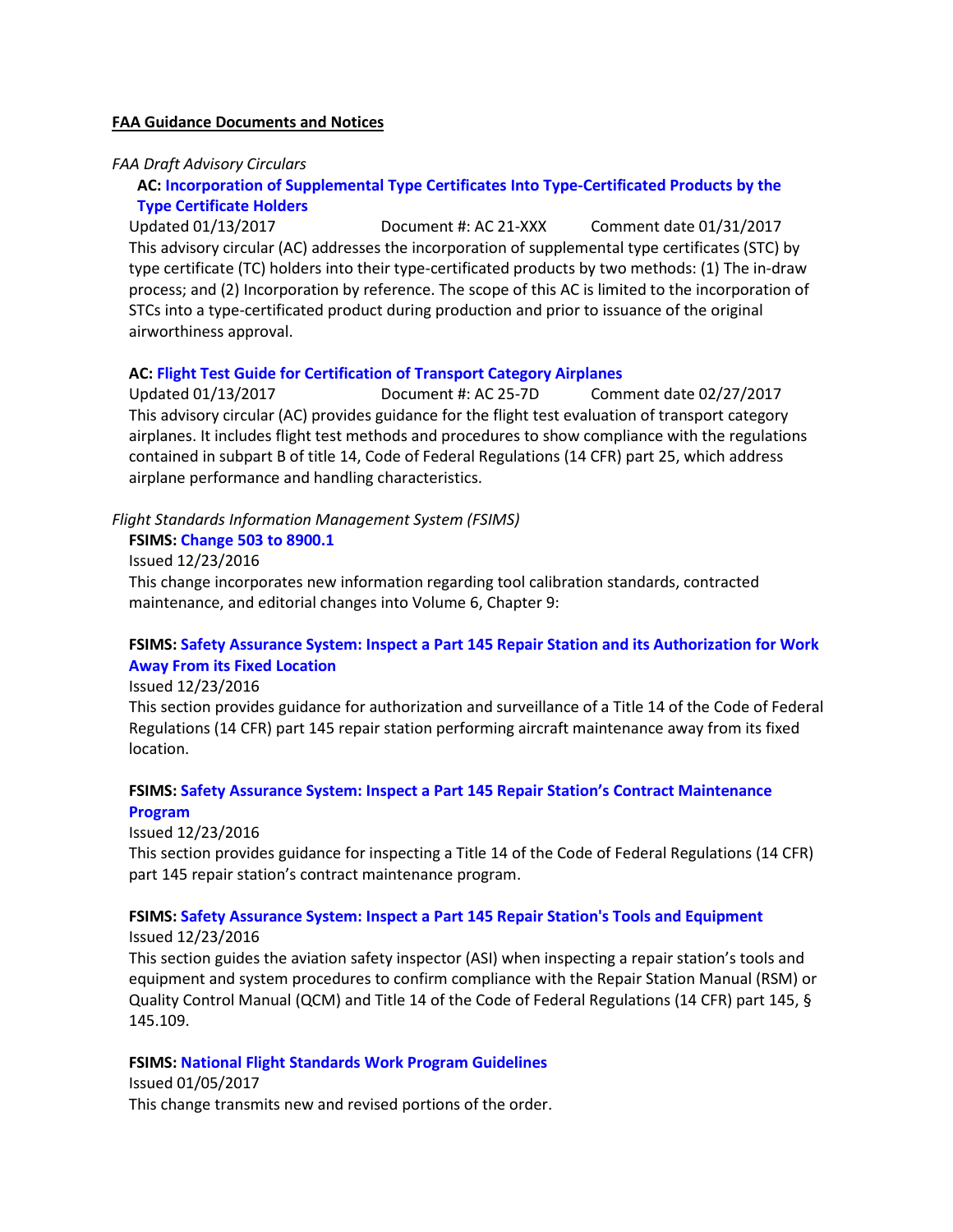**FAA Guidance Documents and Notices**

*FAA Draft Advisory Circulars*

**AC: Incorporation of Supplemental Type Certificates Into Type-Certificated Products by the Type Certificate Holders**

Updated 01/13/2017 Document #: AC 21-XXX Comment date 01/31/2017

This advisory circular (AC) addresses the incorporation of supplemental type certificates (STC) by type certificate (TC) holders into their type-certificated products by two methods: (1) The in-draw process; and (2) Incorporation by reference. The scope of this AC is limited to the incorporation of STCs into a type-certificated product during production and prior to issuance of the original airworthiness approval.

**AC: Flight Test Guide for Certification of Transport Category Airplanes**

Updated 01/13/2017 Document #: AC 25-7D Comment date 02/27/2017

This advisory circular (AC) provides guidance for the flight test evaluation of transport category airplanes. It includes flight test methods and procedures to show compliance with the regulations contained in subpart B of title 14, Code of Federal Regulations (14 CFR) part 25, which address airplane performance and handling characteristics.

*Flight Standards Information Management System (FSIMS)*

**FSIMS: Change 503 to 8900.1**

Issued 12/23/2016

This change incorporates new information regarding tool calibration standards, contracted maintenance, and editorial changes into Volume 6, Chapter 9:

**FSIMS: Safety Assurance System: Inspect a Part 145 Repair Station and its Authorization for Work Away From its Fixed Location**

Issued 12/23/2016

This section provides guidance for authorization and surveillance of a Title 14 of the Code of Federal Regulations (14 CFR) part 145 repair station performing aircraft maintenance away from its fixed location.

**FSIMS: Safety Assurance System: Inspect a Part 145 Repair Station's Contract Maintenance Program**

Issued 12/23/2016

This section provides guidance for inspecting a Title 14 of the Code of Federal Regulations (14 CFR) part 145 repair station's contract maintenance program.

**FSIMS: Safety Assurance System: Inspect a Part 145 Repair Station's Tools and Equipment**

Issued 12/23/2016

This section guides the aviation safety inspector (ASI) when inspecting a repair station's tools and equipment and system procedures to confirm compliance with the Repair Station Manual (RSM) or Quality Control Manual (QCM) and Title 14 of the Code of Federal Regulations (14 CFR) part 145, § 145.109.

**FSIMS: National Flight Standards Work Program Guidelines**

Issued 01/05/2017

This change transmits new and revised portions of the order.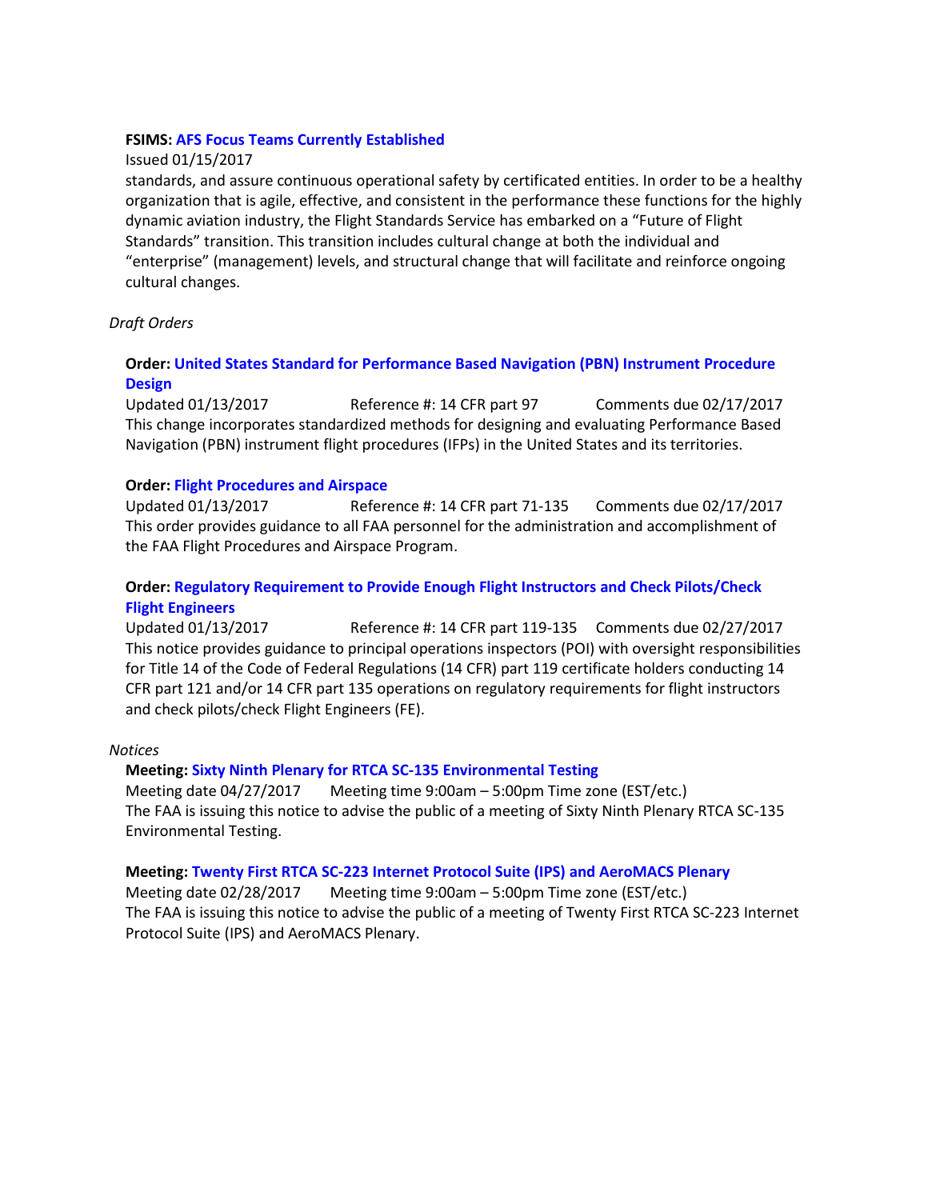**FSIMS: AFS Focus Teams Currently Established**
Issued 01/15/2017
standards, and assure continuous operational safety by certificated entities. In order to be a healthy organization that is agile, effective, and consistent in the performance these functions for the highly dynamic aviation industry, the Flight Standards Service has embarked on a "Future of Flight Standards" transition. This transition includes cultural change at both the individual and "enterprise" (management) levels, and structural change that will facilitate and reinforce ongoing cultural changes.

*Draft Orders*

**Order: United States Standard for Performance Based Navigation (PBN) Instrument Procedure Design**
Updated 01/13/2017 Reference #: 14 CFR part 97 Comments due 02/17/2017
This change incorporates standardized methods for designing and evaluating Performance Based Navigation (PBN) instrument flight procedures (IFPs) in the United States and its territories.

**Order: Flight Procedures and Airspace**
Updated 01/13/2017 Reference #: 14 CFR part 71-135 Comments due 02/17/2017
This order provides guidance to all FAA personnel for the administration and accomplishment of the FAA Flight Procedures and Airspace Program.

**Order: Regulatory Requirement to Provide Enough Flight Instructors and Check Pilots/Check Flight Engineers**
Updated 01/13/2017 Reference #: 14 CFR part 119-135 Comments due 02/27/2017
This notice provides guidance to principal operations inspectors (POI) with oversight responsibilities for Title 14 of the Code of Federal Regulations (14 CFR) part 119 certificate holders conducting 14 CFR part 121 and/or 14 CFR part 135 operations on regulatory requirements for flight instructors and check pilots/check Flight Engineers (FE).

*Notices*

**Meeting: Sixty Ninth Plenary for RTCA SC-135 Environmental Testing**
Meeting date 04/27/2017 Meeting time 9:00am – 5:00pm Time zone (EST/etc.)
The FAA is issuing this notice to advise the public of a meeting of Sixty Ninth Plenary RTCA SC-135 Environmental Testing.

**Meeting: Twenty First RTCA SC-223 Internet Protocol Suite (IPS) and AeroMACS Plenary**
Meeting date 02/28/2017 Meeting time 9:00am – 5:00pm Time zone (EST/etc.)
The FAA is issuing this notice to advise the public of a meeting of Twenty First RTCA SC-223 Internet Protocol Suite (IPS) and AeroMACS Plenary.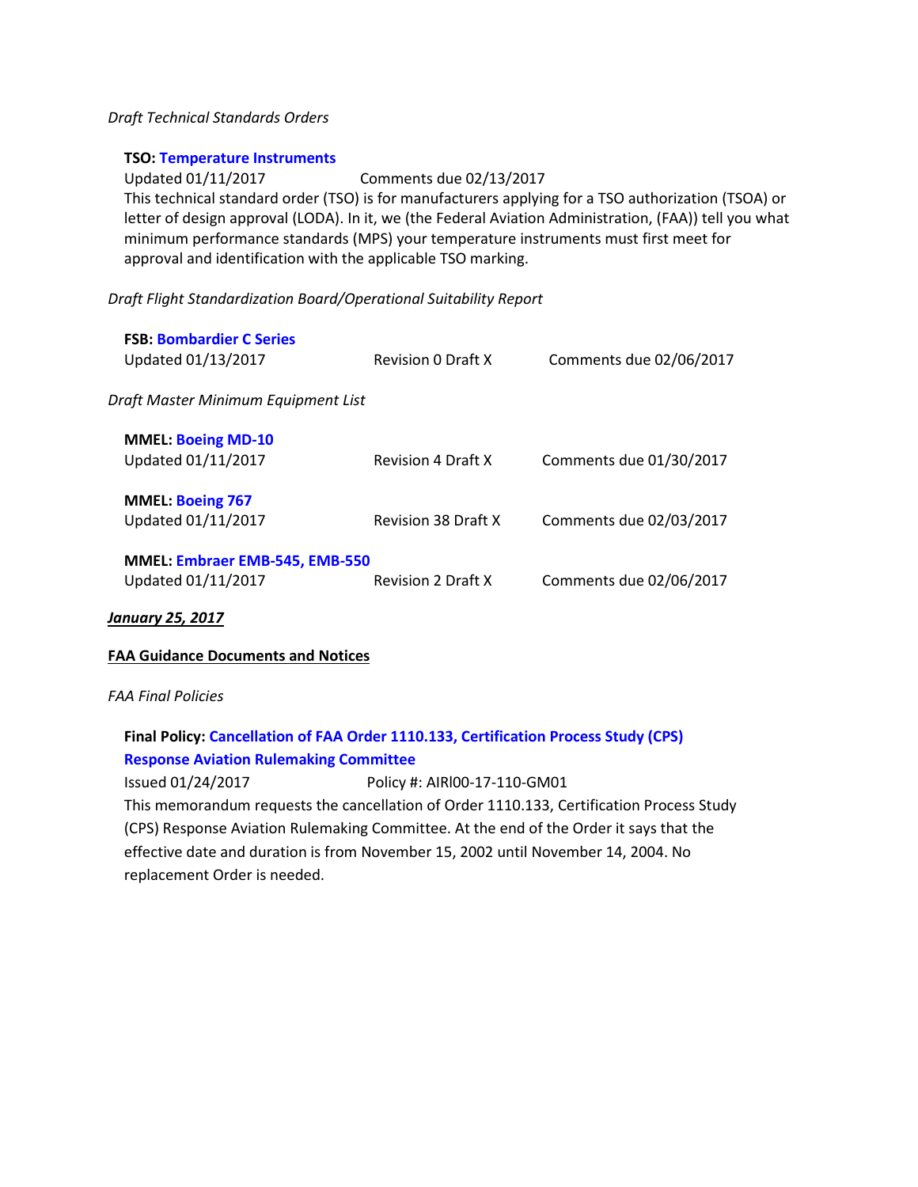*Draft Technical Standards Orders*

**TSO: Temperature Instruments**
Updated 01/11/2017 Comments due 02/13/2017
This technical standard order (TSO) is for manufacturers applying for a TSO authorization (TSOA) or letter of design approval (LODA). In it, we (the Federal Aviation Administration, (FAA)) tell you what minimum performance standards (MPS) your temperature instruments must first meet for approval and identification with the applicable TSO marking.

*Draft Flight Standardization Board/Operational Suitability Report*

**FSB: Bombardier C Series**
Updated 01/13/2017 Revision 0 Draft X Comments due 02/06/2017

*Draft Master Minimum Equipment List*

**MMEL: Boeing MD-10**
Updated 01/11/2017 Revision 4 Draft X Comments due 01/30/2017

**MMEL: Boeing 767**
Updated 01/11/2017 Revision 38 Draft X Comments due 02/03/2017

**MMEL: Embraer EMB-545, EMB-550**
Updated 01/11/2017 Revision 2 Draft X Comments due 02/06/2017

***January 25, 2017***

**FAA Guidance Documents and Notices**

*FAA Final Policies*

**Final Policy: Cancellation of FAA Order 1110.133, Certification Process Study (CPS) Response Aviation Rulemaking Committee**
Issued 01/24/2017 Policy #: AIRl00-17-110-GM01
This memorandum requests the cancellation of Order 1110.133, Certification Process Study (CPS) Response Aviation Rulemaking Committee. At the end of the Order it says that the effective date and duration is from November 15, 2002 until November 14, 2004. No replacement Order is needed.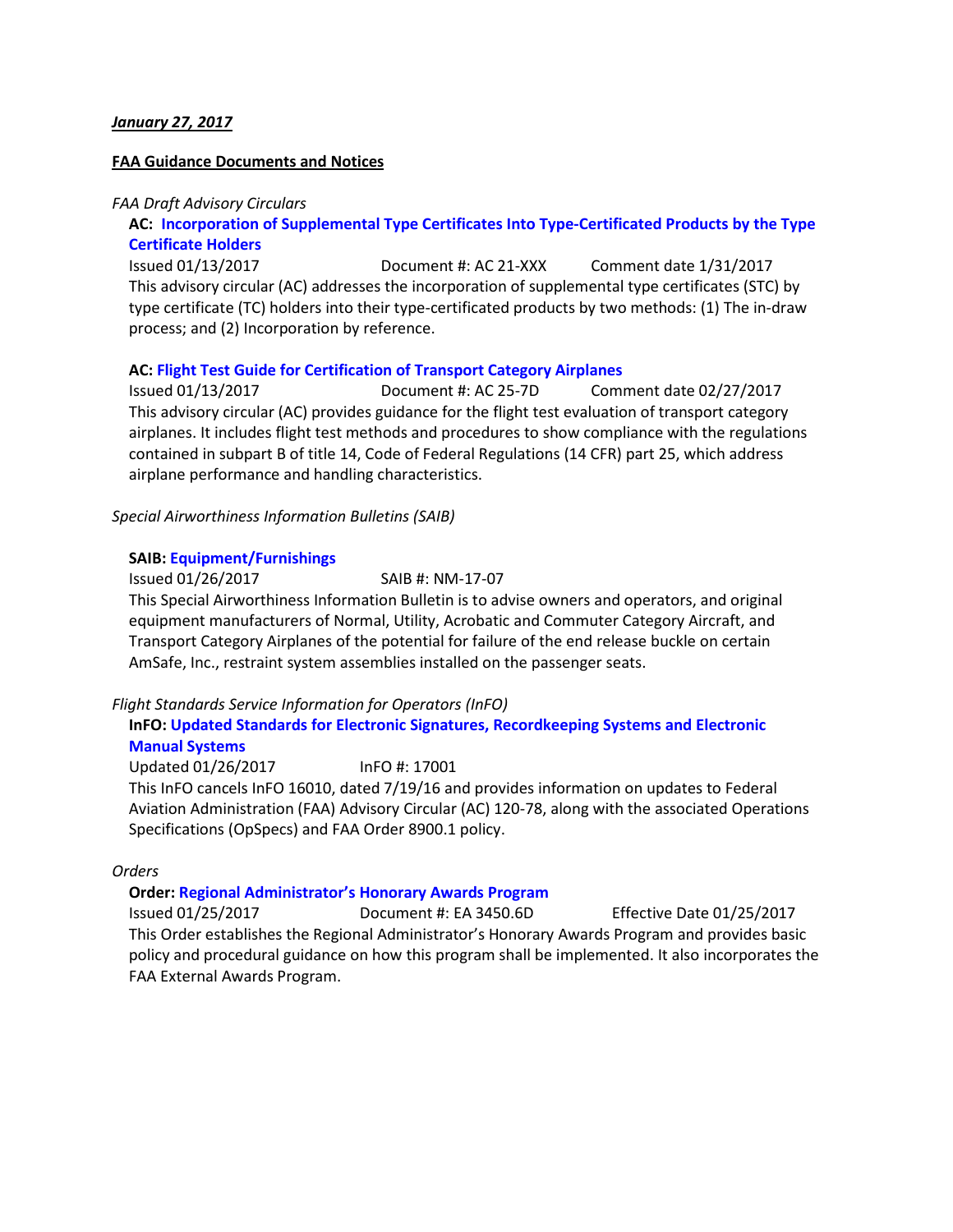***January 27, 2017***

**FAA Guidance Documents and Notices**

*FAA Draft Advisory Circulars*

**AC: Incorporation of Supplemental Type Certificates Into Type-Certificated Products by the Type Certificate Holders**

Issued 01/13/2017 Document #: AC 21-XXX Comment date 1/31/2017

This advisory circular (AC) addresses the incorporation of supplemental type certificates (STC) by type certificate (TC) holders into their type-certificated products by two methods: (1) The in-draw process; and (2) Incorporation by reference.

**AC: Flight Test Guide for Certification of Transport Category Airplanes**

Issued 01/13/2017 Document #: AC 25-7D Comment date 02/27/2017

This advisory circular (AC) provides guidance for the flight test evaluation of transport category airplanes. It includes flight test methods and procedures to show compliance with the regulations contained in subpart B of title 14, Code of Federal Regulations (14 CFR) part 25, which address airplane performance and handling characteristics.

*Special Airworthiness Information Bulletins (SAIB)*

**SAIB: Equipment/Furnishings**

Issued 01/26/2017 SAIB #: NM-17-07

This Special Airworthiness Information Bulletin is to advise owners and operators, and original equipment manufacturers of Normal, Utility, Acrobatic and Commuter Category Aircraft, and Transport Category Airplanes of the potential for failure of the end release buckle on certain AmSafe, Inc., restraint system assemblies installed on the passenger seats.

*Flight Standards Service Information for Operators (InFO)*

**InFO: Updated Standards for Electronic Signatures, Recordkeeping Systems and Electronic Manual Systems**

Updated 01/26/2017 InFO #: 17001

This InFO cancels InFO 16010, dated 7/19/16 and provides information on updates to Federal Aviation Administration (FAA) Advisory Circular (AC) 120-78, along with the associated Operations Specifications (OpSpecs) and FAA Order 8900.1 policy.

*Orders*

**Order: Regional Administrator's Honorary Awards Program**

Issued 01/25/2017 Document #: EA 3450.6D Effective Date 01/25/2017

This Order establishes the Regional Administrator's Honorary Awards Program and provides basic policy and procedural guidance on how this program shall be implemented. It also incorporates the FAA External Awards Program.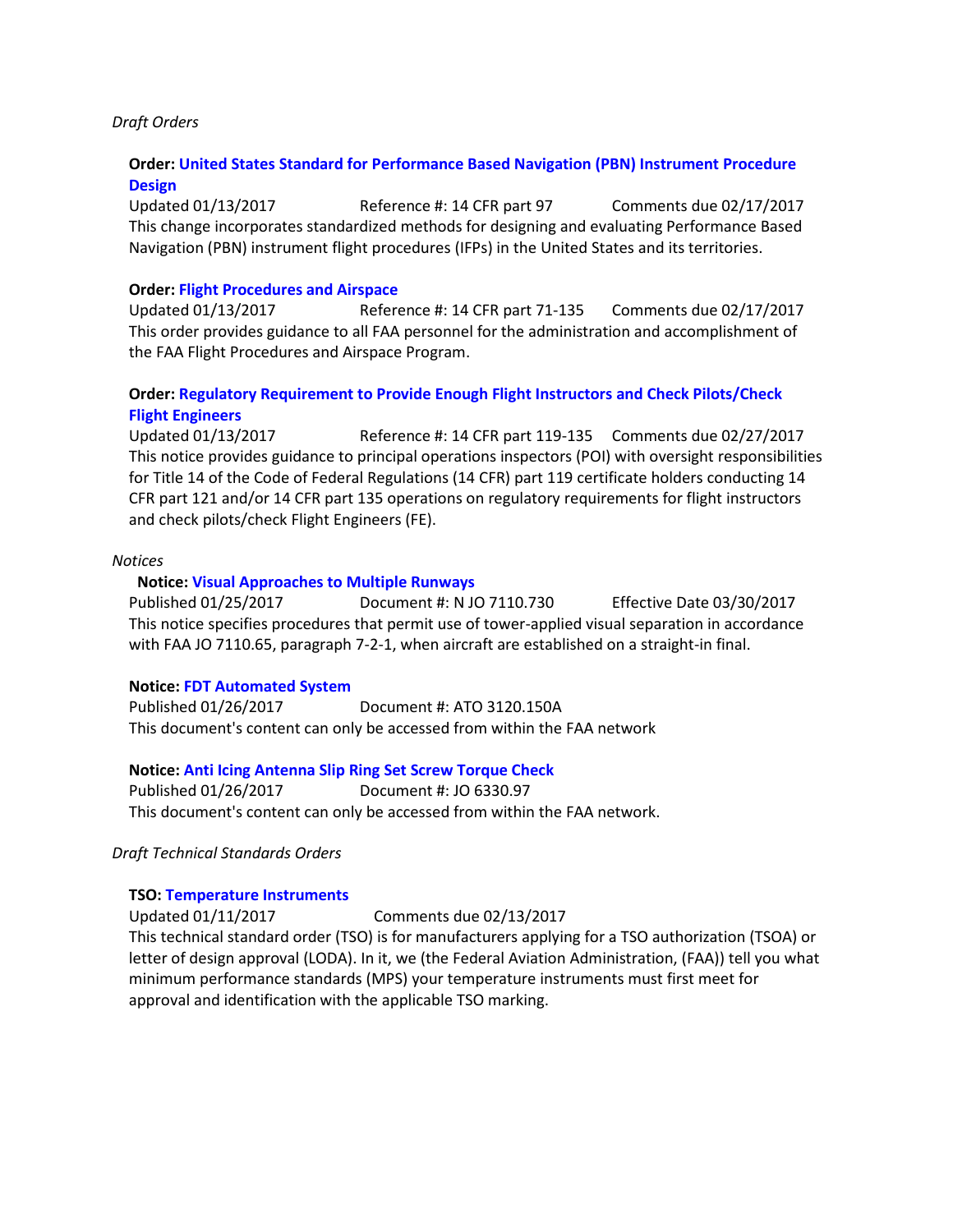*Draft Orders*

**Order:** **United States Standard for Performance Based Navigation (PBN) Instrument Procedure Design**
Updated 01/13/2017    Reference #: 14 CFR part 97    Comments due 02/17/2017
This change incorporates standardized methods for designing and evaluating Performance Based Navigation (PBN) instrument flight procedures (IFPs) in the United States and its territories.

**Order:** **Flight Procedures and Airspace**
Updated 01/13/2017    Reference #: 14 CFR part 71-135    Comments due 02/17/2017
This order provides guidance to all FAA personnel for the administration and accomplishment of the FAA Flight Procedures and Airspace Program.

**Order:** **Regulatory Requirement to Provide Enough Flight Instructors and Check Pilots/Check Flight Engineers**
Updated 01/13/2017    Reference #: 14 CFR part 119-135    Comments due 02/27/2017
This notice provides guidance to principal operations inspectors (POI) with oversight responsibilities for Title 14 of the Code of Federal Regulations (14 CFR) part 119 certificate holders conducting 14 CFR part 121 and/or 14 CFR part 135 operations on regulatory requirements for flight instructors and check pilots/check Flight Engineers (FE).

*Notices*

**Notice:** **Visual Approaches to Multiple Runways**
Published 01/25/2017    Document #: N JO 7110.730    Effective Date 03/30/2017
This notice specifies procedures that permit use of tower-applied visual separation in accordance with FAA JO 7110.65, paragraph 7-2-1, when aircraft are established on a straight-in final.

**Notice:** **FDT Automated System**
Published 01/26/2017    Document #: ATO 3120.150A
This document's content can only be accessed from within the FAA network

**Notice:** **Anti Icing Antenna Slip Ring Set Screw Torque Check**
Published 01/26/2017    Document #: JO 6330.97
This document's content can only be accessed from within the FAA network.

*Draft Technical Standards Orders*

**TSO:** **Temperature Instruments**
Updated 01/11/2017    Comments due 02/13/2017
This technical standard order (TSO) is for manufacturers applying for a TSO authorization (TSOA) or letter of design approval (LODA). In it, we (the Federal Aviation Administration, (FAA)) tell you what minimum performance standards (MPS) your temperature instruments must first meet for approval and identification with the applicable TSO marking.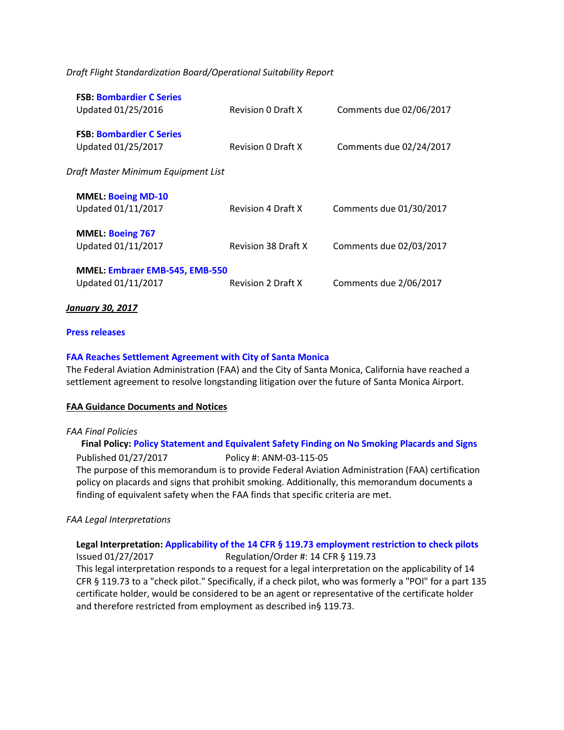*Draft Flight Standardization Board/Operational Suitability Report*

**FSB: Bombardier C Series**
Updated 01/25/2016 Revision 0 Draft X Comments due 02/06/2017

**FSB: Bombardier C Series**
Updated 01/25/2017 Revision 0 Draft X Comments due 02/24/2017

*Draft Master Minimum Equipment List*

**MMEL: Boeing MD-10**
Updated 01/11/2017 Revision 4 Draft X Comments due 01/30/2017

**MMEL: Boeing 767**
Updated 01/11/2017 Revision 38 Draft X Comments due 02/03/2017

**MMEL: Embraer EMB-545, EMB-550**
Updated 01/11/2017 Revision 2 Draft X Comments due 2/06/2017

***January 30, 2017***

**Press releases**

**FAA Reaches Settlement Agreement with City of Santa Monica**
The Federal Aviation Administration (FAA) and the City of Santa Monica, California have reached a settlement agreement to resolve longstanding litigation over the future of Santa Monica Airport.

**FAA Guidance Documents and Notices**

*FAA Final Policies*

**Final Policy: Policy Statement and Equivalent Safety Finding on No Smoking Placards and Signs**
Published 01/27/2017 Policy #: ANM-03-115-05
The purpose of this memorandum is to provide Federal Aviation Administration (FAA) certification policy on placards and signs that prohibit smoking. Additionally, this memorandum documents a finding of equivalent safety when the FAA finds that specific criteria are met.

*FAA Legal Interpretations*

**Legal Interpretation: Applicability of the 14 CFR § 119.73 employment restriction to check pilots**
Issued 01/27/2017 Regulation/Order #: 14 CFR § 119.73
This legal interpretation responds to a request for a legal interpretation on the applicability of 14 CFR § 119.73 to a "check pilot." Specifically, if a check pilot, who was formerly a "POI" for a part 135 certificate holder, would be considered to be an agent or representative of the certificate holder and therefore restricted from employment as described in§ 119.73.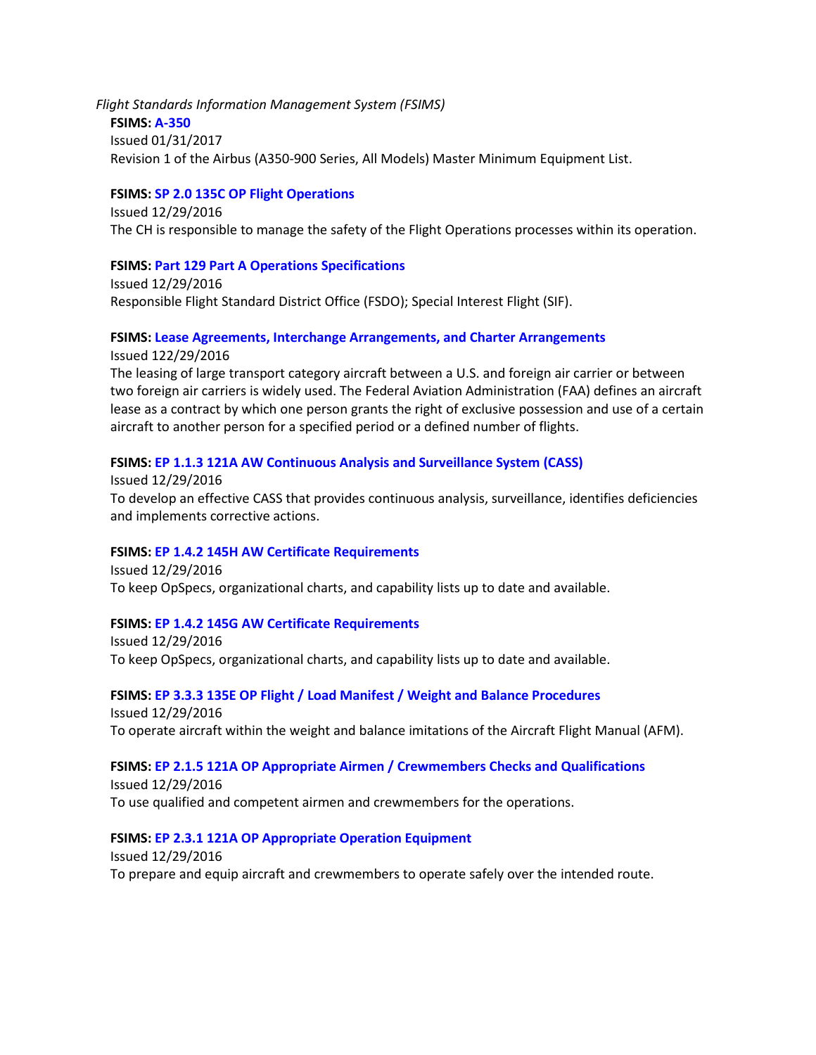*Flight Standards Information Management System (FSIMS)*

**FSIMS: A-350**
Issued 01/31/2017
Revision 1 of the Airbus (A350-900 Series, All Models) Master Minimum Equipment List.

**FSIMS: SP 2.0 135C OP Flight Operations**
Issued 12/29/2016
The CH is responsible to manage the safety of the Flight Operations processes within its operation.

**FSIMS: Part 129 Part A Operations Specifications**
Issued 12/29/2016
Responsible Flight Standard District Office (FSDO); Special Interest Flight (SIF).

**FSIMS: Lease Agreements, Interchange Arrangements, and Charter Arrangements**
Issued 122/29/2016
The leasing of large transport category aircraft between a U.S. and foreign air carrier or between two foreign air carriers is widely used. The Federal Aviation Administration (FAA) defines an aircraft lease as a contract by which one person grants the right of exclusive possession and use of a certain aircraft to another person for a specified period or a defined number of flights.

**FSIMS: EP 1.1.3 121A AW Continuous Analysis and Surveillance System (CASS)**
Issued 12/29/2016
To develop an effective CASS that provides continuous analysis, surveillance, identifies deficiencies and implements corrective actions.

**FSIMS: EP 1.4.2 145H AW Certificate Requirements**
Issued 12/29/2016
To keep OpSpecs, organizational charts, and capability lists up to date and available.

**FSIMS: EP 1.4.2 145G AW Certificate Requirements**
Issued 12/29/2016
To keep OpSpecs, organizational charts, and capability lists up to date and available.

**FSIMS: EP 3.3.3 135E OP Flight / Load Manifest / Weight and Balance Procedures**
Issued 12/29/2016
To operate aircraft within the weight and balance imitations of the Aircraft Flight Manual (AFM).

**FSIMS: EP 2.1.5 121A OP Appropriate Airmen / Crewmembers Checks and Qualifications**
Issued 12/29/2016
To use qualified and competent airmen and crewmembers for the operations.

**FSIMS: EP 2.3.1 121A OP Appropriate Operation Equipment**
Issued 12/29/2016
To prepare and equip aircraft and crewmembers to operate safely over the intended route.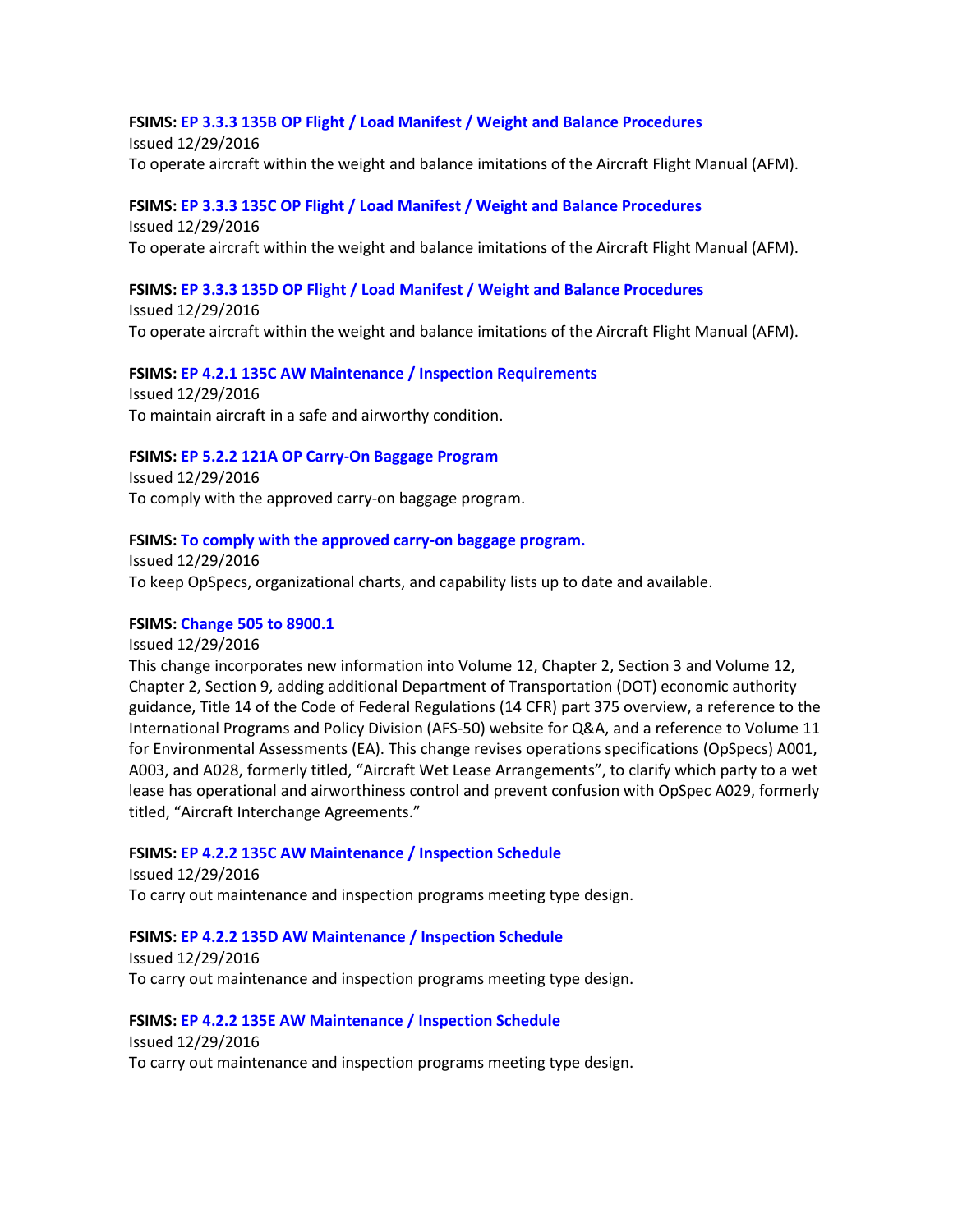**FSIMS:** EP 3.3.3 135B OP Flight / Load Manifest / Weight and Balance Procedures
Issued 12/29/2016
To operate aircraft within the weight and balance imitations of the Aircraft Flight Manual (AFM).

**FSIMS:** EP 3.3.3 135C OP Flight / Load Manifest / Weight and Balance Procedures
Issued 12/29/2016
To operate aircraft within the weight and balance imitations of the Aircraft Flight Manual (AFM).

**FSIMS:** EP 3.3.3 135D OP Flight / Load Manifest / Weight and Balance Procedures
Issued 12/29/2016
To operate aircraft within the weight and balance imitations of the Aircraft Flight Manual (AFM).

**FSIMS:** EP 4.2.1 135C AW Maintenance / Inspection Requirements
Issued 12/29/2016
To maintain aircraft in a safe and airworthy condition.

**FSIMS:** EP 5.2.2 121A OP Carry-On Baggage Program
Issued 12/29/2016
To comply with the approved carry-on baggage program.

**FSIMS:** To comply with the approved carry-on baggage program.
Issued 12/29/2016
To keep OpSpecs, organizational charts, and capability lists up to date and available.

**FSIMS:** Change 505 to 8900.1
Issued 12/29/2016
This change incorporates new information into Volume 12, Chapter 2, Section 3 and Volume 12, Chapter 2, Section 9, adding additional Department of Transportation (DOT) economic authority guidance, Title 14 of the Code of Federal Regulations (14 CFR) part 375 overview, a reference to the International Programs and Policy Division (AFS-50) website for Q&A, and a reference to Volume 11 for Environmental Assessments (EA). This change revises operations specifications (OpSpecs) A001, A003, and A028, formerly titled, "Aircraft Wet Lease Arrangements", to clarify which party to a wet lease has operational and airworthiness control and prevent confusion with OpSpec A029, formerly titled, "Aircraft Interchange Agreements."

**FSIMS:** EP 4.2.2 135C AW Maintenance / Inspection Schedule
Issued 12/29/2016
To carry out maintenance and inspection programs meeting type design.

**FSIMS:** EP 4.2.2 135D AW Maintenance / Inspection Schedule
Issued 12/29/2016
To carry out maintenance and inspection programs meeting type design.

**FSIMS:** EP 4.2.2 135E AW Maintenance / Inspection Schedule
Issued 12/29/2016
To carry out maintenance and inspection programs meeting type design.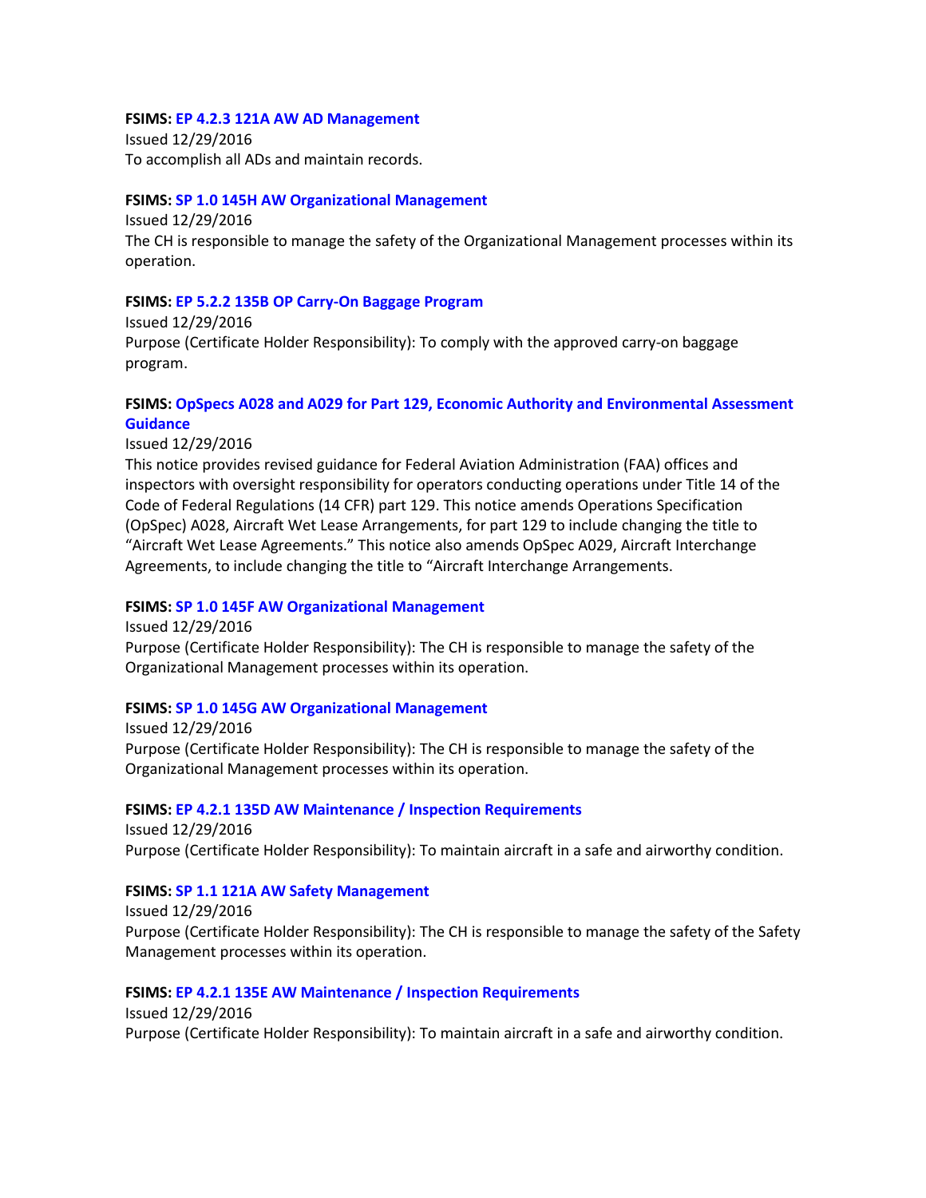**FSIMS: EP 4.2.3 121A AW AD Management**
Issued 12/29/2016
To accomplish all ADs and maintain records.

**FSIMS: SP 1.0 145H AW Organizational Management**
Issued 12/29/2016
The CH is responsible to manage the safety of the Organizational Management processes within its operation.

**FSIMS: EP 5.2.2 135B OP Carry-On Baggage Program**
Issued 12/29/2016
Purpose (Certificate Holder Responsibility): To comply with the approved carry-on baggage program.

**FSIMS: OpSpecs A028 and A029 for Part 129, Economic Authority and Environmental Assessment Guidance**
Issued 12/29/2016
This notice provides revised guidance for Federal Aviation Administration (FAA) offices and inspectors with oversight responsibility for operators conducting operations under Title 14 of the Code of Federal Regulations (14 CFR) part 129. This notice amends Operations Specification (OpSpec) A028, Aircraft Wet Lease Arrangements, for part 129 to include changing the title to "Aircraft Wet Lease Agreements." This notice also amends OpSpec A029, Aircraft Interchange Agreements, to include changing the title to "Aircraft Interchange Arrangements.

**FSIMS: SP 1.0 145F AW Organizational Management**
Issued 12/29/2016
Purpose (Certificate Holder Responsibility): The CH is responsible to manage the safety of the Organizational Management processes within its operation.

**FSIMS: SP 1.0 145G AW Organizational Management**
Issued 12/29/2016
Purpose (Certificate Holder Responsibility): The CH is responsible to manage the safety of the Organizational Management processes within its operation.

**FSIMS: EP 4.2.1 135D AW Maintenance / Inspection Requirements**
Issued 12/29/2016
Purpose (Certificate Holder Responsibility): To maintain aircraft in a safe and airworthy condition.

**FSIMS: SP 1.1 121A AW Safety Management**
Issued 12/29/2016
Purpose (Certificate Holder Responsibility): The CH is responsible to manage the safety of the Safety Management processes within its operation.

**FSIMS: EP 4.2.1 135E AW Maintenance / Inspection Requirements**
Issued 12/29/2016
Purpose (Certificate Holder Responsibility): To maintain aircraft in a safe and airworthy condition.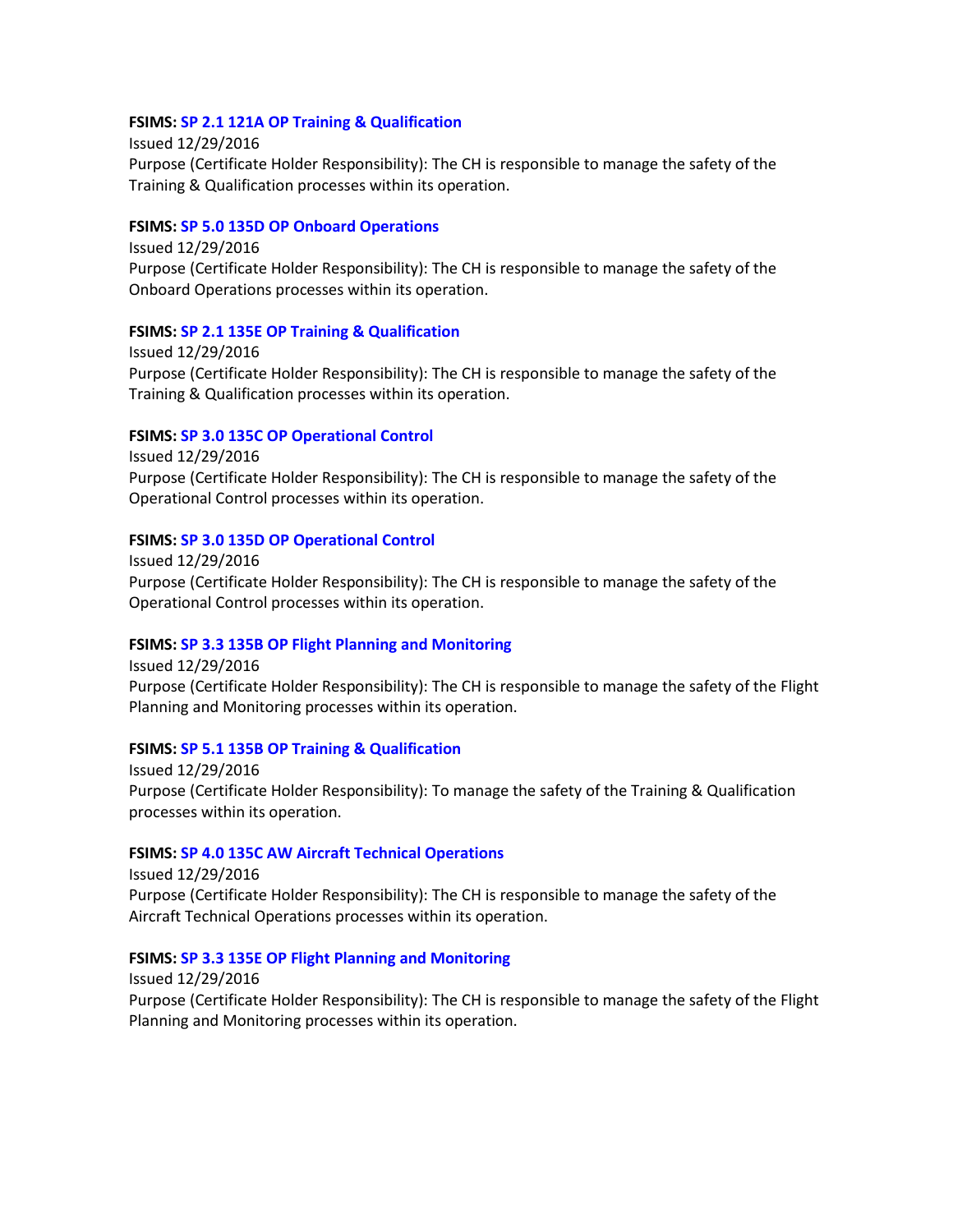**FSIMS:** **SP 2.1 121A OP Training & Qualification**
Issued 12/29/2016
Purpose (Certificate Holder Responsibility): The CH is responsible to manage the safety of the Training & Qualification processes within its operation.

**FSIMS:** **SP 5.0 135D OP Onboard Operations**
Issued 12/29/2016
Purpose (Certificate Holder Responsibility): The CH is responsible to manage the safety of the Onboard Operations processes within its operation.

**FSIMS:** **SP 2.1 135E OP Training & Qualification**
Issued 12/29/2016
Purpose (Certificate Holder Responsibility): The CH is responsible to manage the safety of the Training & Qualification processes within its operation.

**FSIMS:** **SP 3.0 135C OP Operational Control**
Issued 12/29/2016
Purpose (Certificate Holder Responsibility): The CH is responsible to manage the safety of the Operational Control processes within its operation.

**FSIMS:** **SP 3.0 135D OP Operational Control**
Issued 12/29/2016
Purpose (Certificate Holder Responsibility): The CH is responsible to manage the safety of the Operational Control processes within its operation.

**FSIMS:** **SP 3.3 135B OP Flight Planning and Monitoring**
Issued 12/29/2016
Purpose (Certificate Holder Responsibility): The CH is responsible to manage the safety of the Flight Planning and Monitoring processes within its operation.

**FSIMS:** **SP 5.1 135B OP Training & Qualification**
Issued 12/29/2016
Purpose (Certificate Holder Responsibility): To manage the safety of the Training & Qualification processes within its operation.

**FSIMS:** **SP 4.0 135C AW Aircraft Technical Operations**
Issued 12/29/2016
Purpose (Certificate Holder Responsibility): The CH is responsible to manage the safety of the Aircraft Technical Operations processes within its operation.

**FSIMS:** **SP 3.3 135E OP Flight Planning and Monitoring**
Issued 12/29/2016
Purpose (Certificate Holder Responsibility): The CH is responsible to manage the safety of the Flight Planning and Monitoring processes within its operation.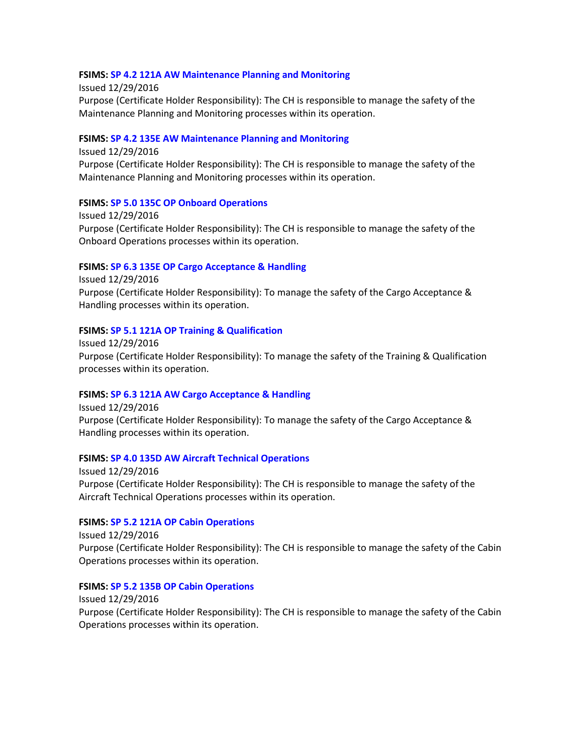**FSIMS: SP 4.2 121A AW Maintenance Planning and Monitoring**
Issued 12/29/2016
Purpose (Certificate Holder Responsibility): The CH is responsible to manage the safety of the Maintenance Planning and Monitoring processes within its operation.

**FSIMS: SP 4.2 135E AW Maintenance Planning and Monitoring**
Issued 12/29/2016
Purpose (Certificate Holder Responsibility): The CH is responsible to manage the safety of the Maintenance Planning and Monitoring processes within its operation.

**FSIMS: SP 5.0 135C OP Onboard Operations**
Issued 12/29/2016
Purpose (Certificate Holder Responsibility): The CH is responsible to manage the safety of the Onboard Operations processes within its operation.

**FSIMS: SP 6.3 135E OP Cargo Acceptance & Handling**
Issued 12/29/2016
Purpose (Certificate Holder Responsibility): To manage the safety of the Cargo Acceptance & Handling processes within its operation.

**FSIMS: SP 5.1 121A OP Training & Qualification**
Issued 12/29/2016
Purpose (Certificate Holder Responsibility): To manage the safety of the Training & Qualification processes within its operation.

**FSIMS: SP 6.3 121A AW Cargo Acceptance & Handling**
Issued 12/29/2016
Purpose (Certificate Holder Responsibility): To manage the safety of the Cargo Acceptance & Handling processes within its operation.

**FSIMS: SP 4.0 135D AW Aircraft Technical Operations**
Issued 12/29/2016
Purpose (Certificate Holder Responsibility): The CH is responsible to manage the safety of the Aircraft Technical Operations processes within its operation.

**FSIMS: SP 5.2 121A OP Cabin Operations**
Issued 12/29/2016
Purpose (Certificate Holder Responsibility): The CH is responsible to manage the safety of the Cabin Operations processes within its operation.

**FSIMS: SP 5.2 135B OP Cabin Operations**
Issued 12/29/2016
Purpose (Certificate Holder Responsibility): The CH is responsible to manage the safety of the Cabin Operations processes within its operation.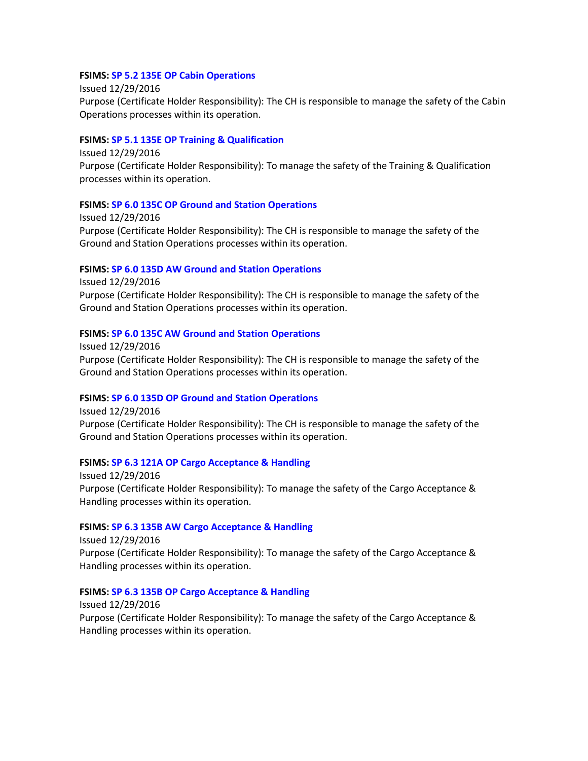**FSIMS:** **SP 5.2 135E OP Cabin Operations**
Issued 12/29/2016
Purpose (Certificate Holder Responsibility): The CH is responsible to manage the safety of the Cabin Operations processes within its operation.

**FSIMS:** **SP 5.1 135E OP Training & Qualification**
Issued 12/29/2016
Purpose (Certificate Holder Responsibility): To manage the safety of the Training & Qualification processes within its operation.

**FSIMS:** **SP 6.0 135C OP Ground and Station Operations**
Issued 12/29/2016
Purpose (Certificate Holder Responsibility): The CH is responsible to manage the safety of the Ground and Station Operations processes within its operation.

**FSIMS:** **SP 6.0 135D AW Ground and Station Operations**
Issued 12/29/2016
Purpose (Certificate Holder Responsibility): The CH is responsible to manage the safety of the Ground and Station Operations processes within its operation.

**FSIMS:** **SP 6.0 135C AW Ground and Station Operations**
Issued 12/29/2016
Purpose (Certificate Holder Responsibility): The CH is responsible to manage the safety of the Ground and Station Operations processes within its operation.

**FSIMS:** **SP 6.0 135D OP Ground and Station Operations**
Issued 12/29/2016
Purpose (Certificate Holder Responsibility): The CH is responsible to manage the safety of the Ground and Station Operations processes within its operation.

**FSIMS:** **SP 6.3 121A OP Cargo Acceptance & Handling**
Issued 12/29/2016
Purpose (Certificate Holder Responsibility): To manage the safety of the Cargo Acceptance & Handling processes within its operation.

**FSIMS:** **SP 6.3 135B AW Cargo Acceptance & Handling**
Issued 12/29/2016
Purpose (Certificate Holder Responsibility): To manage the safety of the Cargo Acceptance & Handling processes within its operation.

**FSIMS:** **SP 6.3 135B OP Cargo Acceptance & Handling**
Issued 12/29/2016
Purpose (Certificate Holder Responsibility): To manage the safety of the Cargo Acceptance & Handling processes within its operation.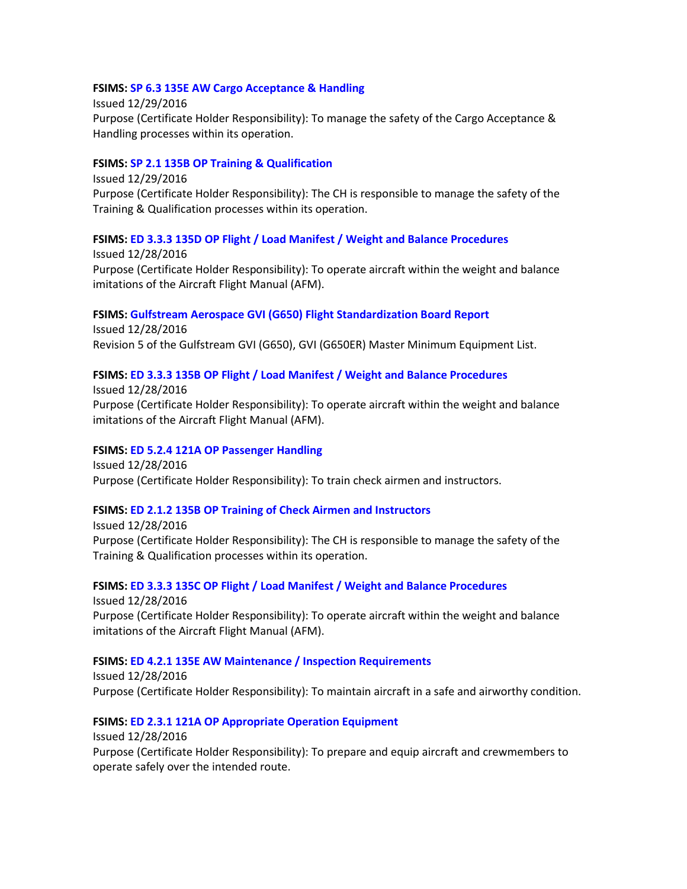**FSIMS:** SP 6.3 135E AW Cargo Acceptance & Handling
Issued 12/29/2016
Purpose (Certificate Holder Responsibility): To manage the safety of the Cargo Acceptance & Handling processes within its operation.

**FSIMS:** SP 2.1 135B OP Training & Qualification
Issued 12/29/2016
Purpose (Certificate Holder Responsibility): The CH is responsible to manage the safety of the Training & Qualification processes within its operation.

**FSIMS:** ED 3.3.3 135D OP Flight / Load Manifest / Weight and Balance Procedures
Issued 12/28/2016
Purpose (Certificate Holder Responsibility): To operate aircraft within the weight and balance imitations of the Aircraft Flight Manual (AFM).

**FSIMS:** Gulfstream Aerospace GVI (G650) Flight Standardization Board Report
Issued 12/28/2016
Revision 5 of the Gulfstream GVI (G650), GVI (G650ER) Master Minimum Equipment List.

**FSIMS:** ED 3.3.3 135B OP Flight / Load Manifest / Weight and Balance Procedures
Issued 12/28/2016
Purpose (Certificate Holder Responsibility): To operate aircraft within the weight and balance imitations of the Aircraft Flight Manual (AFM).

**FSIMS:** ED 5.2.4 121A OP Passenger Handling
Issued 12/28/2016
Purpose (Certificate Holder Responsibility): To train check airmen and instructors.

**FSIMS:** ED 2.1.2 135B OP Training of Check Airmen and Instructors
Issued 12/28/2016
Purpose (Certificate Holder Responsibility): The CH is responsible to manage the safety of the Training & Qualification processes within its operation.

**FSIMS:** ED 3.3.3 135C OP Flight / Load Manifest / Weight and Balance Procedures
Issued 12/28/2016
Purpose (Certificate Holder Responsibility): To operate aircraft within the weight and balance imitations of the Aircraft Flight Manual (AFM).

**FSIMS:** ED 4.2.1 135E AW Maintenance / Inspection Requirements
Issued 12/28/2016
Purpose (Certificate Holder Responsibility): To maintain aircraft in a safe and airworthy condition.

**FSIMS:** ED 2.3.1 121A OP Appropriate Operation Equipment
Issued 12/28/2016
Purpose (Certificate Holder Responsibility): To prepare and equip aircraft and crewmembers to operate safely over the intended route.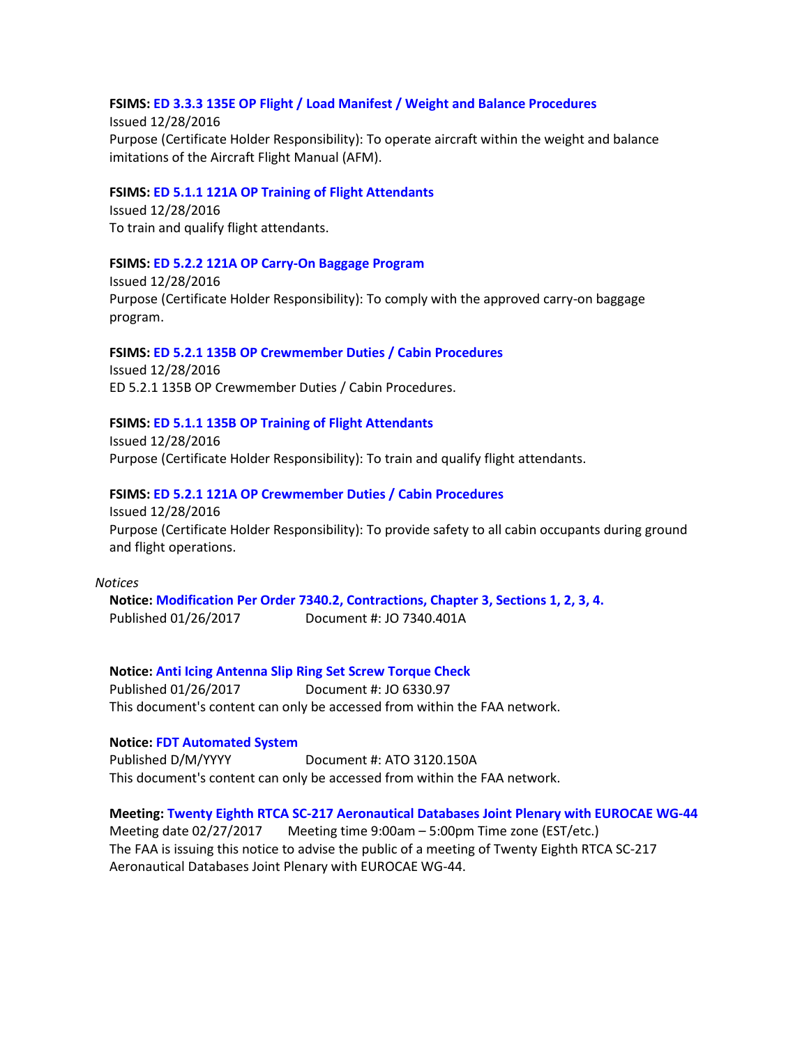**FSIMS:** **ED 3.3.3 135E OP Flight / Load Manifest / Weight and Balance Procedures**
Issued 12/28/2016
Purpose (Certificate Holder Responsibility): To operate aircraft within the weight and balance imitations of the Aircraft Flight Manual (AFM).

**FSIMS:** **ED 5.1.1 121A OP Training of Flight Attendants**
Issued 12/28/2016
To train and qualify flight attendants.

**FSIMS:** **ED 5.2.2 121A OP Carry-On Baggage Program**
Issued 12/28/2016
Purpose (Certificate Holder Responsibility): To comply with the approved carry-on baggage program.

**FSIMS:** **ED 5.2.1 135B OP Crewmember Duties / Cabin Procedures**
Issued 12/28/2016
ED 5.2.1 135B OP Crewmember Duties / Cabin Procedures.

**FSIMS:** **ED 5.1.1 135B OP Training of Flight Attendants**
Issued 12/28/2016
Purpose (Certificate Holder Responsibility): To train and qualify flight attendants.

**FSIMS:** **ED 5.2.1 121A OP Crewmember Duties / Cabin Procedures**
Issued 12/28/2016
Purpose (Certificate Holder Responsibility): To provide safety to all cabin occupants during ground and flight operations.

*Notices*

**Notice:** **Modification Per Order 7340.2, Contractions, Chapter 3, Sections 1, 2, 3, 4.**
Published 01/26/2017 Document #: JO 7340.401A

**Notice:** **Anti Icing Antenna Slip Ring Set Screw Torque Check**
Published 01/26/2017 Document #: JO 6330.97
This document's content can only be accessed from within the FAA network.

**Notice:** **FDT Automated System**
Published D/M/YYYY Document #: ATO 3120.150A
This document's content can only be accessed from within the FAA network.

**Meeting:** **Twenty Eighth RTCA SC-217 Aeronautical Databases Joint Plenary with EUROCAE WG-44**
Meeting date 02/27/2017 Meeting time 9:00am – 5:00pm Time zone (EST/etc.)
The FAA is issuing this notice to advise the public of a meeting of Twenty Eighth RTCA SC-217 Aeronautical Databases Joint Plenary with EUROCAE WG-44.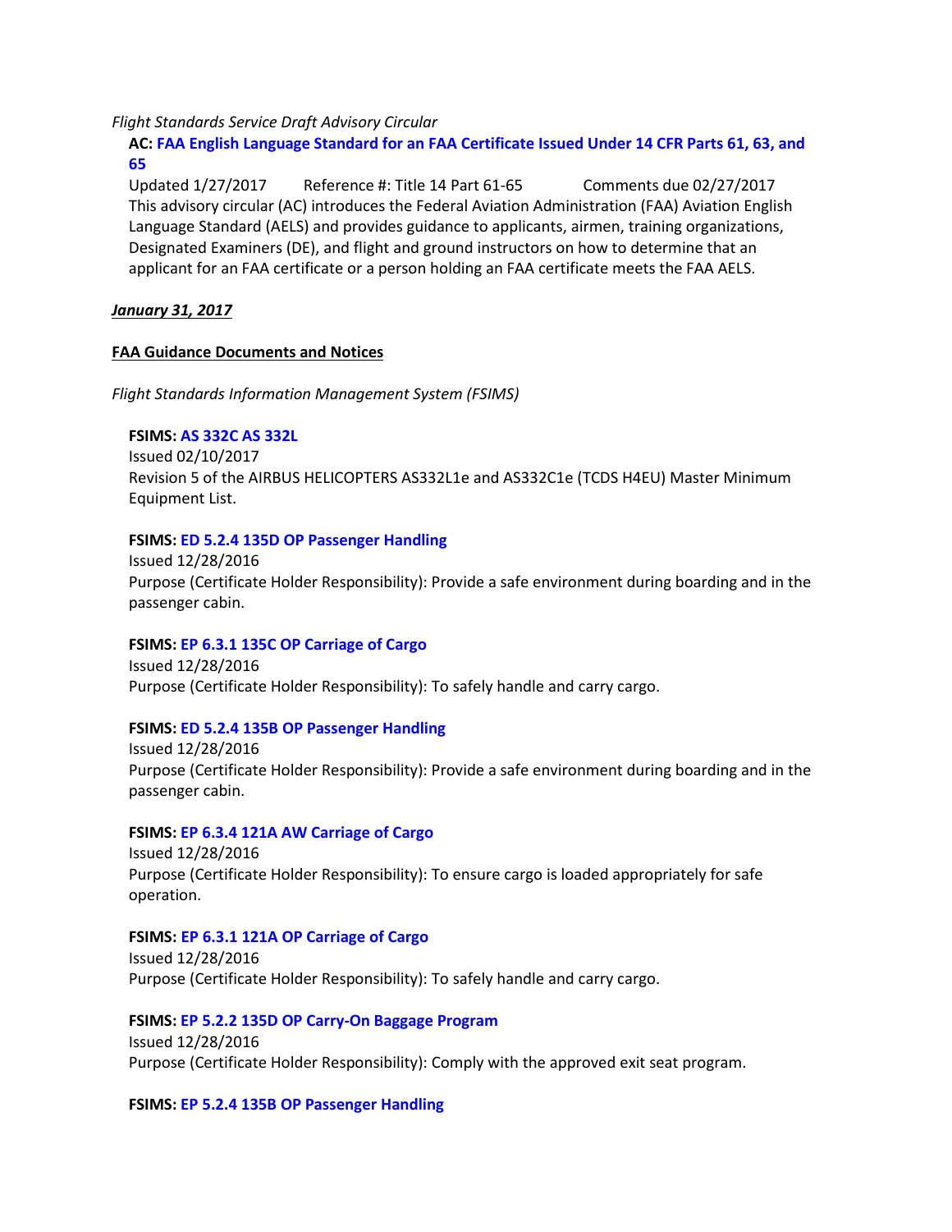*Flight Standards Service Draft Advisory Circular*

**AC: FAA English Language Standard for an FAA Certificate Issued Under 14 CFR Parts 61, 63, and 65**

Updated 1/27/2017 Reference #: Title 14 Part 61-65 Comments due 02/27/2017

This advisory circular (AC) introduces the Federal Aviation Administration (FAA) Aviation English Language Standard (AELS) and provides guidance to applicants, airmen, training organizations, Designated Examiners (DE), and flight and ground instructors on how to determine that an applicant for an FAA certificate or a person holding an FAA certificate meets the FAA AELS.

***January 31, 2017***

**FAA Guidance Documents and Notices**

*Flight Standards Information Management System (FSIMS)*

**FSIMS: AS 332C AS 332L**

Issued 02/10/2017

Revision 5 of the AIRBUS HELICOPTERS AS332L1e and AS332C1e (TCDS H4EU) Master Minimum Equipment List.

**FSIMS: ED 5.2.4 135D OP Passenger Handling**

Issued 12/28/2016

Purpose (Certificate Holder Responsibility): Provide a safe environment during boarding and in the passenger cabin.

**FSIMS: EP 6.3.1 135C OP Carriage of Cargo**

Issued 12/28/2016

Purpose (Certificate Holder Responsibility): To safely handle and carry cargo.

**FSIMS: ED 5.2.4 135B OP Passenger Handling**

Issued 12/28/2016

Purpose (Certificate Holder Responsibility): Provide a safe environment during boarding and in the passenger cabin.

**FSIMS: EP 6.3.4 121A AW Carriage of Cargo**

Issued 12/28/2016

Purpose (Certificate Holder Responsibility): To ensure cargo is loaded appropriately for safe operation.

**FSIMS: EP 6.3.1 121A OP Carriage of Cargo**

Issued 12/28/2016

Purpose (Certificate Holder Responsibility): To safely handle and carry cargo.

**FSIMS: EP 5.2.2 135D OP Carry-On Baggage Program**

Issued 12/28/2016

Purpose (Certificate Holder Responsibility): Comply with the approved exit seat program.

**FSIMS: EP 5.2.4 135B OP Passenger Handling**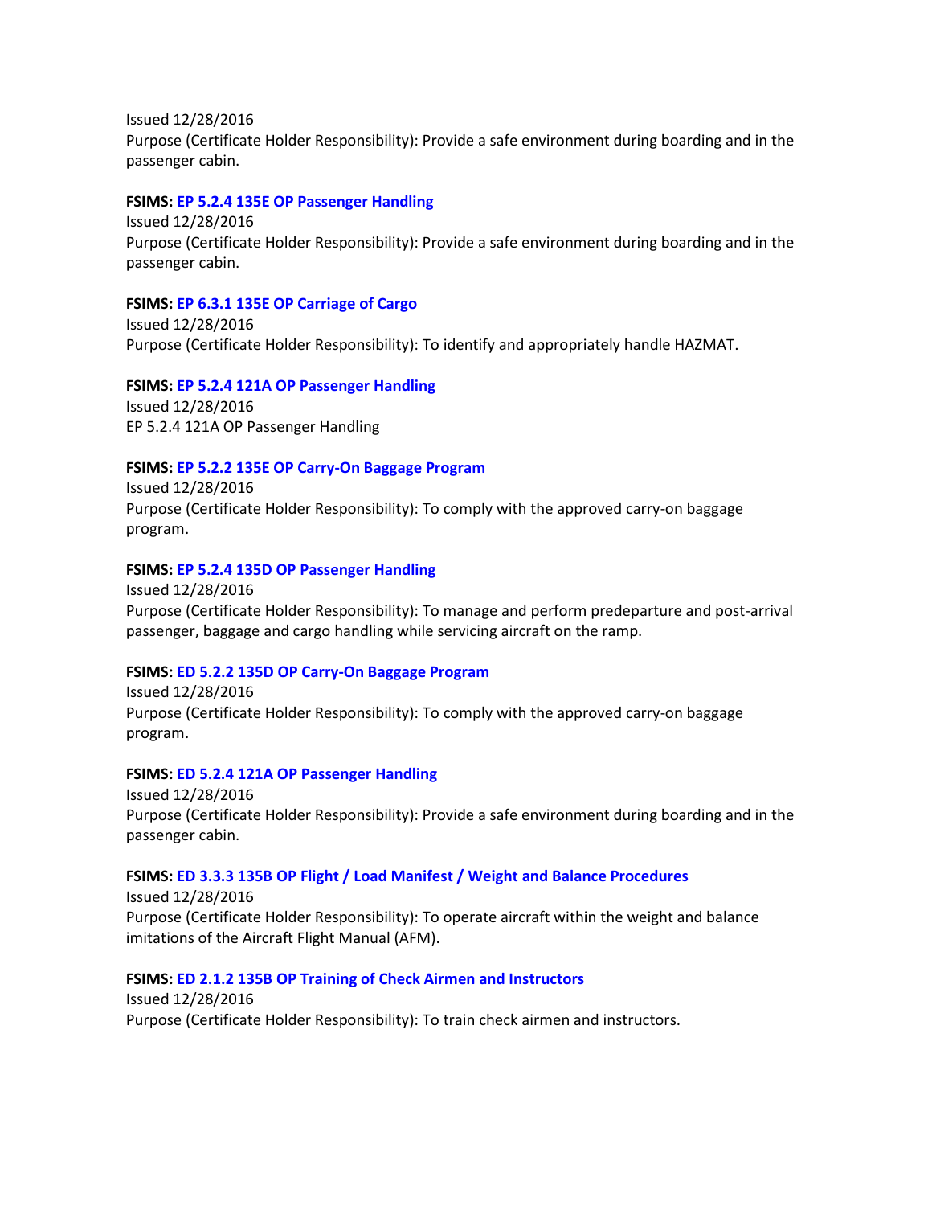Issued 12/28/2016
Purpose (Certificate Holder Responsibility): Provide a safe environment during boarding and in the passenger cabin.

**FSIMS:** **EP 5.2.4 135E OP Passenger Handling**
Issued 12/28/2016
Purpose (Certificate Holder Responsibility): Provide a safe environment during boarding and in the passenger cabin.

**FSIMS:** **EP 6.3.1 135E OP Carriage of Cargo**
Issued 12/28/2016
Purpose (Certificate Holder Responsibility): To identify and appropriately handle HAZMAT.

**FSIMS:** **EP 5.2.4 121A OP Passenger Handling**
Issued 12/28/2016
EP 5.2.4 121A OP Passenger Handling

**FSIMS:** **EP 5.2.2 135E OP Carry-On Baggage Program**
Issued 12/28/2016
Purpose (Certificate Holder Responsibility): To comply with the approved carry-on baggage program.

**FSIMS:** **EP 5.2.4 135D OP Passenger Handling**
Issued 12/28/2016
Purpose (Certificate Holder Responsibility): To manage and perform predeparture and post-arrival passenger, baggage and cargo handling while servicing aircraft on the ramp.

**FSIMS:** **ED 5.2.2 135D OP Carry-On Baggage Program**
Issued 12/28/2016
Purpose (Certificate Holder Responsibility): To comply with the approved carry-on baggage program.

**FSIMS:** **ED 5.2.4 121A OP Passenger Handling**
Issued 12/28/2016
Purpose (Certificate Holder Responsibility): Provide a safe environment during boarding and in the passenger cabin.

**FSIMS:** **ED 3.3.3 135B OP Flight / Load Manifest / Weight and Balance Procedures**
Issued 12/28/2016
Purpose (Certificate Holder Responsibility): To operate aircraft within the weight and balance imitations of the Aircraft Flight Manual (AFM).

**FSIMS:** **ED 2.1.2 135B OP Training of Check Airmen and Instructors**
Issued 12/28/2016
Purpose (Certificate Holder Responsibility): To train check airmen and instructors.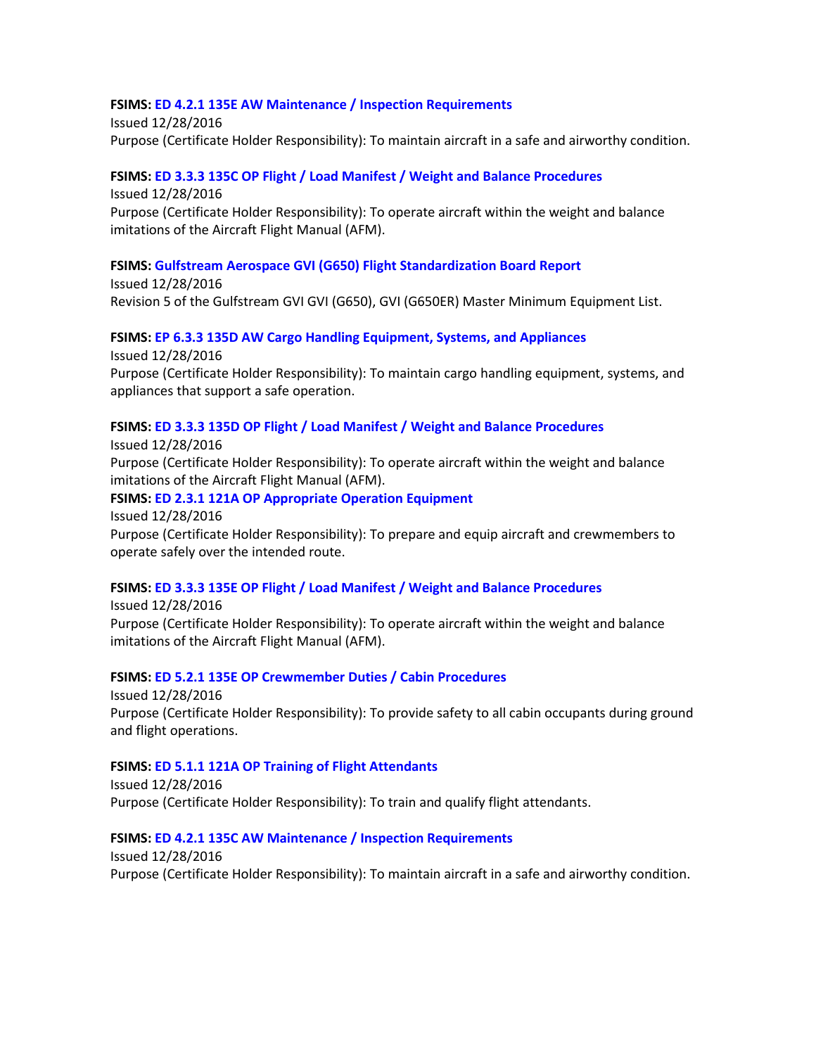**FSIMS: ED 4.2.1 135E AW Maintenance / Inspection Requirements**
Issued 12/28/2016
Purpose (Certificate Holder Responsibility): To maintain aircraft in a safe and airworthy condition.

**FSIMS: ED 3.3.3 135C OP Flight / Load Manifest / Weight and Balance Procedures**
Issued 12/28/2016
Purpose (Certificate Holder Responsibility): To operate aircraft within the weight and balance imitations of the Aircraft Flight Manual (AFM).

**FSIMS: Gulfstream Aerospace GVI (G650) Flight Standardization Board Report**
Issued 12/28/2016
Revision 5 of the Gulfstream GVI GVI (G650), GVI (G650ER) Master Minimum Equipment List.

**FSIMS: EP 6.3.3 135D AW Cargo Handling Equipment, Systems, and Appliances**
Issued 12/28/2016
Purpose (Certificate Holder Responsibility): To maintain cargo handling equipment, systems, and appliances that support a safe operation.

**FSIMS: ED 3.3.3 135D OP Flight / Load Manifest / Weight and Balance Procedures**
Issued 12/28/2016
Purpose (Certificate Holder Responsibility): To operate aircraft within the weight and balance imitations of the Aircraft Flight Manual (AFM).

**FSIMS: ED 2.3.1 121A OP Appropriate Operation Equipment**
Issued 12/28/2016
Purpose (Certificate Holder Responsibility): To prepare and equip aircraft and crewmembers to operate safely over the intended route.

**FSIMS: ED 3.3.3 135E OP Flight / Load Manifest / Weight and Balance Procedures**
Issued 12/28/2016
Purpose (Certificate Holder Responsibility): To operate aircraft within the weight and balance imitations of the Aircraft Flight Manual (AFM).

**FSIMS: ED 5.2.1 135E OP Crewmember Duties / Cabin Procedures**
Issued 12/28/2016
Purpose (Certificate Holder Responsibility): To provide safety to all cabin occupants during ground and flight operations.

**FSIMS: ED 5.1.1 121A OP Training of Flight Attendants**
Issued 12/28/2016
Purpose (Certificate Holder Responsibility): To train and qualify flight attendants.

**FSIMS: ED 4.2.1 135C AW Maintenance / Inspection Requirements**
Issued 12/28/2016
Purpose (Certificate Holder Responsibility): To maintain aircraft in a safe and airworthy condition.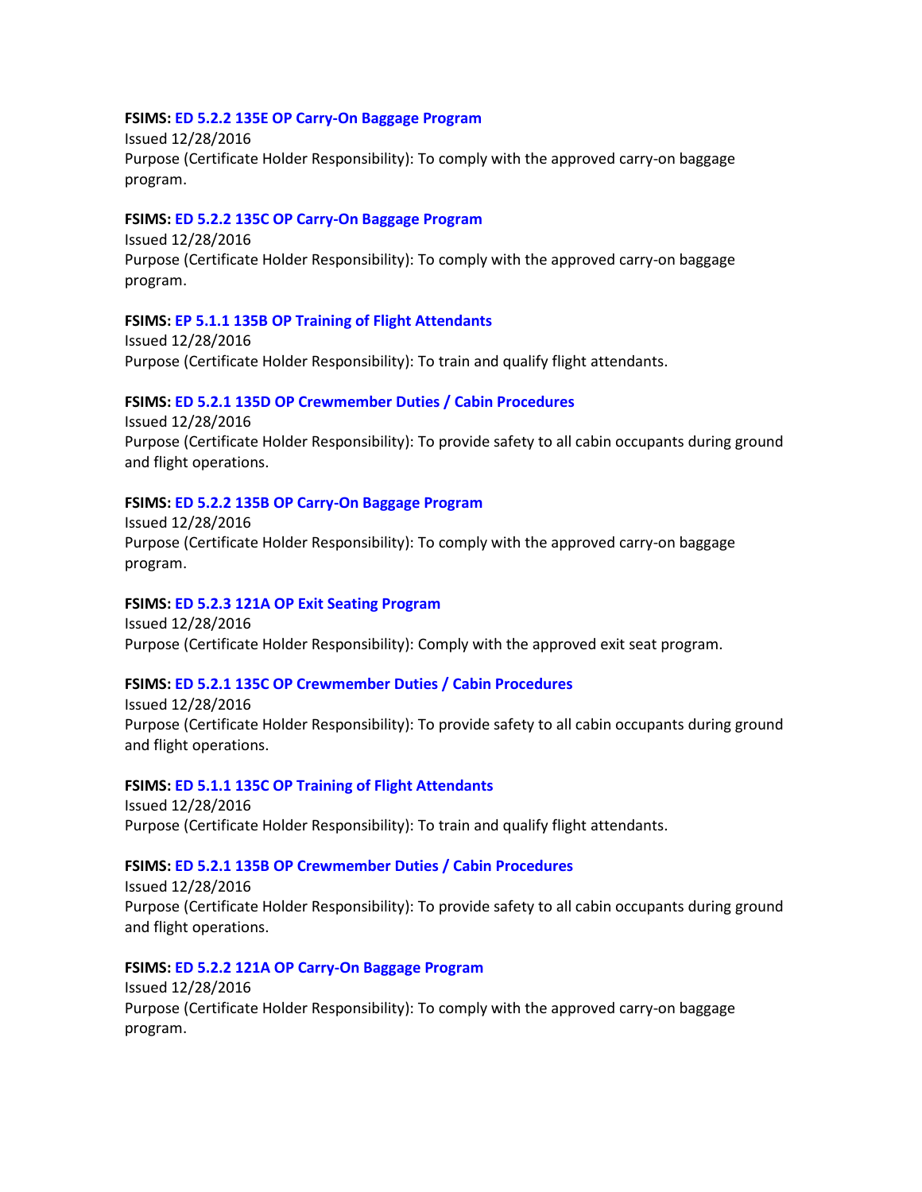**FSIMS:** ED 5.2.2 135E OP Carry-On Baggage Program
Issued 12/28/2016
Purpose (Certificate Holder Responsibility): To comply with the approved carry-on baggage program.

**FSIMS:** ED 5.2.2 135C OP Carry-On Baggage Program
Issued 12/28/2016
Purpose (Certificate Holder Responsibility): To comply with the approved carry-on baggage program.

**FSIMS:** EP 5.1.1 135B OP Training of Flight Attendants
Issued 12/28/2016
Purpose (Certificate Holder Responsibility): To train and qualify flight attendants.

**FSIMS:** ED 5.2.1 135D OP Crewmember Duties / Cabin Procedures
Issued 12/28/2016
Purpose (Certificate Holder Responsibility): To provide safety to all cabin occupants during ground and flight operations.

**FSIMS:** ED 5.2.2 135B OP Carry-On Baggage Program
Issued 12/28/2016
Purpose (Certificate Holder Responsibility): To comply with the approved carry-on baggage program.

**FSIMS:** ED 5.2.3 121A OP Exit Seating Program
Issued 12/28/2016
Purpose (Certificate Holder Responsibility): Comply with the approved exit seat program.

**FSIMS:** ED 5.2.1 135C OP Crewmember Duties / Cabin Procedures
Issued 12/28/2016
Purpose (Certificate Holder Responsibility): To provide safety to all cabin occupants during ground and flight operations.

**FSIMS:** ED 5.1.1 135C OP Training of Flight Attendants
Issued 12/28/2016
Purpose (Certificate Holder Responsibility): To train and qualify flight attendants.

**FSIMS:** ED 5.2.1 135B OP Crewmember Duties / Cabin Procedures
Issued 12/28/2016
Purpose (Certificate Holder Responsibility): To provide safety to all cabin occupants during ground and flight operations.

**FSIMS:** ED 5.2.2 121A OP Carry-On Baggage Program
Issued 12/28/2016
Purpose (Certificate Holder Responsibility): To comply with the approved carry-on baggage program.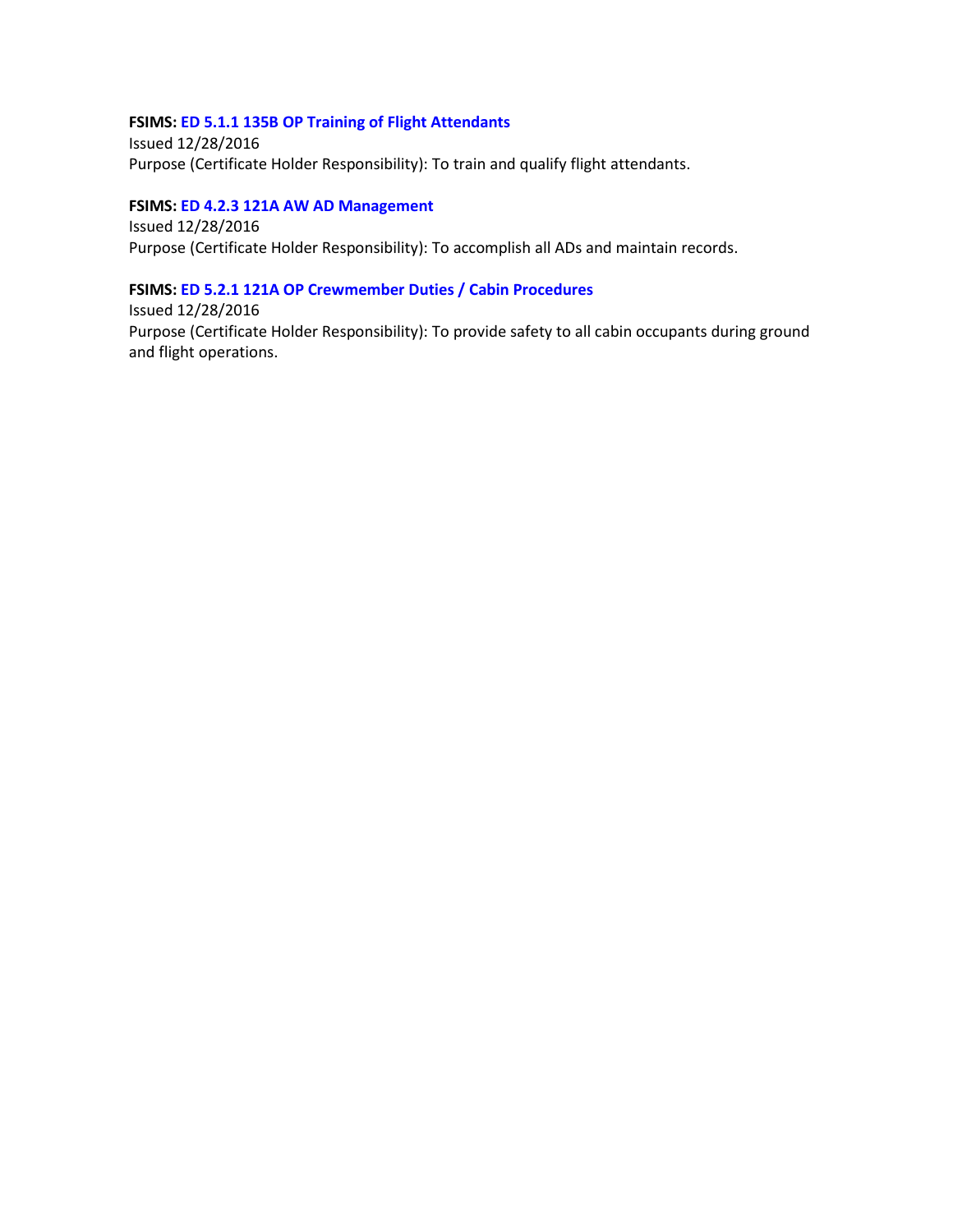**FSIMS: ED 5.1.1 135B OP Training of Flight Attendants**
Issued 12/28/2016
Purpose (Certificate Holder Responsibility): To train and qualify flight attendants.

**FSIMS: ED 4.2.3 121A AW AD Management**
Issued 12/28/2016
Purpose (Certificate Holder Responsibility): To accomplish all ADs and maintain records.

**FSIMS: ED 5.2.1 121A OP Crewmember Duties / Cabin Procedures**
Issued 12/28/2016
Purpose (Certificate Holder Responsibility): To provide safety to all cabin occupants during ground and flight operations.